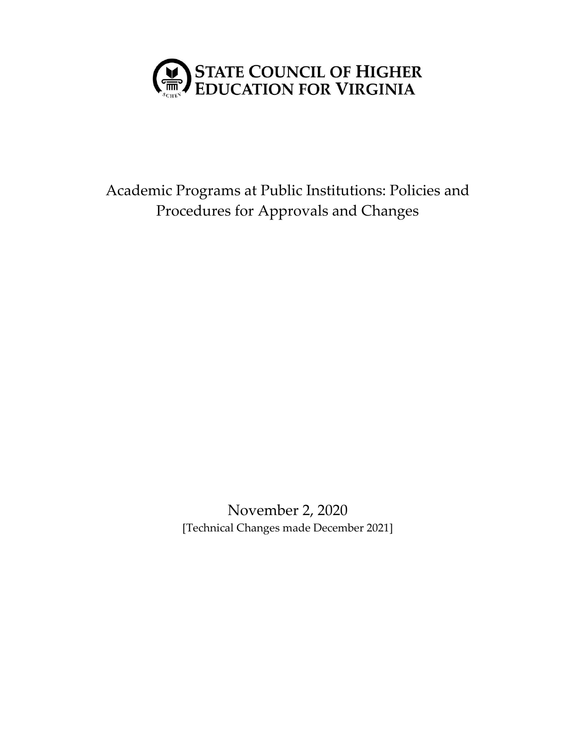STATE COUNCIL OF HIGHER EDUCATION FOR VIRGINIA

# Academic Programs at Public Institutions: Policies and Procedures for Approvals and Changes

November 2, 2020
[Technical Changes made December 2021]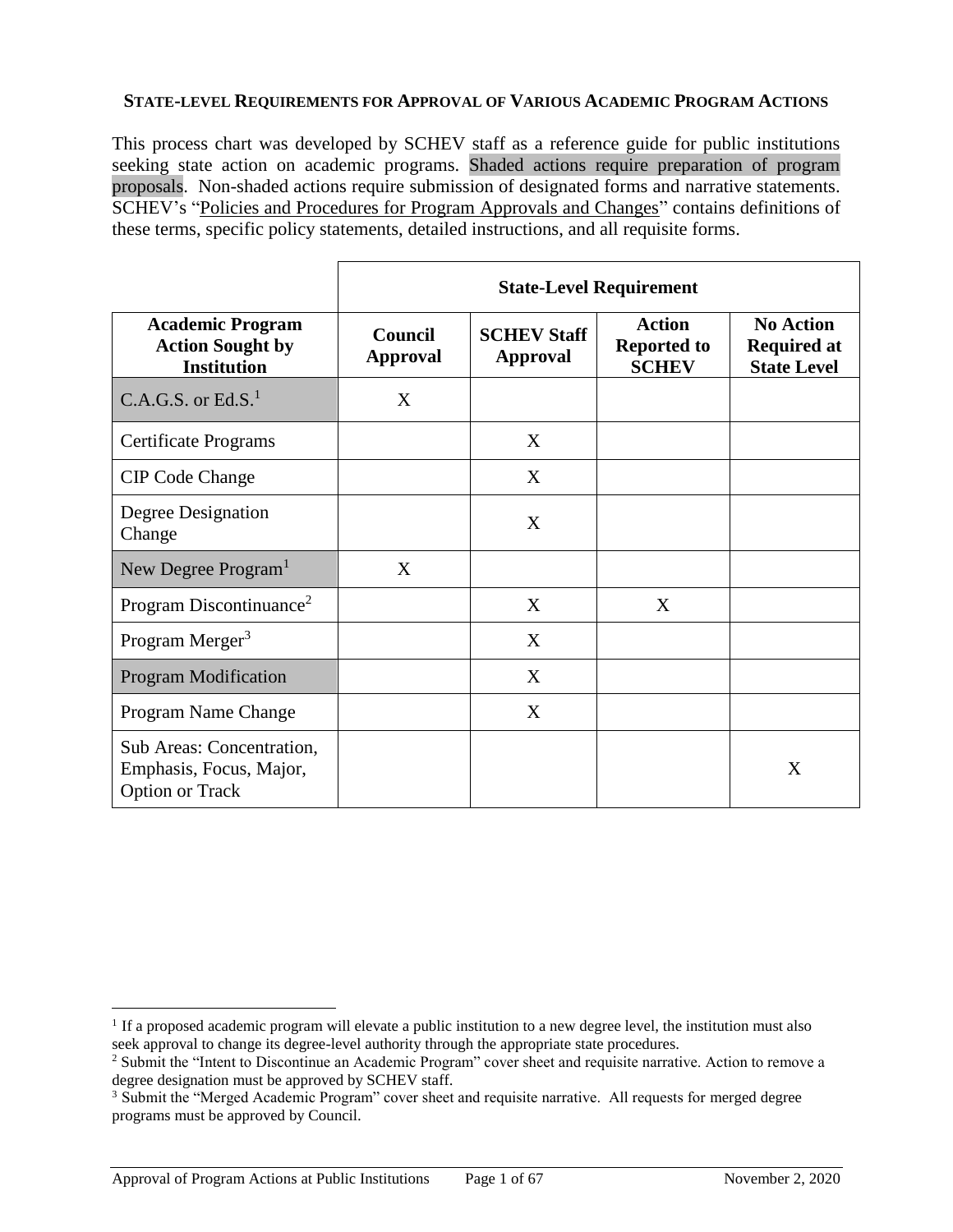**STATE-LEVEL REQUIREMENTS FOR APPROVAL OF VARIOUS ACADEMIC PROGRAM ACTIONS**

This process chart was developed by SCHEV staff as a reference guide for public institutions seeking state action on academic programs. Shaded actions require preparation of program proposals. Non-shaded actions require submission of designated forms and narrative statements. SCHEV's "Policies and Procedures for Program Approvals and Changes" contains definitions of these terms, specific policy statements, detailed instructions, and all requisite forms.

| | State-Level Requirement | | | |
|---|---|---|---|---|
| **Academic Program Action Sought by Institution** | **Council Approval** | **SCHEV Staff Approval** | **Action Reported to SCHEV** | **No Action Required at State Level** |
| C.A.G.S. or Ed.S.[1] | X | | | |
| Certificate Programs | | X | | |
| CIP Code Change | | X | | |
| Degree Designation Change | | X | | |
| New Degree Program[1] | X | | | |
| Program Discontinuance[2] | | X | X | |
| Program Merger[3] | | X | | |
| Program Modification | | X | | |
| Program Name Change | | X | | |
| Sub Areas: Concentration, Emphasis, Focus, Major, Option or Track | | | | X |

[1] If a proposed academic program will elevate a public institution to a new degree level, the institution must also seek approval to change its degree-level authority through the appropriate state procedures.

[2] Submit the "Intent to Discontinue an Academic Program" cover sheet and requisite narrative. Action to remove a degree designation must be approved by SCHEV staff.

[3] Submit the "Merged Academic Program" cover sheet and requisite narrative. All requests for merged degree programs must be approved by Council.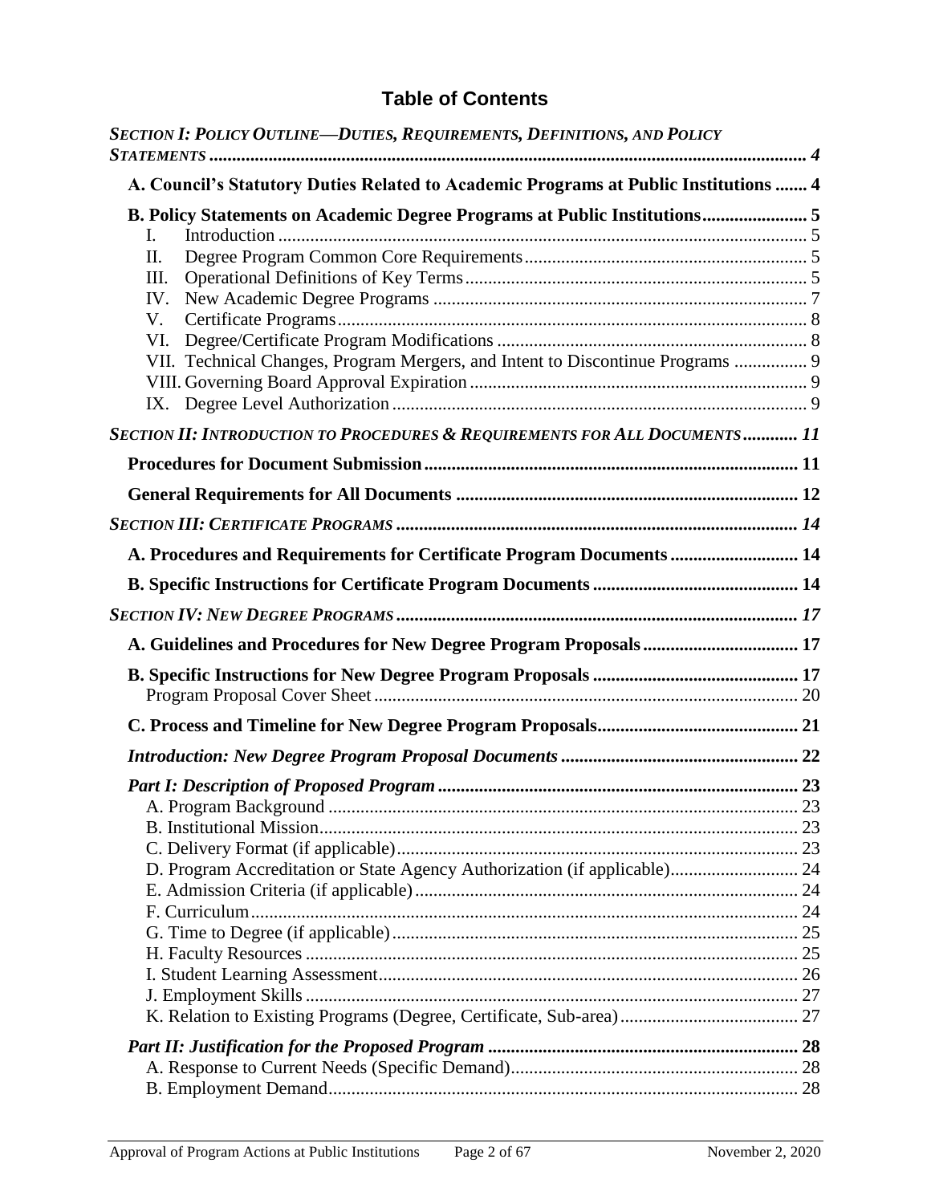## Table of Contents

| | |
|---|---|
| ***SECTION I: POLICY OUTLINE—DUTIES, REQUIREMENTS, DEFINITIONS, AND POLICY STATEMENTS*** | ***4*** |
| **A. Council's Statutory Duties Related to Academic Programs at Public Institutions** | **4** |
| **B. Policy Statements on Academic Degree Programs at Public Institutions** | **5** |
| I. Introduction | 5 |
| II. Degree Program Common Core Requirements | 5 |
| III. Operational Definitions of Key Terms | 5 |
| IV. New Academic Degree Programs | 7 |
| V. Certificate Programs | 8 |
| VI. Degree/Certificate Program Modifications | 8 |
| VII. Technical Changes, Program Mergers, and Intent to Discontinue Programs | 9 |
| VIII. Governing Board Approval Expiration | 9 |
| IX. Degree Level Authorization | 9 |
| ***SECTION II: INTRODUCTION TO PROCEDURES & REQUIREMENTS FOR ALL DOCUMENTS*** | ***11*** |
| **Procedures for Document Submission** | **11** |
| **General Requirements for All Documents** | **12** |
| ***SECTION III: CERTIFICATE PROGRAMS*** | ***14*** |
| **A. Procedures and Requirements for Certificate Program Documents** | **14** |
| **B. Specific Instructions for Certificate Program Documents** | **14** |
| ***SECTION IV: NEW DEGREE PROGRAMS*** | ***17*** |
| **A. Guidelines and Procedures for New Degree Program Proposals** | **17** |
| **B. Specific Instructions for New Degree Program Proposals** | **17** |
| Program Proposal Cover Sheet | 20 |
| **C. Process and Timeline for New Degree Program Proposals** | **21** |
| ***Introduction: New Degree Program Proposal Documents*** | ***22*** |
| ***Part I: Description of Proposed Program*** | ***23*** |
| A. Program Background | 23 |
| B. Institutional Mission | 23 |
| C. Delivery Format (if applicable) | 23 |
| D. Program Accreditation or State Agency Authorization (if applicable) | 24 |
| E. Admission Criteria (if applicable) | 24 |
| F. Curriculum | 24 |
| G. Time to Degree (if applicable) | 25 |
| H. Faculty Resources | 25 |
| I. Student Learning Assessment | 26 |
| J. Employment Skills | 27 |
| K. Relation to Existing Programs (Degree, Certificate, Sub-area) | 27 |
| ***Part II: Justification for the Proposed Program*** | ***28*** |
| A. Response to Current Needs (Specific Demand) | 28 |
| B. Employment Demand | 28 |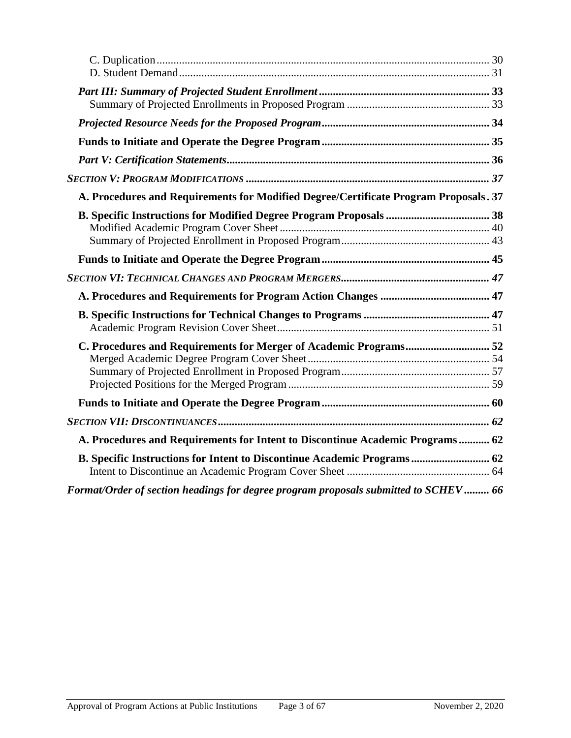C. Duplication .......... 30
D. Student Demand .......... 31

***Part III: Summary of Projected Student Enrollment*** .......... **33**
Summary of Projected Enrollments in Proposed Program .......... 33

***Projected Resource Needs for the Proposed Program*** .......... **34**

**Funds to Initiate and Operate the Degree Program** .......... **35**

***Part V: Certification Statements*** .......... **36**

***SECTION V: PROGRAM MODIFICATIONS*** .......... ***37***

**A. Procedures and Requirements for Modified Degree/Certificate Program Proposals** . **37**

**B. Specific Instructions for Modified Degree Program Proposals** .......... **38**
Modified Academic Program Cover Sheet .......... 40
Summary of Projected Enrollment in Proposed Program .......... 43

**Funds to Initiate and Operate the Degree Program** .......... **45**

***SECTION VI: TECHNICAL CHANGES AND PROGRAM MERGERS*** .......... ***47***

**A. Procedures and Requirements for Program Action Changes** .......... **47**

**B. Specific Instructions for Technical Changes to Programs** .......... **47**
Academic Program Revision Cover Sheet .......... 51

**C. Procedures and Requirements for Merger of Academic Programs** .......... **52**
Merged Academic Degree Program Cover Sheet .......... 54
Summary of Projected Enrollment in Proposed Program .......... 57
Projected Positions for the Merged Program .......... 59

**Funds to Initiate and Operate the Degree Program** .......... **60**

***SECTION VII: DISCONTINUANCES*** .......... ***62***

**A. Procedures and Requirements for Intent to Discontinue Academic Programs** .......... **62**

**B. Specific Instructions for Intent to Discontinue Academic Programs** .......... **62**
Intent to Discontinue an Academic Program Cover Sheet .......... 64

***Format/Order of section headings for degree program proposals submitted to SCHEV*** .......... ***66***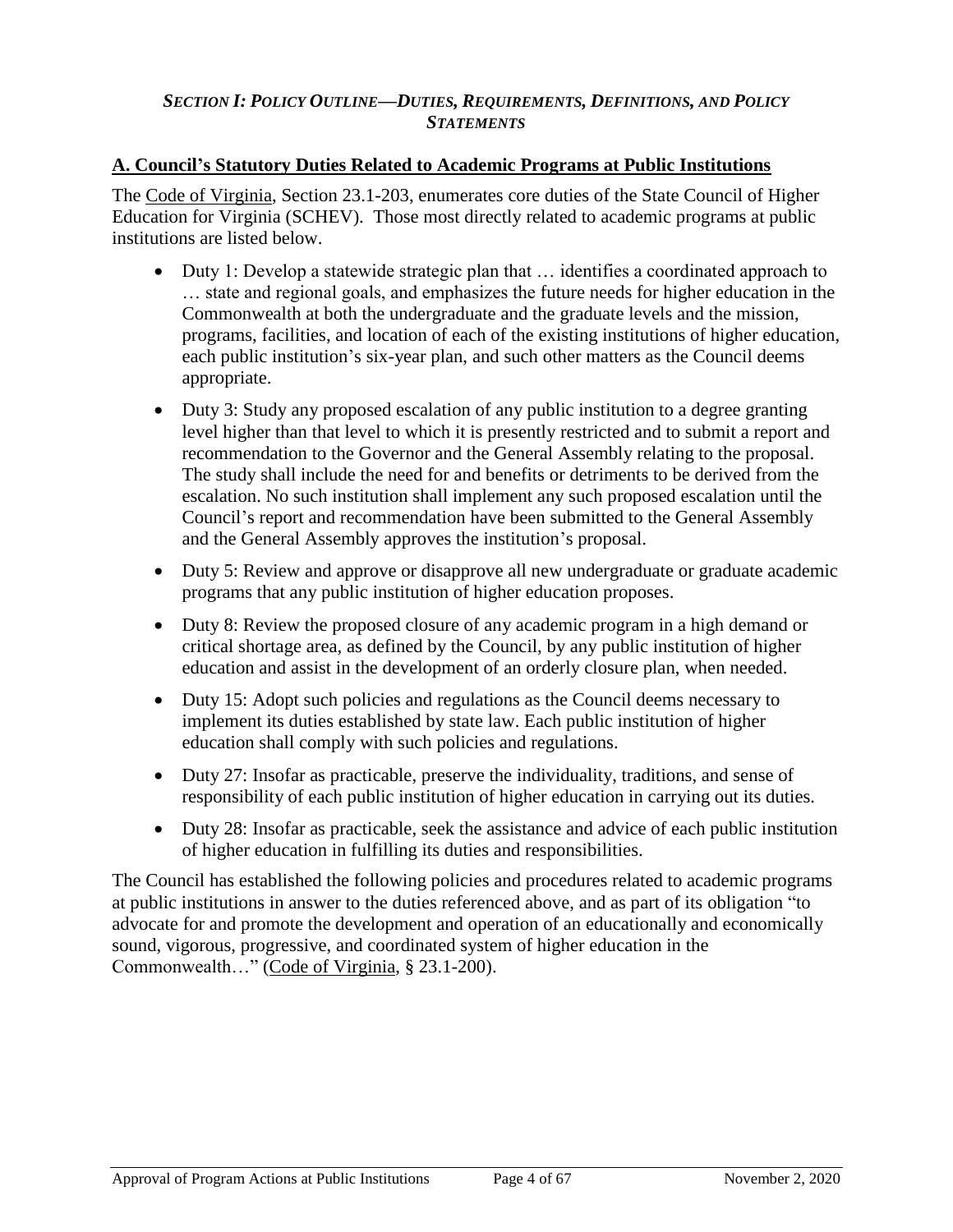## *SECTION I: POLICY OUTLINE—DUTIES, REQUIREMENTS, DEFINITIONS, AND POLICY STATEMENTS*

### A. Council's Statutory Duties Related to Academic Programs at Public Institutions

The Code of Virginia, Section 23.1-203, enumerates core duties of the State Council of Higher Education for Virginia (SCHEV). Those most directly related to academic programs at public institutions are listed below.

- Duty 1: Develop a statewide strategic plan that … identifies a coordinated approach to … state and regional goals, and emphasizes the future needs for higher education in the Commonwealth at both the undergraduate and the graduate levels and the mission, programs, facilities, and location of each of the existing institutions of higher education, each public institution's six-year plan, and such other matters as the Council deems appropriate.
- Duty 3: Study any proposed escalation of any public institution to a degree granting level higher than that level to which it is presently restricted and to submit a report and recommendation to the Governor and the General Assembly relating to the proposal. The study shall include the need for and benefits or detriments to be derived from the escalation. No such institution shall implement any such proposed escalation until the Council's report and recommendation have been submitted to the General Assembly and the General Assembly approves the institution's proposal.
- Duty 5: Review and approve or disapprove all new undergraduate or graduate academic programs that any public institution of higher education proposes.
- Duty 8: Review the proposed closure of any academic program in a high demand or critical shortage area, as defined by the Council, by any public institution of higher education and assist in the development of an orderly closure plan, when needed.
- Duty 15: Adopt such policies and regulations as the Council deems necessary to implement its duties established by state law. Each public institution of higher education shall comply with such policies and regulations.
- Duty 27: Insofar as practicable, preserve the individuality, traditions, and sense of responsibility of each public institution of higher education in carrying out its duties.
- Duty 28: Insofar as practicable, seek the assistance and advice of each public institution of higher education in fulfilling its duties and responsibilities.

The Council has established the following policies and procedures related to academic programs at public institutions in answer to the duties referenced above, and as part of its obligation "to advocate for and promote the development and operation of an educationally and economically sound, vigorous, progressive, and coordinated system of higher education in the Commonwealth…" (Code of Virginia, § 23.1-200).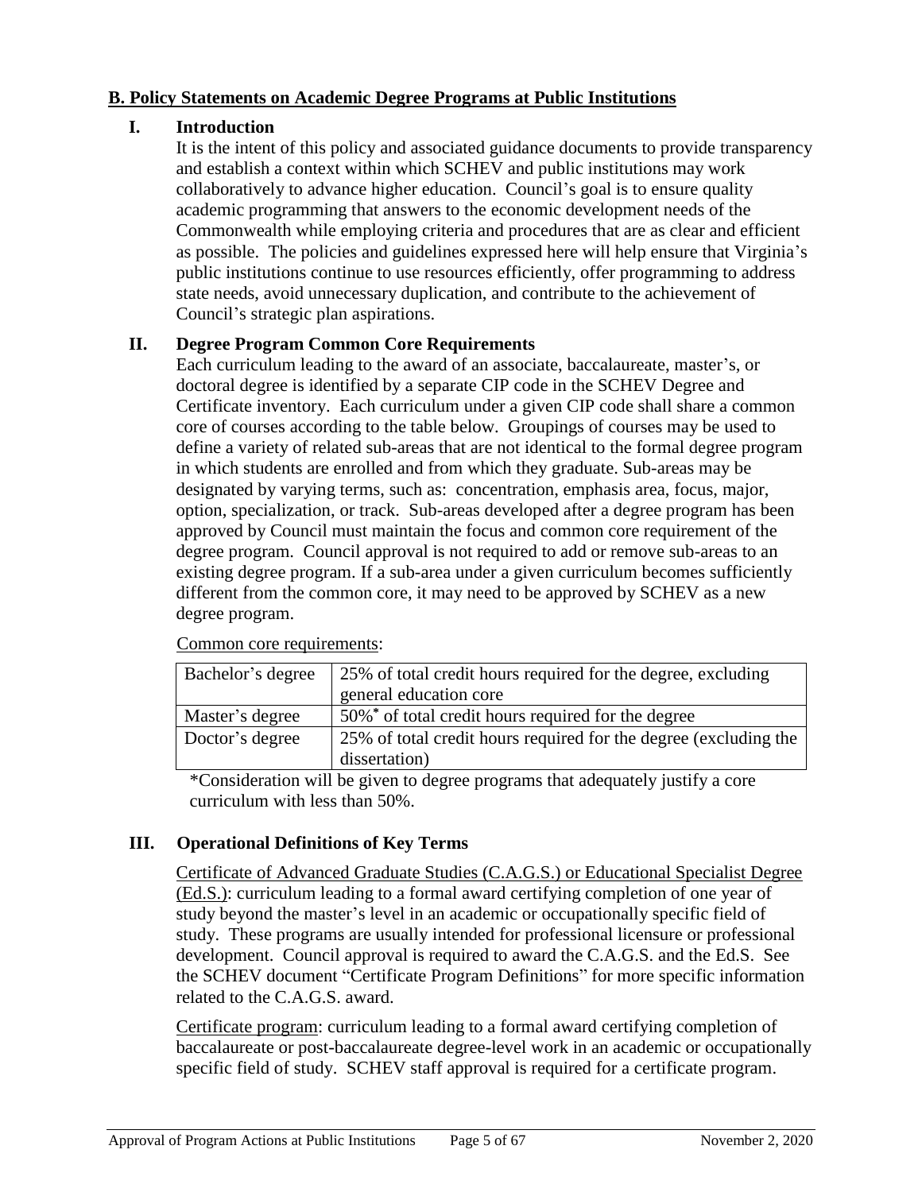## B. Policy Statements on Academic Degree Programs at Public Institutions

### I. Introduction

It is the intent of this policy and associated guidance documents to provide transparency and establish a context within which SCHEV and public institutions may work collaboratively to advance higher education. Council's goal is to ensure quality academic programming that answers to the economic development needs of the Commonwealth while employing criteria and procedures that are as clear and efficient as possible. The policies and guidelines expressed here will help ensure that Virginia's public institutions continue to use resources efficiently, offer programming to address state needs, avoid unnecessary duplication, and contribute to the achievement of Council's strategic plan aspirations.

### II. Degree Program Common Core Requirements

Each curriculum leading to the award of an associate, baccalaureate, master's, or doctoral degree is identified by a separate CIP code in the SCHEV Degree and Certificate inventory. Each curriculum under a given CIP code shall share a common core of courses according to the table below. Groupings of courses may be used to define a variety of related sub-areas that are not identical to the formal degree program in which students are enrolled and from which they graduate. Sub-areas may be designated by varying terms, such as: concentration, emphasis area, focus, major, option, specialization, or track. Sub-areas developed after a degree program has been approved by Council must maintain the focus and common core requirement of the degree program. Council approval is not required to add or remove sub-areas to an existing degree program. If a sub-area under a given curriculum becomes sufficiently different from the common core, it may need to be approved by SCHEV as a new degree program.

Common core requirements:

| Degree | Requirement |
|---|---|
| Bachelor's degree | 25% of total credit hours required for the degree, excluding general education core |
| Master's degree | 50%* of total credit hours required for the degree |
| Doctor's degree | 25% of total credit hours required for the degree (excluding the dissertation) |

*Consideration will be given to degree programs that adequately justify a core curriculum with less than 50%.

### III. Operational Definitions of Key Terms

Certificate of Advanced Graduate Studies (C.A.G.S.) or Educational Specialist Degree (Ed.S.): curriculum leading to a formal award certifying completion of one year of study beyond the master's level in an academic or occupationally specific field of study. These programs are usually intended for professional licensure or professional development. Council approval is required to award the C.A.G.S. and the Ed.S. See the SCHEV document "Certificate Program Definitions" for more specific information related to the C.A.G.S. award.

Certificate program: curriculum leading to a formal award certifying completion of baccalaureate or post-baccalaureate degree-level work in an academic or occupationally specific field of study. SCHEV staff approval is required for a certificate program.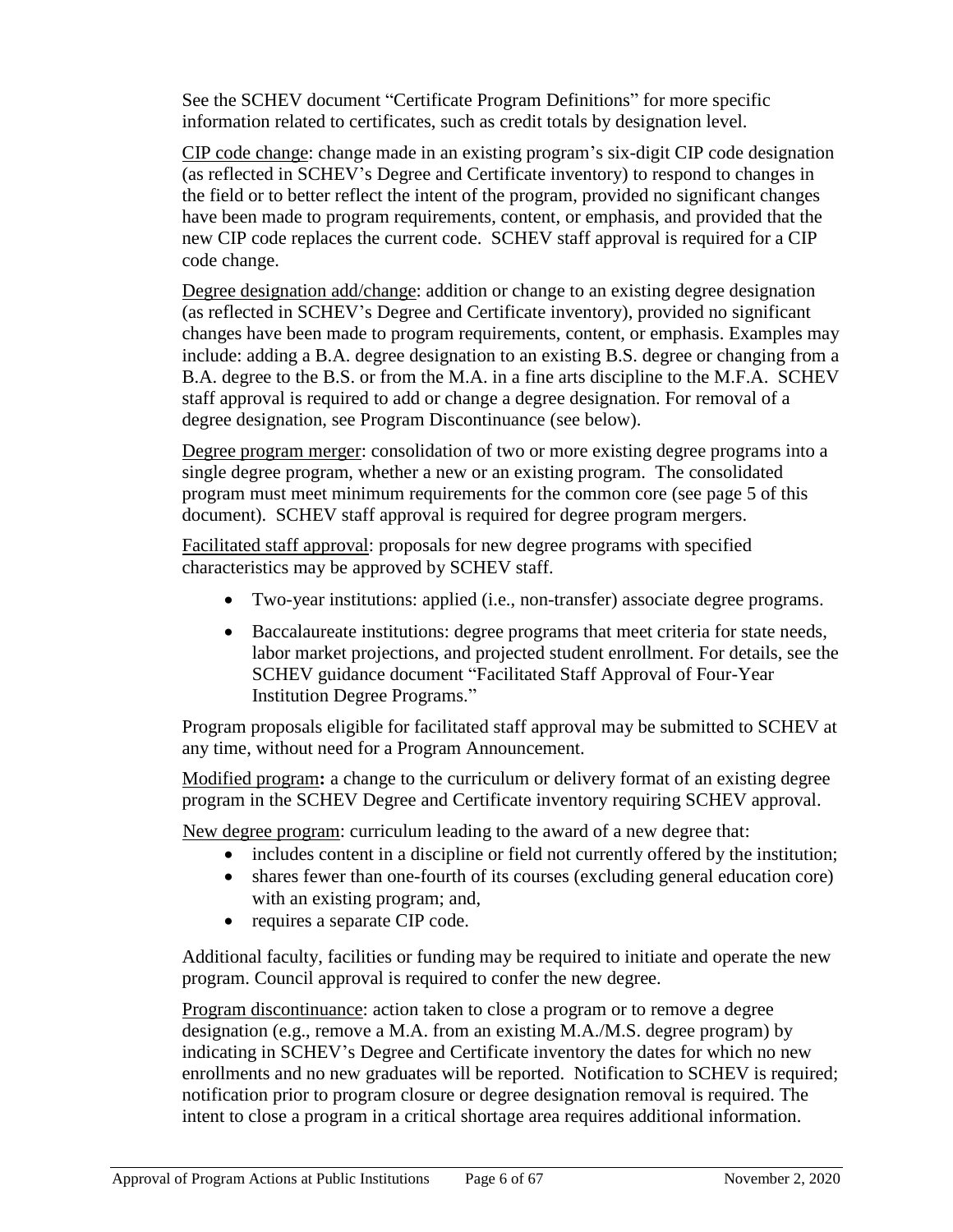See the SCHEV document "Certificate Program Definitions" for more specific information related to certificates, such as credit totals by designation level.

<u>CIP code change</u>: change made in an existing program's six-digit CIP code designation (as reflected in SCHEV's Degree and Certificate inventory) to respond to changes in the field or to better reflect the intent of the program, provided no significant changes have been made to program requirements, content, or emphasis, and provided that the new CIP code replaces the current code. SCHEV staff approval is required for a CIP code change.

<u>Degree designation add/change</u>: addition or change to an existing degree designation (as reflected in SCHEV's Degree and Certificate inventory), provided no significant changes have been made to program requirements, content, or emphasis. Examples may include: adding a B.A. degree designation to an existing B.S. degree or changing from a B.A. degree to the B.S. or from the M.A. in a fine arts discipline to the M.F.A. SCHEV staff approval is required to add or change a degree designation. For removal of a degree designation, see Program Discontinuance (see below).

<u>Degree program merger</u>: consolidation of two or more existing degree programs into a single degree program, whether a new or an existing program. The consolidated program must meet minimum requirements for the common core (see page 5 of this document). SCHEV staff approval is required for degree program mergers.

<u>Facilitated staff approval</u>: proposals for new degree programs with specified characteristics may be approved by SCHEV staff.

- Two-year institutions: applied (i.e., non-transfer) associate degree programs.
- Baccalaureate institutions: degree programs that meet criteria for state needs, labor market projections, and projected student enrollment. For details, see the SCHEV guidance document "Facilitated Staff Approval of Four-Year Institution Degree Programs."

Program proposals eligible for facilitated staff approval may be submitted to SCHEV at any time, without need for a Program Announcement.

<u>Modified program</u>**:** a change to the curriculum or delivery format of an existing degree program in the SCHEV Degree and Certificate inventory requiring SCHEV approval.

<u>New degree program</u>: curriculum leading to the award of a new degree that:

- includes content in a discipline or field not currently offered by the institution;
- shares fewer than one-fourth of its courses (excluding general education core) with an existing program; and,
- requires a separate CIP code.

Additional faculty, facilities or funding may be required to initiate and operate the new program. Council approval is required to confer the new degree.

<u>Program discontinuance</u>: action taken to close a program or to remove a degree designation (e.g., remove a M.A. from an existing M.A./M.S. degree program) by indicating in SCHEV's Degree and Certificate inventory the dates for which no new enrollments and no new graduates will be reported. Notification to SCHEV is required; notification prior to program closure or degree designation removal is required. The intent to close a program in a critical shortage area requires additional information.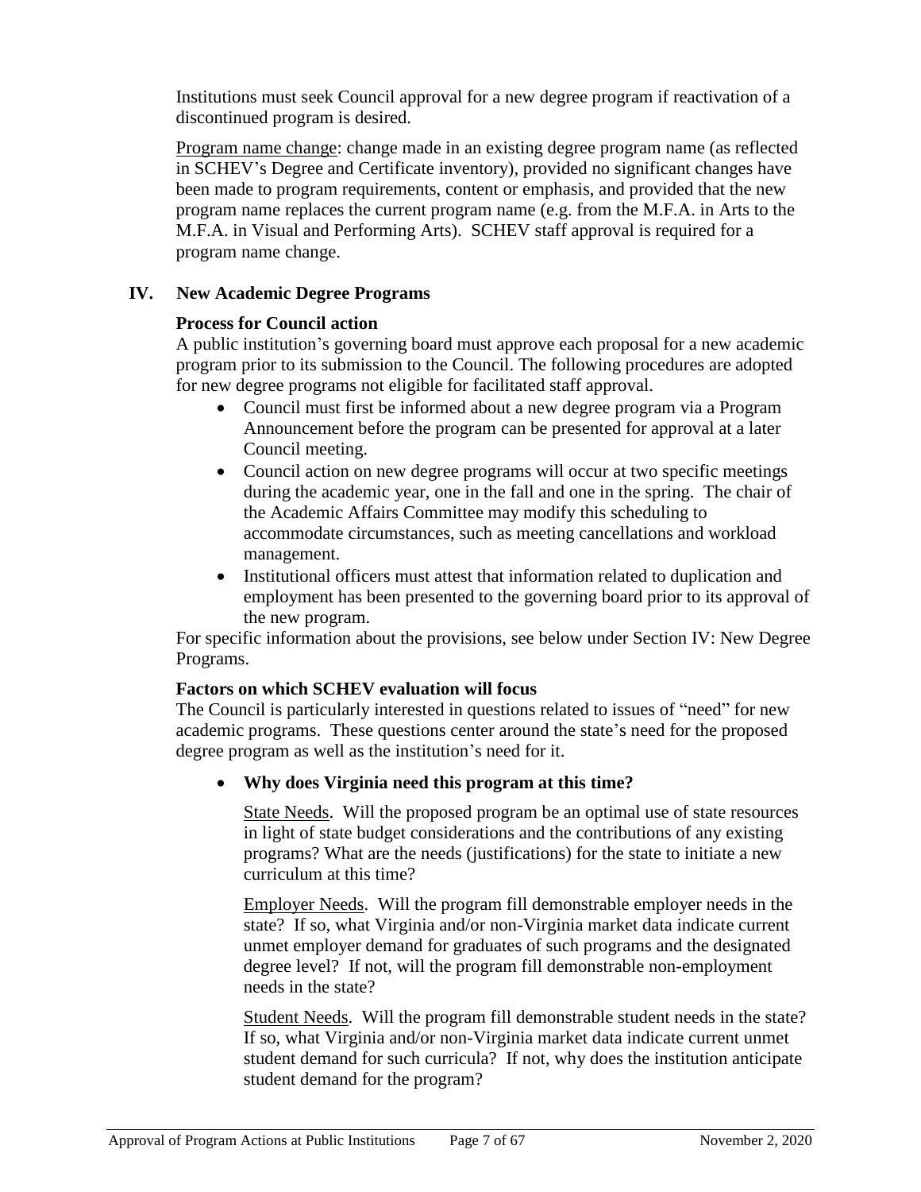Institutions must seek Council approval for a new degree program if reactivation of a discontinued program is desired.

Program name change: change made in an existing degree program name (as reflected in SCHEV's Degree and Certificate inventory), provided no significant changes have been made to program requirements, content or emphasis, and provided that the new program name replaces the current program name (e.g. from the M.F.A. in Arts to the M.F.A. in Visual and Performing Arts). SCHEV staff approval is required for a program name change.

## IV. New Academic Degree Programs

### Process for Council action

A public institution's governing board must approve each proposal for a new academic program prior to its submission to the Council. The following procedures are adopted for new degree programs not eligible for facilitated staff approval.

- Council must first be informed about a new degree program via a Program Announcement before the program can be presented for approval at a later Council meeting.
- Council action on new degree programs will occur at two specific meetings during the academic year, one in the fall and one in the spring. The chair of the Academic Affairs Committee may modify this scheduling to accommodate circumstances, such as meeting cancellations and workload management.
- Institutional officers must attest that information related to duplication and employment has been presented to the governing board prior to its approval of the new program.

For specific information about the provisions, see below under Section IV: New Degree Programs.

### Factors on which SCHEV evaluation will focus

The Council is particularly interested in questions related to issues of "need" for new academic programs. These questions center around the state's need for the proposed degree program as well as the institution's need for it.

- **Why does Virginia need this program at this time?**

  State Needs. Will the proposed program be an optimal use of state resources in light of state budget considerations and the contributions of any existing programs? What are the needs (justifications) for the state to initiate a new curriculum at this time?

  Employer Needs. Will the program fill demonstrable employer needs in the state? If so, what Virginia and/or non-Virginia market data indicate current unmet employer demand for graduates of such programs and the designated degree level? If not, will the program fill demonstrable non-employment needs in the state?

  Student Needs. Will the program fill demonstrable student needs in the state? If so, what Virginia and/or non-Virginia market data indicate current unmet student demand for such curricula? If not, why does the institution anticipate student demand for the program?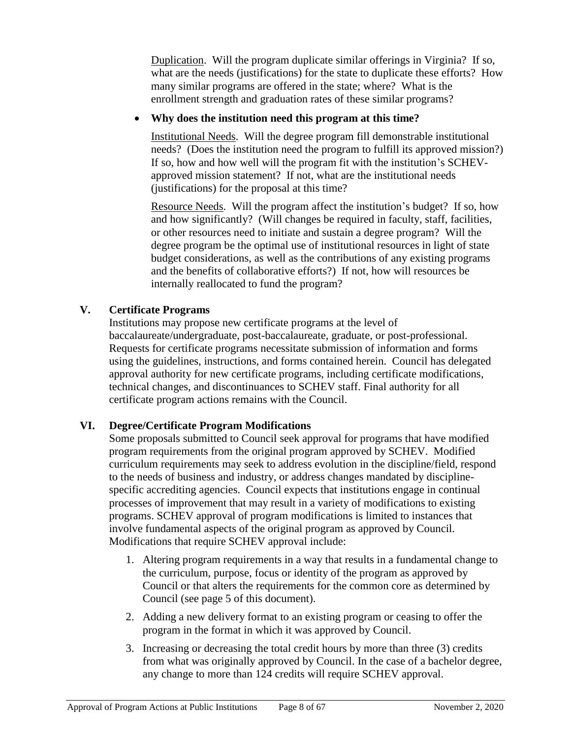Duplication. Will the program duplicate similar offerings in Virginia? If so, what are the needs (justifications) for the state to duplicate these efforts? How many similar programs are offered in the state; where? What is the enrollment strength and graduation rates of these similar programs?

- **Why does the institution need this program at this time?**

  Institutional Needs. Will the degree program fill demonstrable institutional needs? (Does the institution need the program to fulfill its approved mission?) If so, how and how well will the program fit with the institution's SCHEV-approved mission statement? If not, what are the institutional needs (justifications) for the proposal at this time?

  Resource Needs. Will the program affect the institution's budget? If so, how and how significantly? (Will changes be required in faculty, staff, facilities, or other resources need to initiate and sustain a degree program? Will the degree program be the optimal use of institutional resources in light of state budget considerations, as well as the contributions of any existing programs and the benefits of collaborative efforts?) If not, how will resources be internally reallocated to fund the program?

## V. Certificate Programs

Institutions may propose new certificate programs at the level of baccalaureate/undergraduate, post-baccalaureate, graduate, or post-professional. Requests for certificate programs necessitate submission of information and forms using the guidelines, instructions, and forms contained herein. Council has delegated approval authority for new certificate programs, including certificate modifications, technical changes, and discontinuances to SCHEV staff. Final authority for all certificate program actions remains with the Council.

## VI. Degree/Certificate Program Modifications

Some proposals submitted to Council seek approval for programs that have modified program requirements from the original program approved by SCHEV. Modified curriculum requirements may seek to address evolution in the discipline/field, respond to the needs of business and industry, or address changes mandated by discipline-specific accrediting agencies. Council expects that institutions engage in continual processes of improvement that may result in a variety of modifications to existing programs. SCHEV approval of program modifications is limited to instances that involve fundamental aspects of the original program as approved by Council. Modifications that require SCHEV approval include:

1. Altering program requirements in a way that results in a fundamental change to the curriculum, purpose, focus or identity of the program as approved by Council or that alters the requirements for the common core as determined by Council (see page 5 of this document).
2. Adding a new delivery format to an existing program or ceasing to offer the program in the format in which it was approved by Council.
3. Increasing or decreasing the total credit hours by more than three (3) credits from what was originally approved by Council. In the case of a bachelor degree, any change to more than 124 credits will require SCHEV approval.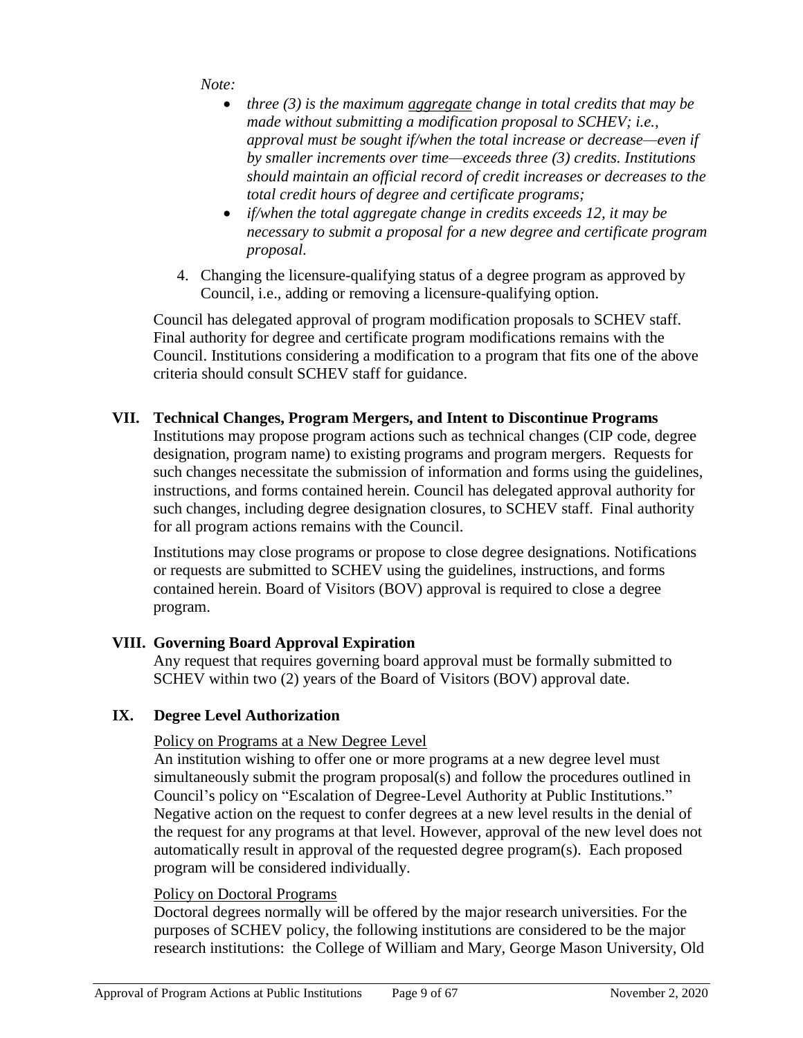*Note:*

- *three (3) is the maximum <u>aggregate</u> change in total credits that may be made without submitting a modification proposal to SCHEV; i.e., approval must be sought if/when the total increase or decrease—even if by smaller increments over time—exceeds three (3) credits. Institutions should maintain an official record of credit increases or decreases to the total credit hours of degree and certificate programs;*
- *if/when the total aggregate change in credits exceeds 12, it may be necessary to submit a proposal for a new degree and certificate program proposal.*

4. Changing the licensure-qualifying status of a degree program as approved by Council, i.e., adding or removing a licensure-qualifying option.

Council has delegated approval of program modification proposals to SCHEV staff. Final authority for degree and certificate program modifications remains with the Council. Institutions considering a modification to a program that fits one of the above criteria should consult SCHEV staff for guidance.

## VII. Technical Changes, Program Mergers, and Intent to Discontinue Programs

Institutions may propose program actions such as technical changes (CIP code, degree designation, program name) to existing programs and program mergers. Requests for such changes necessitate the submission of information and forms using the guidelines, instructions, and forms contained herein. Council has delegated approval authority for such changes, including degree designation closures, to SCHEV staff. Final authority for all program actions remains with the Council.

Institutions may close programs or propose to close degree designations. Notifications or requests are submitted to SCHEV using the guidelines, instructions, and forms contained herein. Board of Visitors (BOV) approval is required to close a degree program.

## VIII. Governing Board Approval Expiration

Any request that requires governing board approval must be formally submitted to SCHEV within two (2) years of the Board of Visitors (BOV) approval date.

## IX. Degree Level Authorization

<u>Policy on Programs at a New Degree Level</u>

An institution wishing to offer one or more programs at a new degree level must simultaneously submit the program proposal(s) and follow the procedures outlined in Council's policy on "Escalation of Degree-Level Authority at Public Institutions." Negative action on the request to confer degrees at a new level results in the denial of the request for any programs at that level. However, approval of the new level does not automatically result in approval of the requested degree program(s). Each proposed program will be considered individually.

<u>Policy on Doctoral Programs</u>

Doctoral degrees normally will be offered by the major research universities. For the purposes of SCHEV policy, the following institutions are considered to be the major research institutions: the College of William and Mary, George Mason University, Old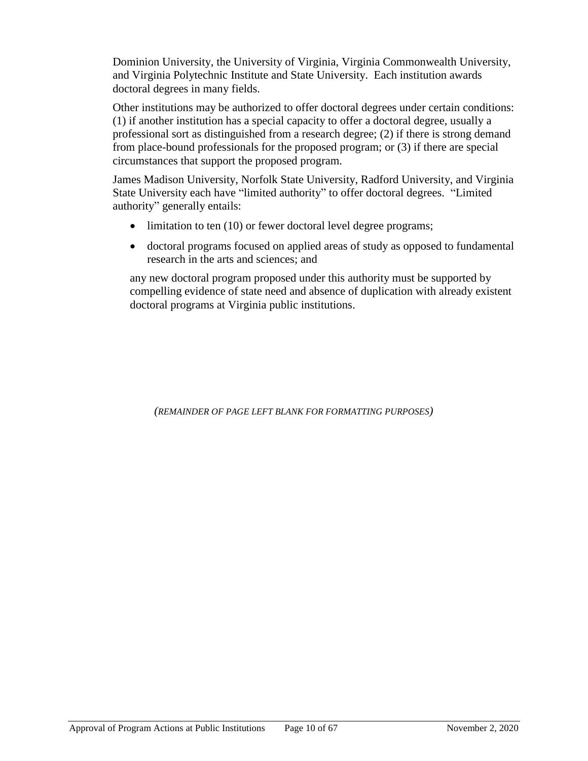Dominion University, the University of Virginia, Virginia Commonwealth University, and Virginia Polytechnic Institute and State University. Each institution awards doctoral degrees in many fields.

Other institutions may be authorized to offer doctoral degrees under certain conditions: (1) if another institution has a special capacity to offer a doctoral degree, usually a professional sort as distinguished from a research degree; (2) if there is strong demand from place-bound professionals for the proposed program; or (3) if there are special circumstances that support the proposed program.

James Madison University, Norfolk State University, Radford University, and Virginia State University each have "limited authority" to offer doctoral degrees. "Limited authority" generally entails:

- limitation to ten (10) or fewer doctoral level degree programs;
- doctoral programs focused on applied areas of study as opposed to fundamental research in the arts and sciences; and

any new doctoral program proposed under this authority must be supported by compelling evidence of state need and absence of duplication with already existent doctoral programs at Virginia public institutions.

*(REMAINDER OF PAGE LEFT BLANK FOR FORMATTING PURPOSES)*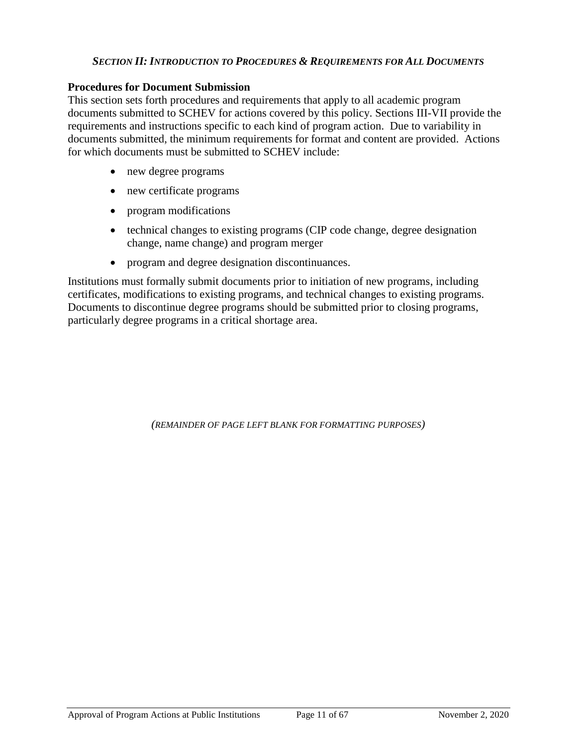## *SECTION II: INTRODUCTION TO PROCEDURES & REQUIREMENTS FOR ALL DOCUMENTS*

**Procedures for Document Submission**

This section sets forth procedures and requirements that apply to all academic program documents submitted to SCHEV for actions covered by this policy. Sections III-VII provide the requirements and instructions specific to each kind of program action. Due to variability in documents submitted, the minimum requirements for format and content are provided. Actions for which documents must be submitted to SCHEV include:

- new degree programs
- new certificate programs
- program modifications
- technical changes to existing programs (CIP code change, degree designation change, name change) and program merger
- program and degree designation discontinuances.

Institutions must formally submit documents prior to initiation of new programs, including certificates, modifications to existing programs, and technical changes to existing programs. Documents to discontinue degree programs should be submitted prior to closing programs, particularly degree programs in a critical shortage area.

*(REMAINDER OF PAGE LEFT BLANK FOR FORMATTING PURPOSES)*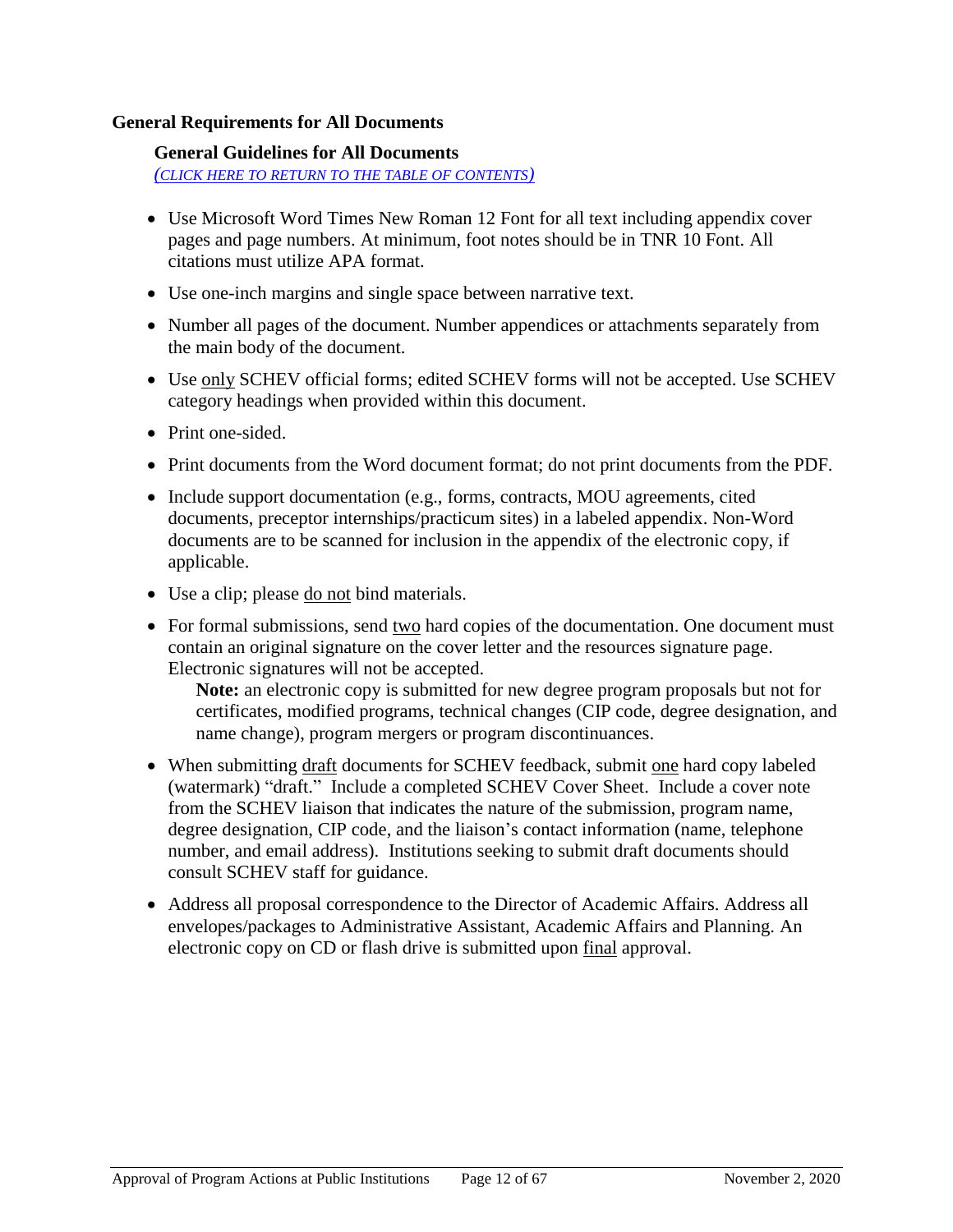## General Requirements for All Documents

### General Guidelines for All Documents

*(CLICK HERE TO RETURN TO THE TABLE OF CONTENTS)*

- Use Microsoft Word Times New Roman 12 Font for all text including appendix cover pages and page numbers. At minimum, foot notes should be in TNR 10 Font. All citations must utilize APA format.
- Use one-inch margins and single space between narrative text.
- Number all pages of the document. Number appendices or attachments separately from the main body of the document.
- Use <u>only</u> SCHEV official forms; edited SCHEV forms will not be accepted. Use SCHEV category headings when provided within this document.
- Print one-sided.
- Print documents from the Word document format; do not print documents from the PDF.
- Include support documentation (e.g., forms, contracts, MOU agreements, cited documents, preceptor internships/practicum sites) in a labeled appendix. Non-Word documents are to be scanned for inclusion in the appendix of the electronic copy, if applicable.
- Use a clip; please <u>do not</u> bind materials.
- For formal submissions, send <u>two</u> hard copies of the documentation. One document must contain an original signature on the cover letter and the resources signature page. Electronic signatures will not be accepted.

  **Note:** an electronic copy is submitted for new degree program proposals but not for certificates, modified programs, technical changes (CIP code, degree designation, and name change), program mergers or program discontinuances.
- When submitting <u>draft</u> documents for SCHEV feedback, submit <u>one</u> hard copy labeled (watermark) "draft." Include a completed SCHEV Cover Sheet. Include a cover note from the SCHEV liaison that indicates the nature of the submission, program name, degree designation, CIP code, and the liaison's contact information (name, telephone number, and email address). Institutions seeking to submit draft documents should consult SCHEV staff for guidance.
- Address all proposal correspondence to the Director of Academic Affairs. Address all envelopes/packages to Administrative Assistant, Academic Affairs and Planning. An electronic copy on CD or flash drive is submitted upon <u>final</u> approval.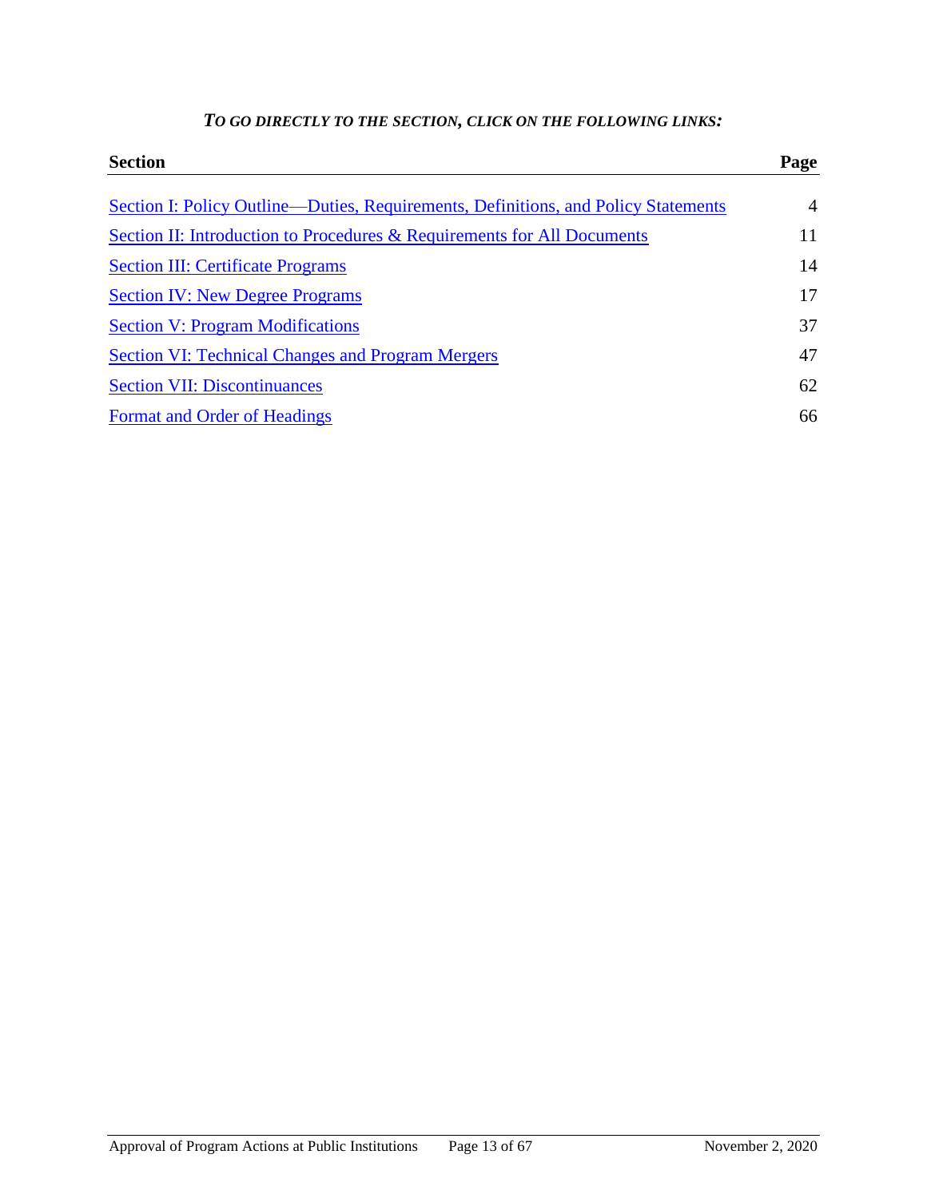***To go directly to the section, click on the following links:***

| **Section** | **Page** |
|---|---|
| Section I: Policy Outline—Duties, Requirements, Definitions, and Policy Statements | 4 |
| Section II: Introduction to Procedures & Requirements for All Documents | 11 |
| Section III: Certificate Programs | 14 |
| Section IV: New Degree Programs | 17 |
| Section V: Program Modifications | 37 |
| Section VI: Technical Changes and Program Mergers | 47 |
| Section VII: Discontinuances | 62 |
| Format and Order of Headings | 66 |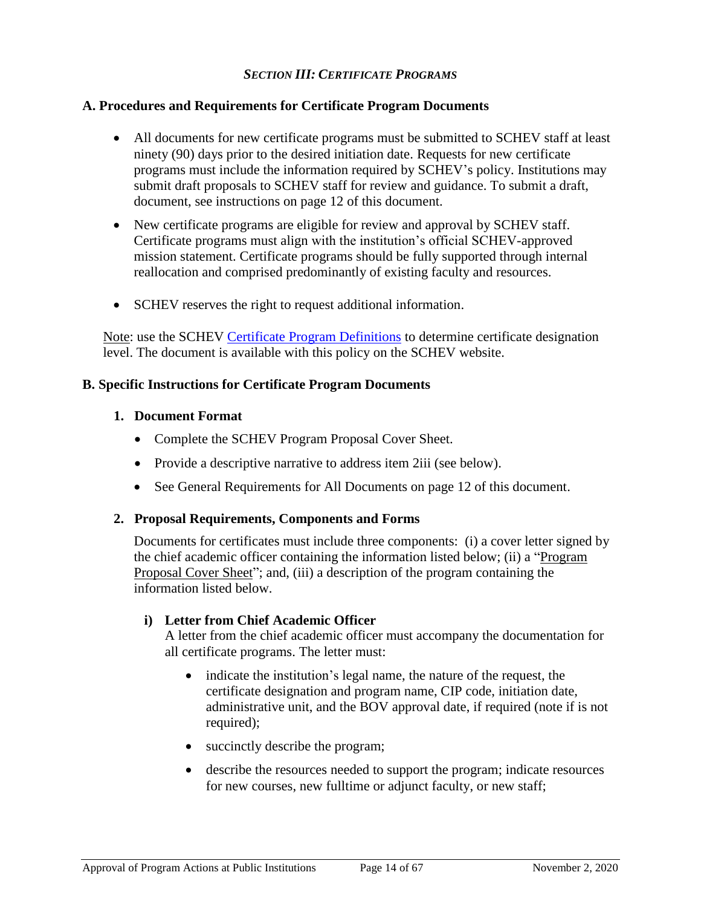### *SECTION III: CERTIFICATE PROGRAMS*

#### A. Procedures and Requirements for Certificate Program Documents

- All documents for new certificate programs must be submitted to SCHEV staff at least ninety (90) days prior to the desired initiation date. Requests for new certificate programs must include the information required by SCHEV's policy. Institutions may submit draft proposals to SCHEV staff for review and guidance. To submit a draft, document, see instructions on page 12 of this document.
- New certificate programs are eligible for review and approval by SCHEV staff. Certificate programs must align with the institution's official SCHEV-approved mission statement. Certificate programs should be fully supported through internal reallocation and comprised predominantly of existing faculty and resources.
- SCHEV reserves the right to request additional information.

Note: use the SCHEV Certificate Program Definitions to determine certificate designation level. The document is available with this policy on the SCHEV website.

#### B. Specific Instructions for Certificate Program Documents

1. **Document Format**
   - Complete the SCHEV Program Proposal Cover Sheet.
   - Provide a descriptive narrative to address item 2iii (see below).
   - See General Requirements for All Documents on page 12 of this document.

2. **Proposal Requirements, Components and Forms**

   Documents for certificates must include three components: (i) a cover letter signed by the chief academic officer containing the information listed below; (ii) a "Program Proposal Cover Sheet"; and, (iii) a description of the program containing the information listed below.

   **i) Letter from Chief Academic Officer**
   A letter from the chief academic officer must accompany the documentation for all certificate programs. The letter must:

   - indicate the institution's legal name, the nature of the request, the certificate designation and program name, CIP code, initiation date, administrative unit, and the BOV approval date, if required (note if is not required);
   - succinctly describe the program;
   - describe the resources needed to support the program; indicate resources for new courses, new fulltime or adjunct faculty, or new staff;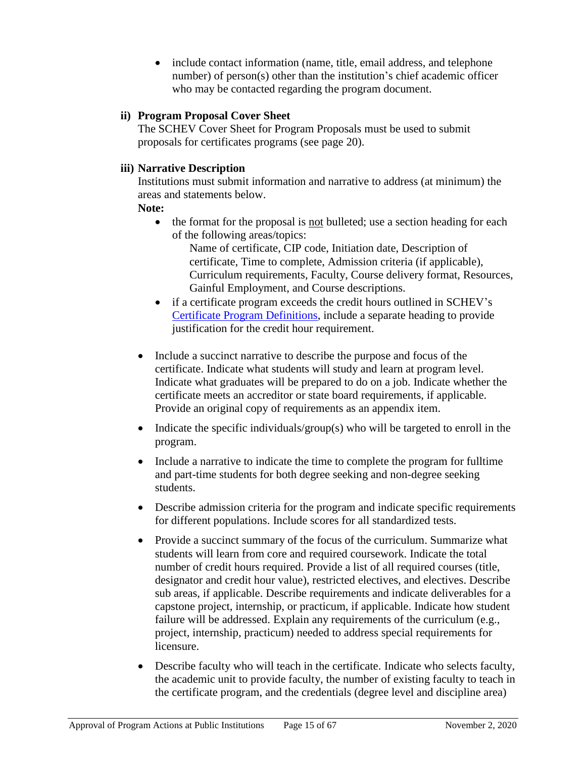- include contact information (name, title, email address, and telephone number) of person(s) other than the institution's chief academic officer who may be contacted regarding the program document.

### ii) Program Proposal Cover Sheet

The SCHEV Cover Sheet for Program Proposals must be used to submit proposals for certificates programs (see page 20).

### iii) Narrative Description

Institutions must submit information and narrative to address (at minimum) the areas and statements below.

**Note:**

- the format for the proposal is <u>not</u> bulleted; use a section heading for each of the following areas/topics:

  Name of certificate, CIP code, Initiation date, Description of certificate, Time to complete, Admission criteria (if applicable), Curriculum requirements, Faculty, Course delivery format, Resources, Gainful Employment, and Course descriptions.

- if a certificate program exceeds the credit hours outlined in SCHEV's [Certificate Program Definitions](), include a separate heading to provide justification for the credit hour requirement.

- Include a succinct narrative to describe the purpose and focus of the certificate. Indicate what students will study and learn at program level. Indicate what graduates will be prepared to do on a job. Indicate whether the certificate meets an accreditor or state board requirements, if applicable. Provide an original copy of requirements as an appendix item.

- Indicate the specific individuals/group(s) who will be targeted to enroll in the program.

- Include a narrative to indicate the time to complete the program for fulltime and part-time students for both degree seeking and non-degree seeking students.

- Describe admission criteria for the program and indicate specific requirements for different populations. Include scores for all standardized tests.

- Provide a succinct summary of the focus of the curriculum. Summarize what students will learn from core and required coursework. Indicate the total number of credit hours required. Provide a list of all required courses (title, designator and credit hour value), restricted electives, and electives. Describe sub areas, if applicable. Describe requirements and indicate deliverables for a capstone project, internship, or practicum, if applicable. Indicate how student failure will be addressed. Explain any requirements of the curriculum (e.g., project, internship, practicum) needed to address special requirements for licensure.

- Describe faculty who will teach in the certificate. Indicate who selects faculty, the academic unit to provide faculty, the number of existing faculty to teach in the certificate program, and the credentials (degree level and discipline area)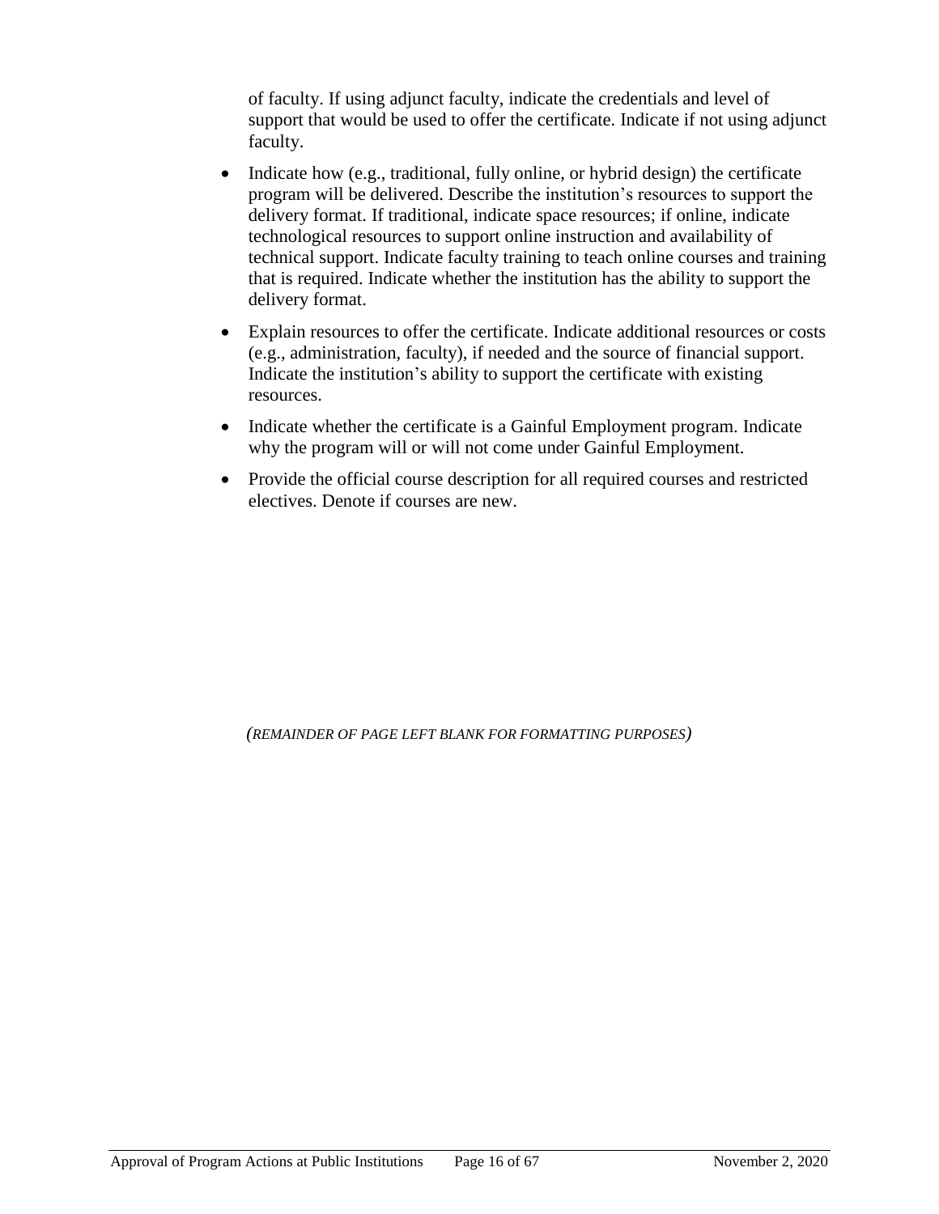of faculty. If using adjunct faculty, indicate the credentials and level of support that would be used to offer the certificate. Indicate if not using adjunct faculty.

- Indicate how (e.g., traditional, fully online, or hybrid design) the certificate program will be delivered. Describe the institution's resources to support the delivery format. If traditional, indicate space resources; if online, indicate technological resources to support online instruction and availability of technical support. Indicate faculty training to teach online courses and training that is required. Indicate whether the institution has the ability to support the delivery format.
- Explain resources to offer the certificate. Indicate additional resources or costs (e.g., administration, faculty), if needed and the source of financial support. Indicate the institution's ability to support the certificate with existing resources.
- Indicate whether the certificate is a Gainful Employment program. Indicate why the program will or will not come under Gainful Employment.
- Provide the official course description for all required courses and restricted electives. Denote if courses are new.

*(REMAINDER OF PAGE LEFT BLANK FOR FORMATTING PURPOSES)*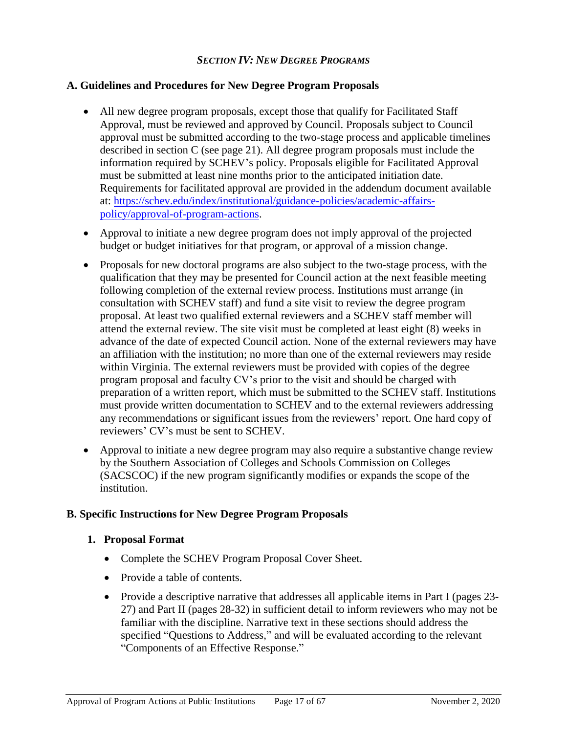## *SECTION IV: NEW DEGREE PROGRAMS*

### A. Guidelines and Procedures for New Degree Program Proposals

- All new degree program proposals, except those that qualify for Facilitated Staff Approval, must be reviewed and approved by Council. Proposals subject to Council approval must be submitted according to the two-stage process and applicable timelines described in section C (see page 21). All degree program proposals must include the information required by SCHEV's policy. Proposals eligible for Facilitated Approval must be submitted at least nine months prior to the anticipated initiation date. Requirements for facilitated approval are provided in the addendum document available at: [https://schev.edu/index/institutional/guidance-policies/academic-affairs-policy/approval-of-program-actions](https://schev.edu/index/institutional/guidance-policies/academic-affairs-policy/approval-of-program-actions).
- Approval to initiate a new degree program does not imply approval of the projected budget or budget initiatives for that program, or approval of a mission change.
- Proposals for new doctoral programs are also subject to the two-stage process, with the qualification that they may be presented for Council action at the next feasible meeting following completion of the external review process. Institutions must arrange (in consultation with SCHEV staff) and fund a site visit to review the degree program proposal. At least two qualified external reviewers and a SCHEV staff member will attend the external review. The site visit must be completed at least eight (8) weeks in advance of the date of expected Council action. None of the external reviewers may have an affiliation with the institution; no more than one of the external reviewers may reside within Virginia. The external reviewers must be provided with copies of the degree program proposal and faculty CV's prior to the visit and should be charged with preparation of a written report, which must be submitted to the SCHEV staff. Institutions must provide written documentation to SCHEV and to the external reviewers addressing any recommendations or significant issues from the reviewers' report. One hard copy of reviewers' CV's must be sent to SCHEV.
- Approval to initiate a new degree program may also require a substantive change review by the Southern Association of Colleges and Schools Commission on Colleges (SACSCOC) if the new program significantly modifies or expands the scope of the institution.

### B. Specific Instructions for New Degree Program Proposals

1. **Proposal Format**
   - Complete the SCHEV Program Proposal Cover Sheet.
   - Provide a table of contents.
   - Provide a descriptive narrative that addresses all applicable items in Part I (pages 23-27) and Part II (pages 28-32) in sufficient detail to inform reviewers who may not be familiar with the discipline. Narrative text in these sections should address the specified "Questions to Address," and will be evaluated according to the relevant "Components of an Effective Response."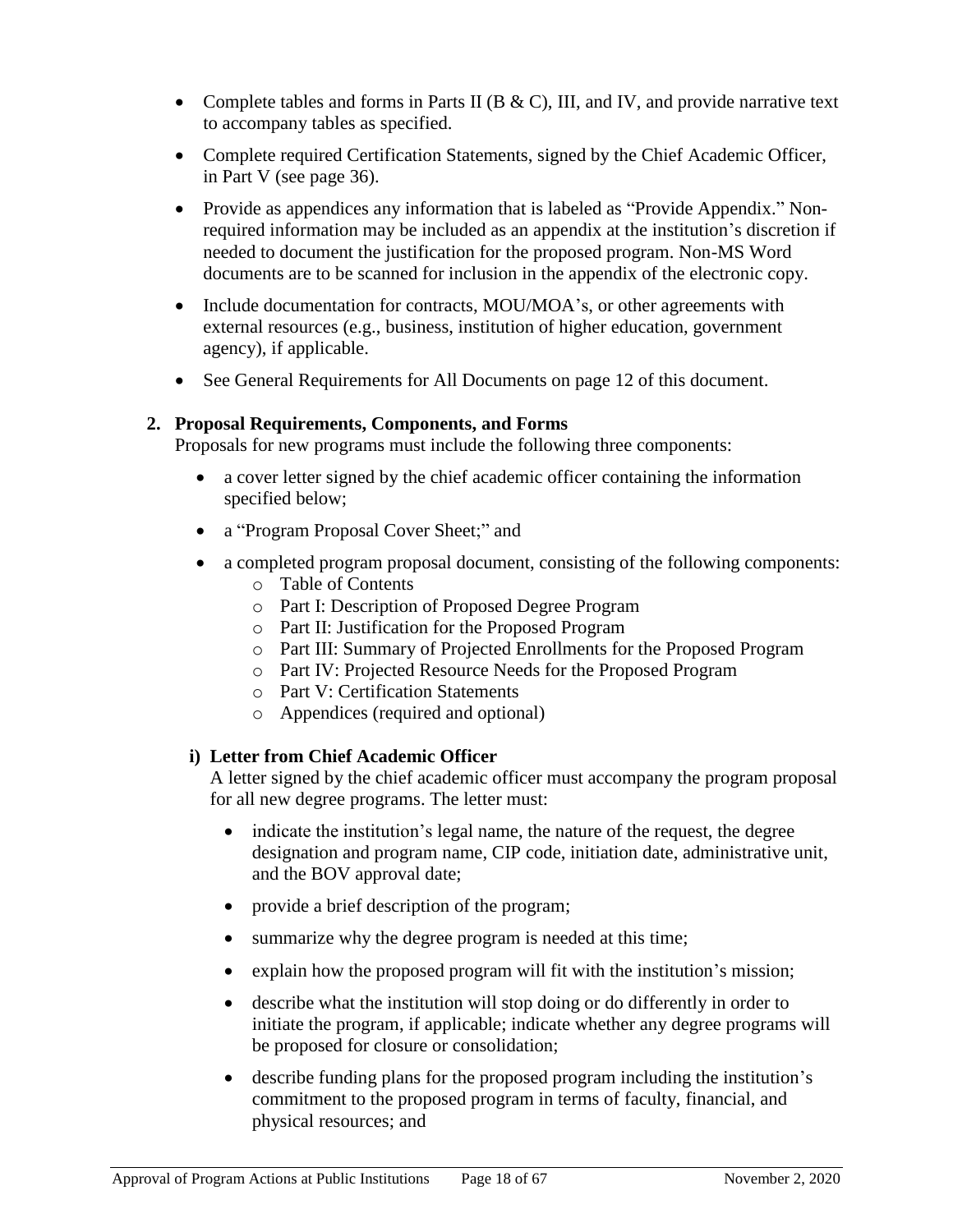- Complete tables and forms in Parts II (B & C), III, and IV, and provide narrative text to accompany tables as specified.
- Complete required Certification Statements, signed by the Chief Academic Officer, in Part V (see page 36).
- Provide as appendices any information that is labeled as "Provide Appendix." Non-required information may be included as an appendix at the institution's discretion if needed to document the justification for the proposed program. Non-MS Word documents are to be scanned for inclusion in the appendix of the electronic copy.
- Include documentation for contracts, MOU/MOA's, or other agreements with external resources (e.g., business, institution of higher education, government agency), if applicable.
- See General Requirements for All Documents on page 12 of this document.

**2. Proposal Requirements, Components, and Forms**

Proposals for new programs must include the following three components:

- a cover letter signed by the chief academic officer containing the information specified below;
- a "Program Proposal Cover Sheet;" and
- a completed program proposal document, consisting of the following components:
  - Table of Contents
  - Part I: Description of Proposed Degree Program
  - Part II: Justification for the Proposed Program
  - Part III: Summary of Projected Enrollments for the Proposed Program
  - Part IV: Projected Resource Needs for the Proposed Program
  - Part V: Certification Statements
  - Appendices (required and optional)

**i) Letter from Chief Academic Officer**

A letter signed by the chief academic officer must accompany the program proposal for all new degree programs. The letter must:

- indicate the institution's legal name, the nature of the request, the degree designation and program name, CIP code, initiation date, administrative unit, and the BOV approval date;
- provide a brief description of the program;
- summarize why the degree program is needed at this time;
- explain how the proposed program will fit with the institution's mission;
- describe what the institution will stop doing or do differently in order to initiate the program, if applicable; indicate whether any degree programs will be proposed for closure or consolidation;
- describe funding plans for the proposed program including the institution's commitment to the proposed program in terms of faculty, financial, and physical resources; and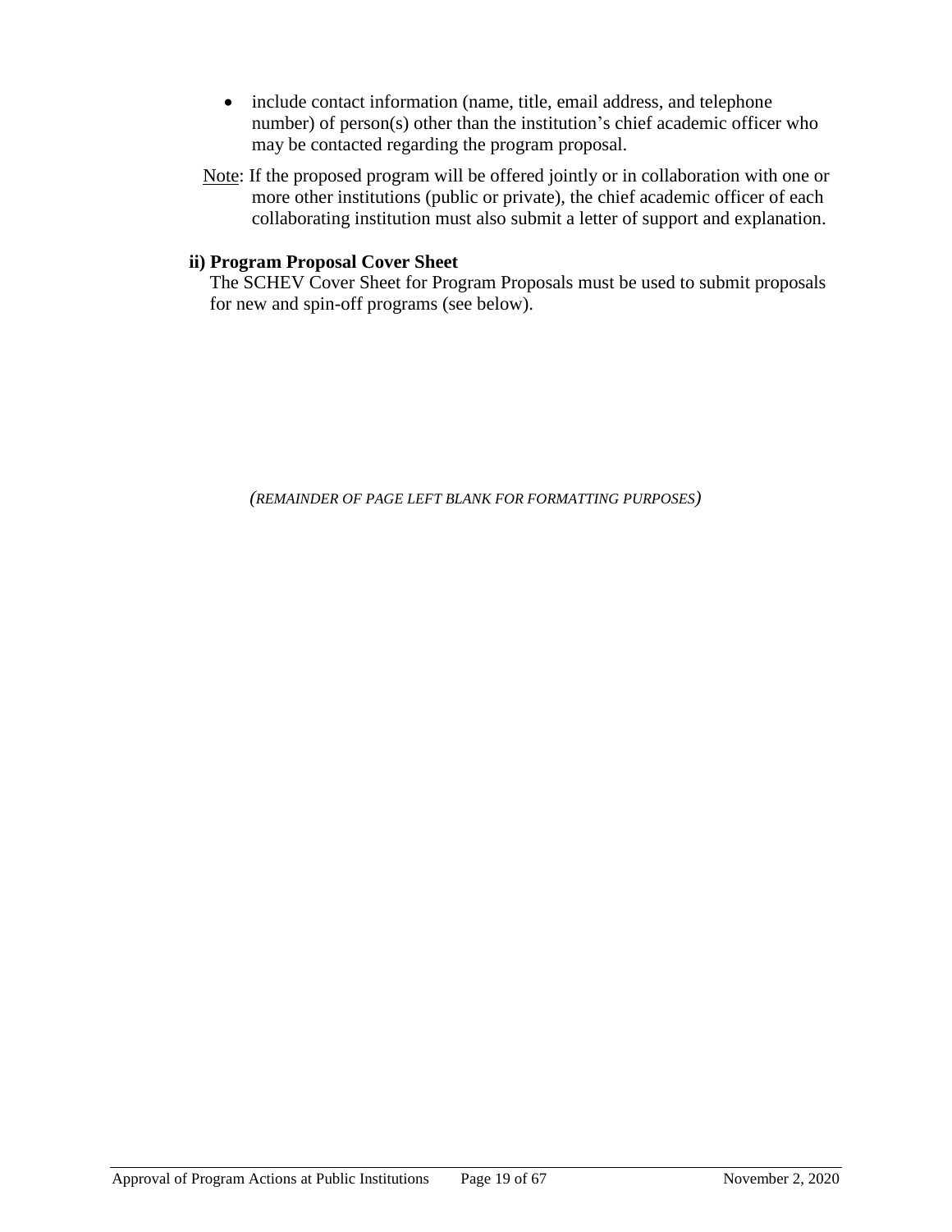- include contact information (name, title, email address, and telephone number) of person(s) other than the institution's chief academic officer who may be contacted regarding the program proposal.

Note: If the proposed program will be offered jointly or in collaboration with one or more other institutions (public or private), the chief academic officer of each collaborating institution must also submit a letter of support and explanation.

**ii) Program Proposal Cover Sheet**

The SCHEV Cover Sheet for Program Proposals must be used to submit proposals for new and spin-off programs (see below).

*(REMAINDER OF PAGE LEFT BLANK FOR FORMATTING PURPOSES)*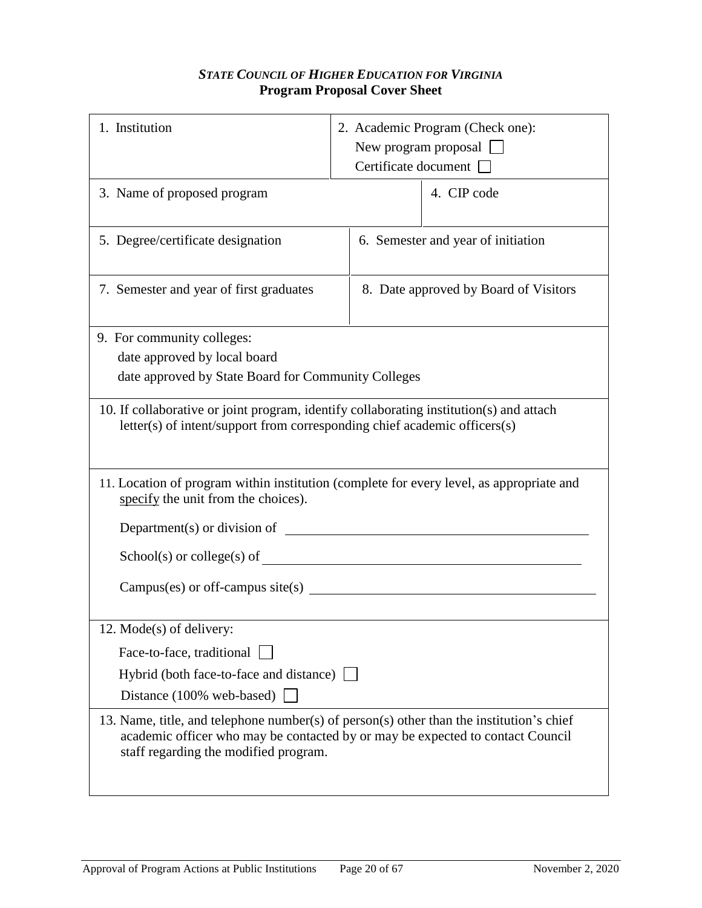*STATE COUNCIL OF HIGHER EDUCATION FOR VIRGINIA*

**Program Proposal Cover Sheet**

| 1. Institution | 2. Academic Program (Check one):<br>New program proposal ☐<br>Certificate document ☐ |
|---|---|
| 3. Name of proposed program | 4. CIP code |
| 5. Degree/certificate designation | 6. Semester and year of initiation |
| 7. Semester and year of first graduates | 8. Date approved by Board of Visitors |

9. For community colleges:
   date approved by local board
   date approved by State Board for Community Colleges

10. If collaborative or joint program, identify collaborating institution(s) and attach letter(s) of intent/support from corresponding chief academic officers(s)

11. Location of program within institution (complete for every level, as appropriate and specify the unit from the choices).

   Department(s) or division of ______________________________

   School(s) or college(s) of ______________________________

   Campus(es) or off-campus site(s) ______________________________

12. Mode(s) of delivery:

   Face-to-face, traditional ☐

   Hybrid (both face-to-face and distance) ☐

   Distance (100% web-based) ☐

13. Name, title, and telephone number(s) of person(s) other than the institution's chief academic officer who may be contacted by or may be expected to contact Council staff regarding the modified program.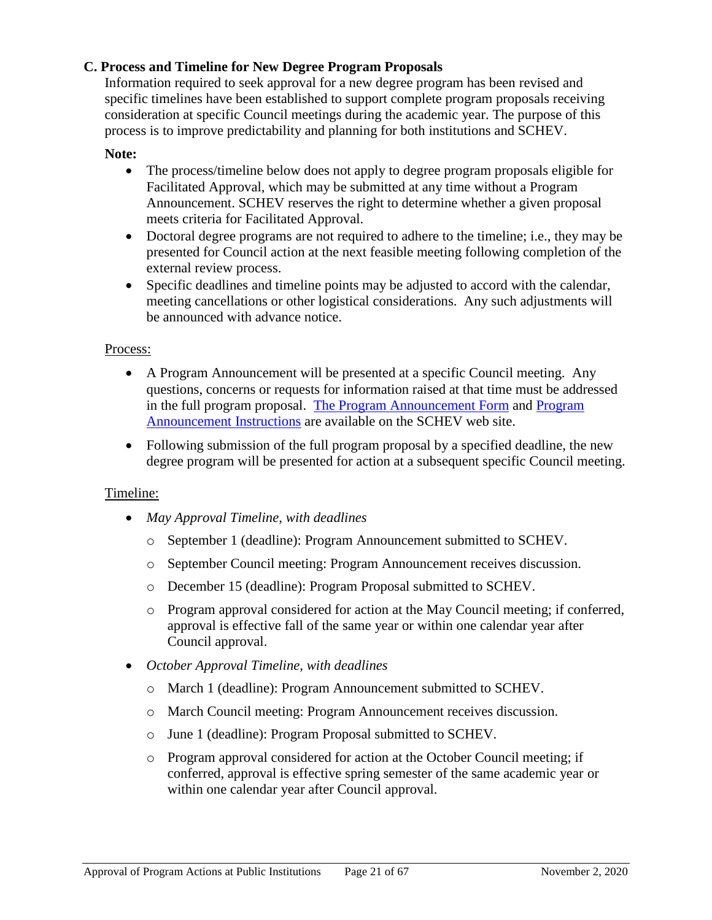### C. Process and Timeline for New Degree Program Proposals

Information required to seek approval for a new degree program has been revised and specific timelines have been established to support complete program proposals receiving consideration at specific Council meetings during the academic year. The purpose of this process is to improve predictability and planning for both institutions and SCHEV.

**Note:**

- The process/timeline below does not apply to degree program proposals eligible for Facilitated Approval, which may be submitted at any time without a Program Announcement. SCHEV reserves the right to determine whether a given proposal meets criteria for Facilitated Approval.
- Doctoral degree programs are not required to adhere to the timeline; i.e., they may be presented for Council action at the next feasible meeting following completion of the external review process.
- Specific deadlines and timeline points may be adjusted to accord with the calendar, meeting cancellations or other logistical considerations. Any such adjustments will be announced with advance notice.

Process:

- A Program Announcement will be presented at a specific Council meeting. Any questions, concerns or requests for information raised at that time must be addressed in the full program proposal. The Program Announcement Form and Program Announcement Instructions are available on the SCHEV web site.
- Following submission of the full program proposal by a specified deadline, the new degree program will be presented for action at a subsequent specific Council meeting.

Timeline:

- *May Approval Timeline, with deadlines*
  - September 1 (deadline): Program Announcement submitted to SCHEV.
  - September Council meeting: Program Announcement receives discussion.
  - December 15 (deadline): Program Proposal submitted to SCHEV.
  - Program approval considered for action at the May Council meeting; if conferred, approval is effective fall of the same year or within one calendar year after Council approval.
- *October Approval Timeline, with deadlines*
  - March 1 (deadline): Program Announcement submitted to SCHEV.
  - March Council meeting: Program Announcement receives discussion.
  - June 1 (deadline): Program Proposal submitted to SCHEV.
  - Program approval considered for action at the October Council meeting; if conferred, approval is effective spring semester of the same academic year or within one calendar year after Council approval.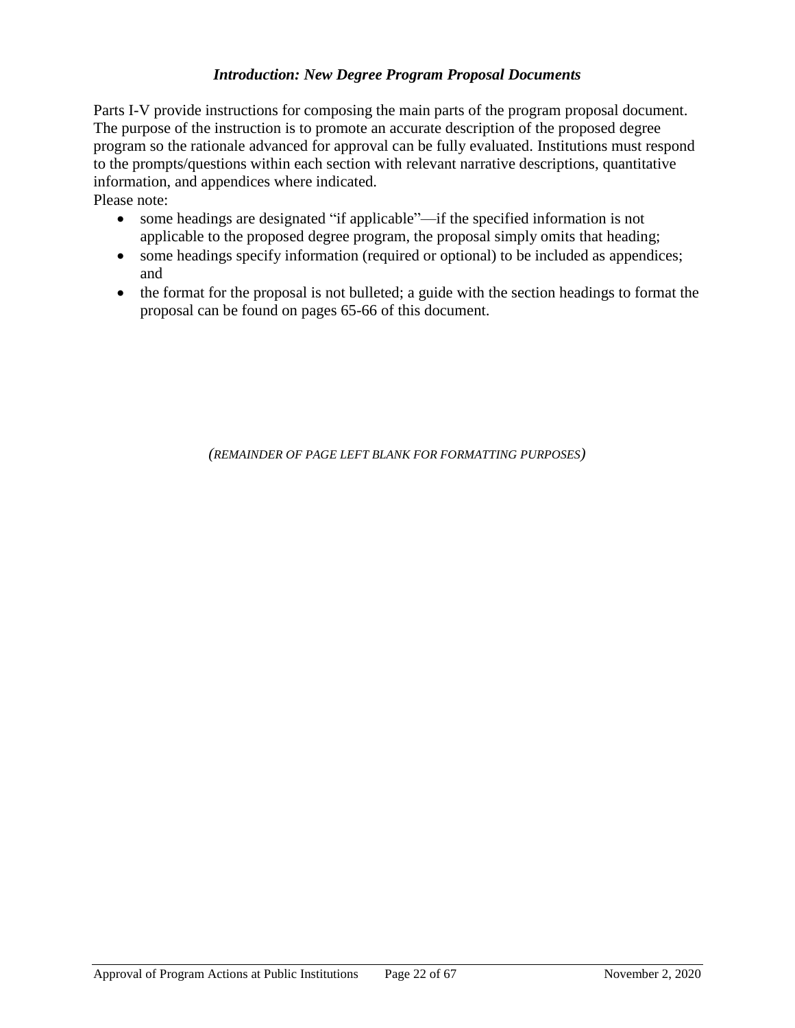### *Introduction: New Degree Program Proposal Documents*

Parts I-V provide instructions for composing the main parts of the program proposal document. The purpose of the instruction is to promote an accurate description of the proposed degree program so the rationale advanced for approval can be fully evaluated. Institutions must respond to the prompts/questions within each section with relevant narrative descriptions, quantitative information, and appendices where indicated.

Please note:

- some headings are designated "if applicable"—if the specified information is not applicable to the proposed degree program, the proposal simply omits that heading;
- some headings specify information (required or optional) to be included as appendices; and
- the format for the proposal is not bulleted; a guide with the section headings to format the proposal can be found on pages 65-66 of this document.

*(REMAINDER OF PAGE LEFT BLANK FOR FORMATTING PURPOSES)*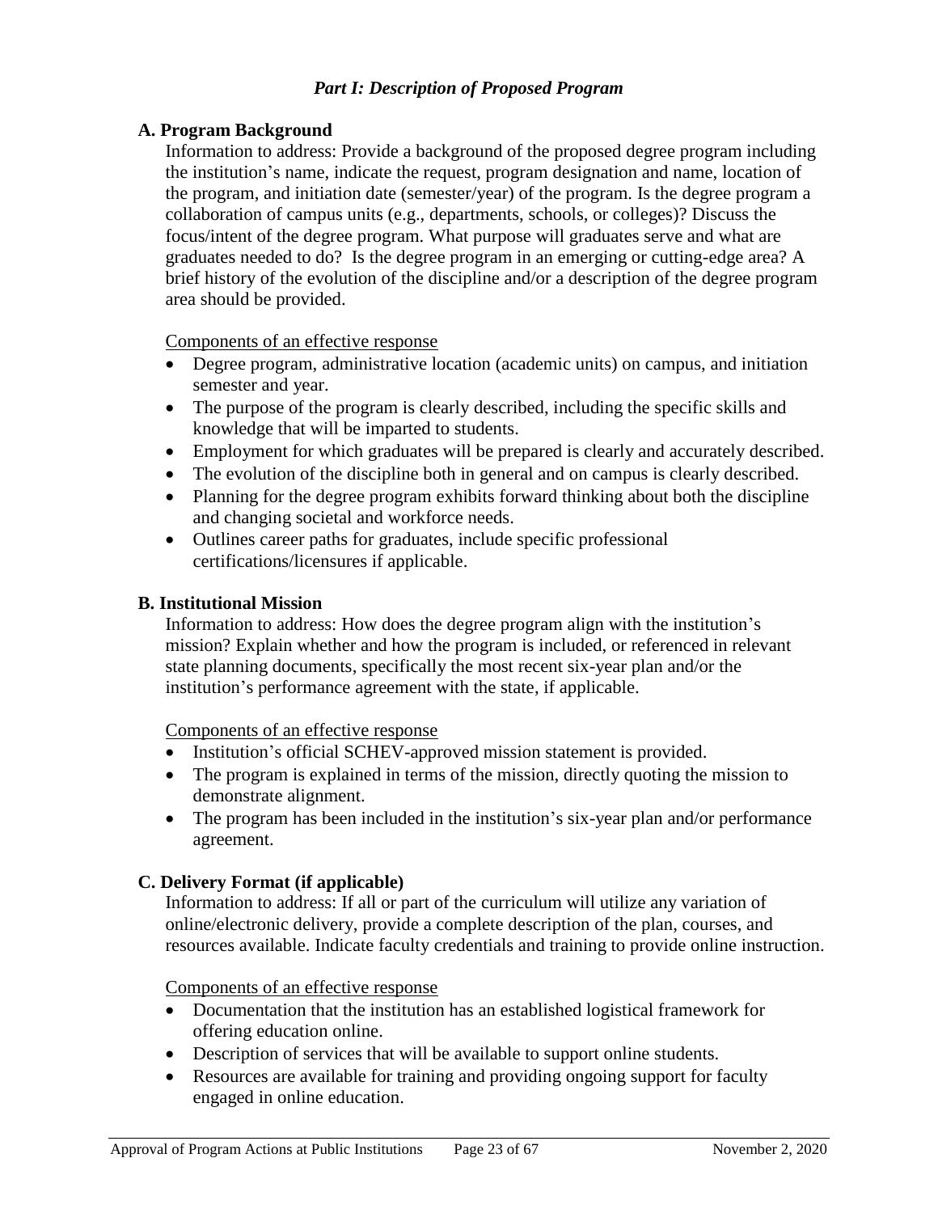### *Part I: Description of Proposed Program*

**A. Program Background**

Information to address: Provide a background of the proposed degree program including the institution's name, indicate the request, program designation and name, location of the program, and initiation date (semester/year) of the program. Is the degree program a collaboration of campus units (e.g., departments, schools, or colleges)? Discuss the focus/intent of the degree program. What purpose will graduates serve and what are graduates needed to do? Is the degree program in an emerging or cutting-edge area? A brief history of the evolution of the discipline and/or a description of the degree program area should be provided.

Components of an effective response

- Degree program, administrative location (academic units) on campus, and initiation semester and year.
- The purpose of the program is clearly described, including the specific skills and knowledge that will be imparted to students.
- Employment for which graduates will be prepared is clearly and accurately described.
- The evolution of the discipline both in general and on campus is clearly described.
- Planning for the degree program exhibits forward thinking about both the discipline and changing societal and workforce needs.
- Outlines career paths for graduates, include specific professional certifications/licensures if applicable.

**B. Institutional Mission**

Information to address: How does the degree program align with the institution's mission? Explain whether and how the program is included, or referenced in relevant state planning documents, specifically the most recent six-year plan and/or the institution's performance agreement with the state, if applicable.

Components of an effective response

- Institution's official SCHEV-approved mission statement is provided.
- The program is explained in terms of the mission, directly quoting the mission to demonstrate alignment.
- The program has been included in the institution's six-year plan and/or performance agreement.

**C. Delivery Format (if applicable)**

Information to address: If all or part of the curriculum will utilize any variation of online/electronic delivery, provide a complete description of the plan, courses, and resources available. Indicate faculty credentials and training to provide online instruction.

Components of an effective response

- Documentation that the institution has an established logistical framework for offering education online.
- Description of services that will be available to support online students.
- Resources are available for training and providing ongoing support for faculty engaged in online education.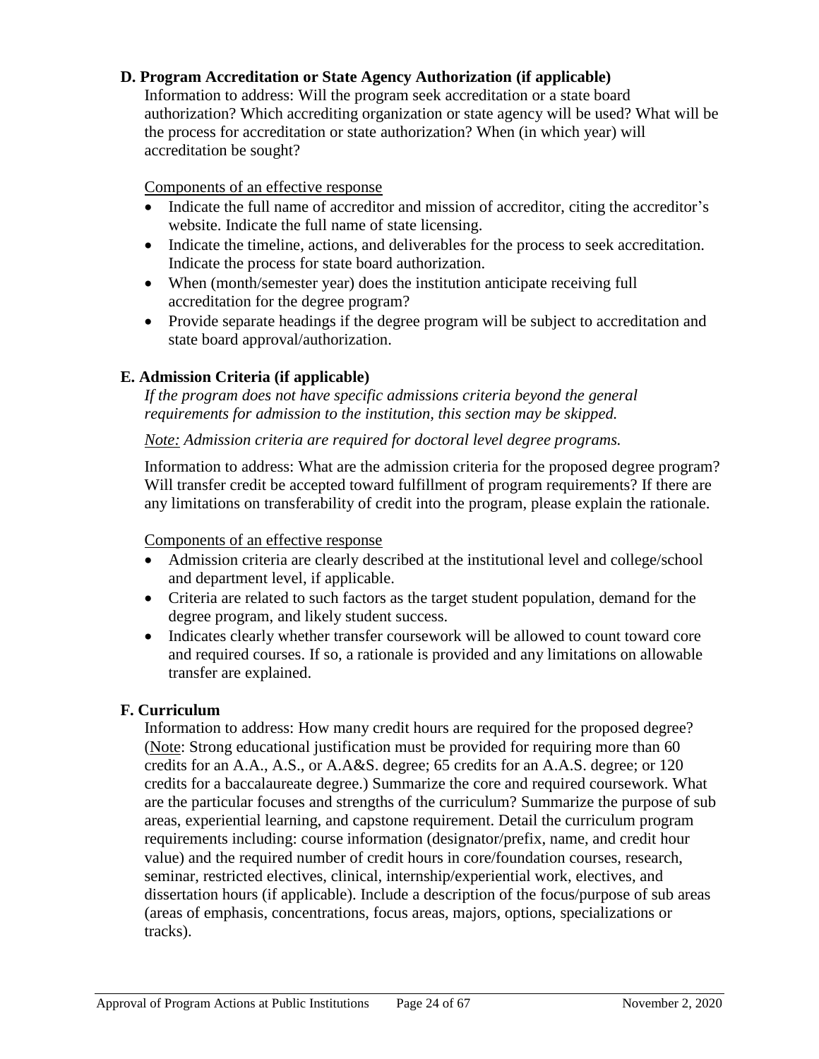### D. Program Accreditation or State Agency Authorization (if applicable)

Information to address: Will the program seek accreditation or a state board authorization? Which accrediting organization or state agency will be used? What will be the process for accreditation or state authorization? When (in which year) will accreditation be sought?

Components of an effective response

- Indicate the full name of accreditor and mission of accreditor, citing the accreditor's website. Indicate the full name of state licensing.
- Indicate the timeline, actions, and deliverables for the process to seek accreditation. Indicate the process for state board authorization.
- When (month/semester year) does the institution anticipate receiving full accreditation for the degree program?
- Provide separate headings if the degree program will be subject to accreditation and state board approval/authorization.

### E. Admission Criteria (if applicable)

*If the program does not have specific admissions criteria beyond the general requirements for admission to the institution, this section may be skipped.*

*Note: Admission criteria are required for doctoral level degree programs.*

Information to address: What are the admission criteria for the proposed degree program? Will transfer credit be accepted toward fulfillment of program requirements? If there are any limitations on transferability of credit into the program, please explain the rationale.

Components of an effective response

- Admission criteria are clearly described at the institutional level and college/school and department level, if applicable.
- Criteria are related to such factors as the target student population, demand for the degree program, and likely student success.
- Indicates clearly whether transfer coursework will be allowed to count toward core and required courses. If so, a rationale is provided and any limitations on allowable transfer are explained.

### F. Curriculum

Information to address: How many credit hours are required for the proposed degree? (Note: Strong educational justification must be provided for requiring more than 60 credits for an A.A., A.S., or A.A&S. degree; 65 credits for an A.A.S. degree; or 120 credits for a baccalaureate degree.) Summarize the core and required coursework. What are the particular focuses and strengths of the curriculum? Summarize the purpose of sub areas, experiential learning, and capstone requirement. Detail the curriculum program requirements including: course information (designator/prefix, name, and credit hour value) and the required number of credit hours in core/foundation courses, research, seminar, restricted electives, clinical, internship/experiential work, electives, and dissertation hours (if applicable). Include a description of the focus/purpose of sub areas (areas of emphasis, concentrations, focus areas, majors, options, specializations or tracks).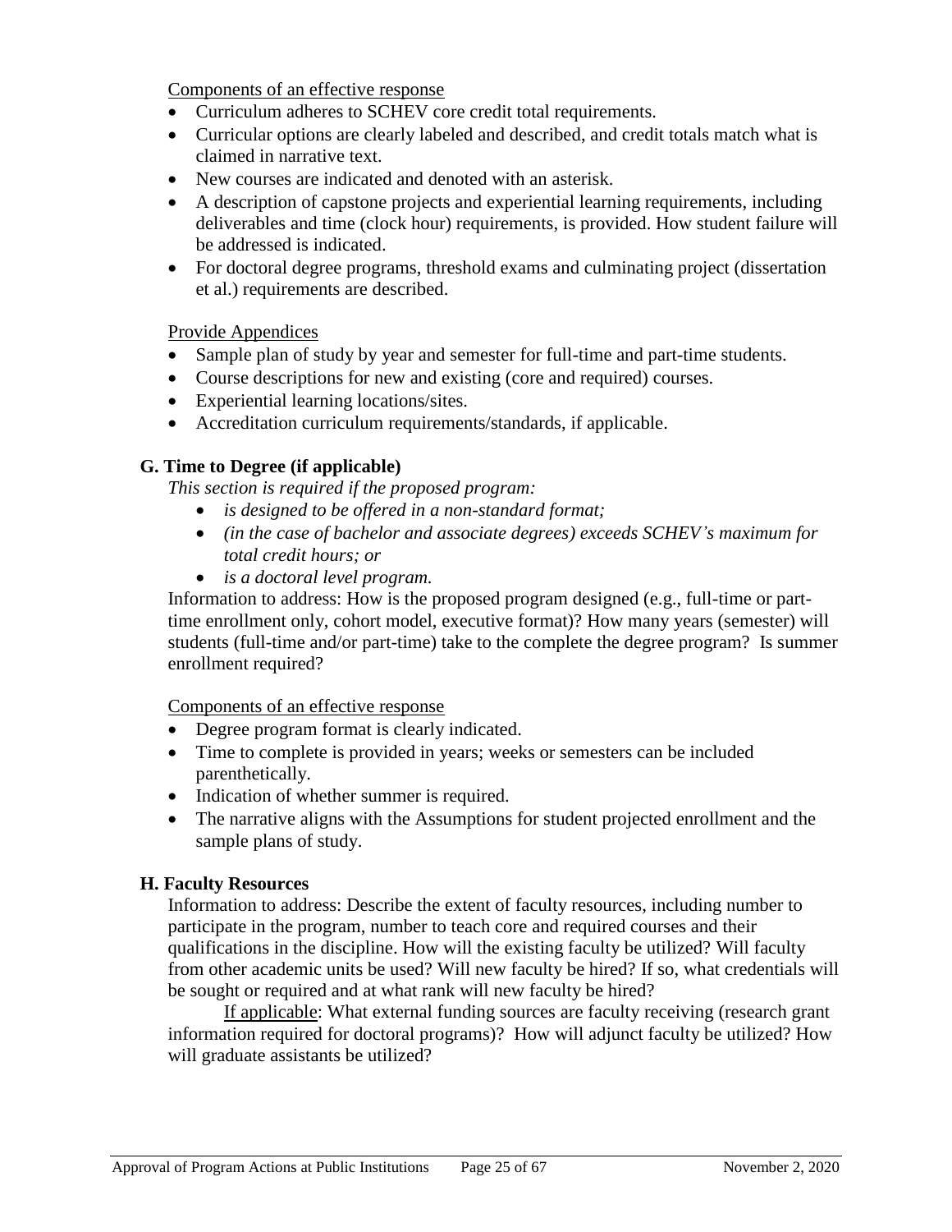Components of an effective response

- Curriculum adheres to SCHEV core credit total requirements.
- Curricular options are clearly labeled and described, and credit totals match what is claimed in narrative text.
- New courses are indicated and denoted with an asterisk.
- A description of capstone projects and experiential learning requirements, including deliverables and time (clock hour) requirements, is provided. How student failure will be addressed is indicated.
- For doctoral degree programs, threshold exams and culminating project (dissertation et al.) requirements are described.

Provide Appendices

- Sample plan of study by year and semester for full-time and part-time students.
- Course descriptions for new and existing (core and required) courses.
- Experiential learning locations/sites.
- Accreditation curriculum requirements/standards, if applicable.

### G. Time to Degree (if applicable)

*This section is required if the proposed program:*

- *is designed to be offered in a non-standard format;*
- *(in the case of bachelor and associate degrees) exceeds SCHEV's maximum for total credit hours; or*
- *is a doctoral level program.*

Information to address: How is the proposed program designed (e.g., full-time or part-time enrollment only, cohort model, executive format)? How many years (semester) will students (full-time and/or part-time) take to the complete the degree program? Is summer enrollment required?

Components of an effective response

- Degree program format is clearly indicated.
- Time to complete is provided in years; weeks or semesters can be included parenthetically.
- Indication of whether summer is required.
- The narrative aligns with the Assumptions for student projected enrollment and the sample plans of study.

### H. Faculty Resources

Information to address: Describe the extent of faculty resources, including number to participate in the program, number to teach core and required courses and their qualifications in the discipline. How will the existing faculty be utilized? Will faculty from other academic units be used? Will new faculty be hired? If so, what credentials will be sought or required and at what rank will new faculty be hired?

If applicable: What external funding sources are faculty receiving (research grant information required for doctoral programs)? How will adjunct faculty be utilized? How will graduate assistants be utilized?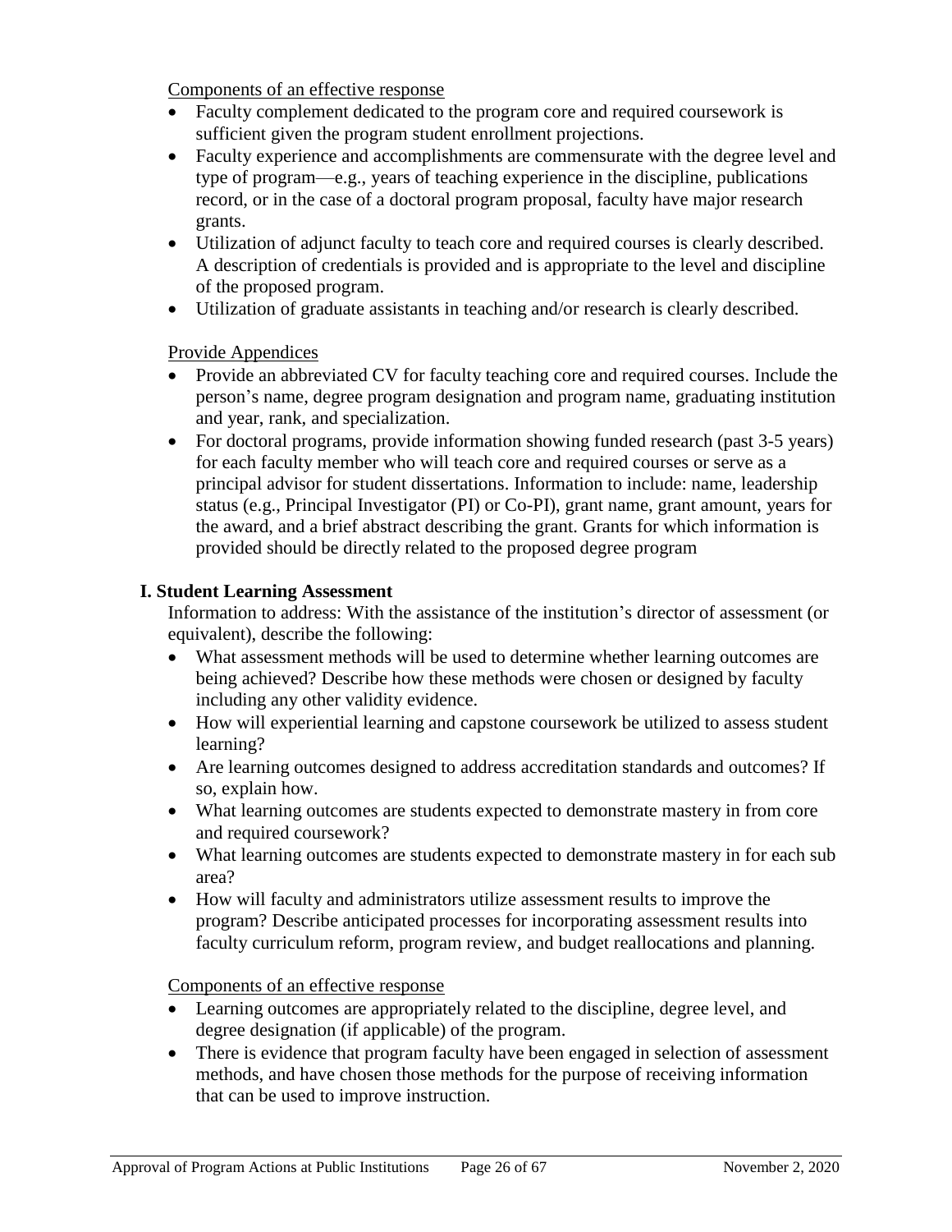Components of an effective response

- Faculty complement dedicated to the program core and required coursework is sufficient given the program student enrollment projections.
- Faculty experience and accomplishments are commensurate with the degree level and type of program—e.g., years of teaching experience in the discipline, publications record, or in the case of a doctoral program proposal, faculty have major research grants.
- Utilization of adjunct faculty to teach core and required courses is clearly described. A description of credentials is provided and is appropriate to the level and discipline of the proposed program.
- Utilization of graduate assistants in teaching and/or research is clearly described.

Provide Appendices

- Provide an abbreviated CV for faculty teaching core and required courses. Include the person's name, degree program designation and program name, graduating institution and year, rank, and specialization.
- For doctoral programs, provide information showing funded research (past 3-5 years) for each faculty member who will teach core and required courses or serve as a principal advisor for student dissertations. Information to include: name, leadership status (e.g., Principal Investigator (PI) or Co-PI), grant name, grant amount, years for the award, and a brief abstract describing the grant. Grants for which information is provided should be directly related to the proposed degree program

**I. Student Learning Assessment**

Information to address: With the assistance of the institution's director of assessment (or equivalent), describe the following:

- What assessment methods will be used to determine whether learning outcomes are being achieved? Describe how these methods were chosen or designed by faculty including any other validity evidence.
- How will experiential learning and capstone coursework be utilized to assess student learning?
- Are learning outcomes designed to address accreditation standards and outcomes? If so, explain how.
- What learning outcomes are students expected to demonstrate mastery in from core and required coursework?
- What learning outcomes are students expected to demonstrate mastery in for each sub area?
- How will faculty and administrators utilize assessment results to improve the program? Describe anticipated processes for incorporating assessment results into faculty curriculum reform, program review, and budget reallocations and planning.

Components of an effective response

- Learning outcomes are appropriately related to the discipline, degree level, and degree designation (if applicable) of the program.
- There is evidence that program faculty have been engaged in selection of assessment methods, and have chosen those methods for the purpose of receiving information that can be used to improve instruction.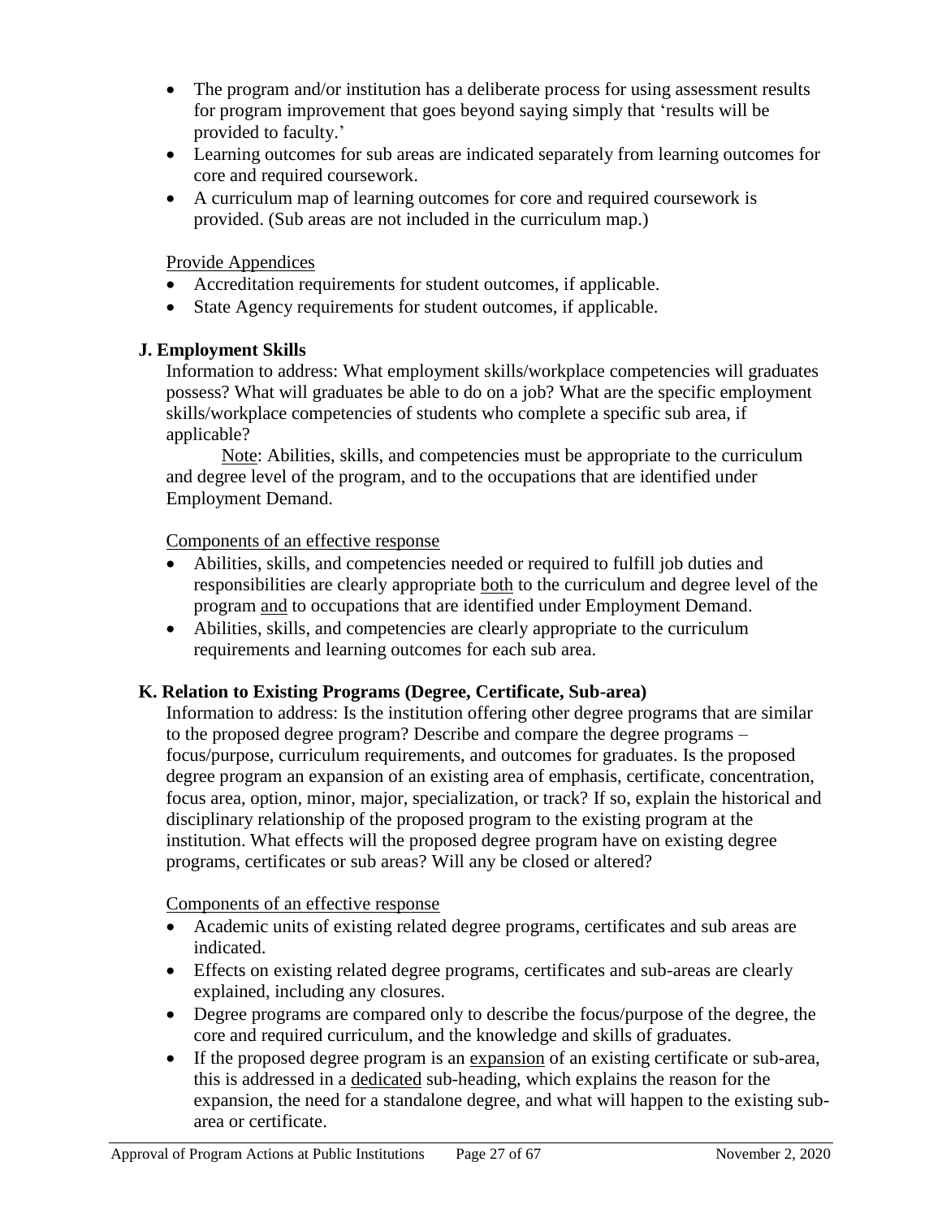- The program and/or institution has a deliberate process for using assessment results for program improvement that goes beyond saying simply that 'results will be provided to faculty.'
- Learning outcomes for sub areas are indicated separately from learning outcomes for core and required coursework.
- A curriculum map of learning outcomes for core and required coursework is provided. (Sub areas are not included in the curriculum map.)

Provide Appendices

- Accreditation requirements for student outcomes, if applicable.
- State Agency requirements for student outcomes, if applicable.

**J. Employment Skills**

Information to address: What employment skills/workplace competencies will graduates possess? What will graduates be able to do on a job? What are the specific employment skills/workplace competencies of students who complete a specific sub area, if applicable?

Note: Abilities, skills, and competencies must be appropriate to the curriculum and degree level of the program, and to the occupations that are identified under Employment Demand.

Components of an effective response

- Abilities, skills, and competencies needed or required to fulfill job duties and responsibilities are clearly appropriate both to the curriculum and degree level of the program and to occupations that are identified under Employment Demand.
- Abilities, skills, and competencies are clearly appropriate to the curriculum requirements and learning outcomes for each sub area.

**K. Relation to Existing Programs (Degree, Certificate, Sub-area)**

Information to address: Is the institution offering other degree programs that are similar to the proposed degree program? Describe and compare the degree programs – focus/purpose, curriculum requirements, and outcomes for graduates. Is the proposed degree program an expansion of an existing area of emphasis, certificate, concentration, focus area, option, minor, major, specialization, or track? If so, explain the historical and disciplinary relationship of the proposed program to the existing program at the institution. What effects will the proposed degree program have on existing degree programs, certificates or sub areas? Will any be closed or altered?

Components of an effective response

- Academic units of existing related degree programs, certificates and sub areas are indicated.
- Effects on existing related degree programs, certificates and sub-areas are clearly explained, including any closures.
- Degree programs are compared only to describe the focus/purpose of the degree, the core and required curriculum, and the knowledge and skills of graduates.
- If the proposed degree program is an expansion of an existing certificate or sub-area, this is addressed in a dedicated sub-heading, which explains the reason for the expansion, the need for a standalone degree, and what will happen to the existing sub-area or certificate.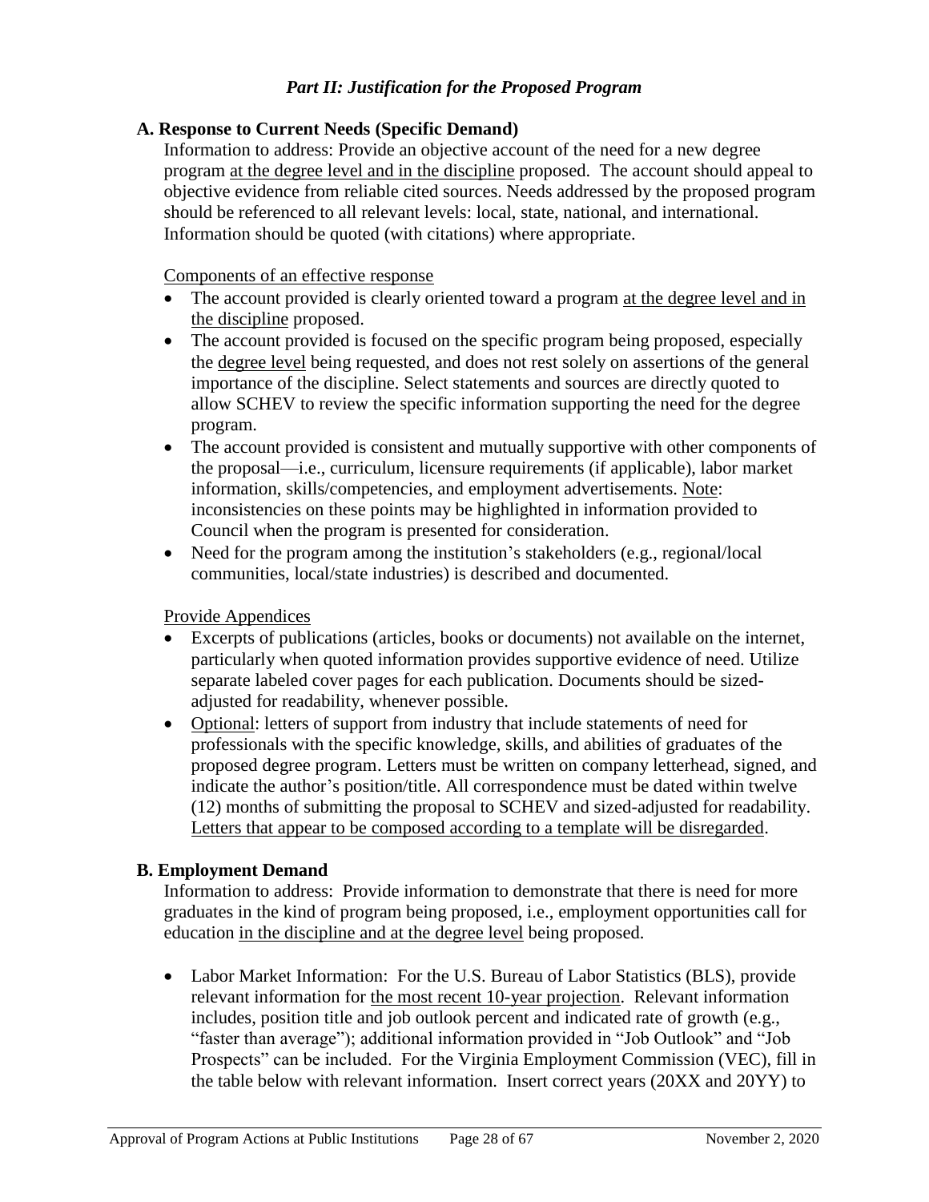### *Part II: Justification for the Proposed Program*

**A. Response to Current Needs (Specific Demand)**

Information to address: Provide an objective account of the need for a new degree program <u>at the degree level and in the discipline</u> proposed. The account should appeal to objective evidence from reliable cited sources. Needs addressed by the proposed program should be referenced to all relevant levels: local, state, national, and international. Information should be quoted (with citations) where appropriate.

<u>Components of an effective response</u>

- The account provided is clearly oriented toward a program <u>at the degree level and in the discipline</u> proposed.
- The account provided is focused on the specific program being proposed, especially the <u>degree level</u> being requested, and does not rest solely on assertions of the general importance of the discipline. Select statements and sources are directly quoted to allow SCHEV to review the specific information supporting the need for the degree program.
- The account provided is consistent and mutually supportive with other components of the proposal—i.e., curriculum, licensure requirements (if applicable), labor market information, skills/competencies, and employment advertisements. <u>Note</u>: inconsistencies on these points may be highlighted in information provided to Council when the program is presented for consideration.
- Need for the program among the institution's stakeholders (e.g., regional/local communities, local/state industries) is described and documented.

<u>Provide Appendices</u>

- Excerpts of publications (articles, books or documents) not available on the internet, particularly when quoted information provides supportive evidence of need. Utilize separate labeled cover pages for each publication. Documents should be sized-adjusted for readability, whenever possible.
- <u>Optional</u>: letters of support from industry that include statements of need for professionals with the specific knowledge, skills, and abilities of graduates of the proposed degree program. Letters must be written on company letterhead, signed, and indicate the author's position/title. All correspondence must be dated within twelve (12) months of submitting the proposal to SCHEV and sized-adjusted for readability. <u>Letters that appear to be composed according to a template will be disregarded</u>.

**B. Employment Demand**

Information to address: Provide information to demonstrate that there is need for more graduates in the kind of program being proposed, i.e., employment opportunities call for education <u>in the discipline and at the degree level</u> being proposed.

- Labor Market Information: For the U.S. Bureau of Labor Statistics (BLS), provide relevant information for <u>the most recent 10-year projection</u>. Relevant information includes, position title and job outlook percent and indicated rate of growth (e.g., "faster than average"); additional information provided in "Job Outlook" and "Job Prospects" can be included. For the Virginia Employment Commission (VEC), fill in the table below with relevant information. Insert correct years (20XX and 20YY) to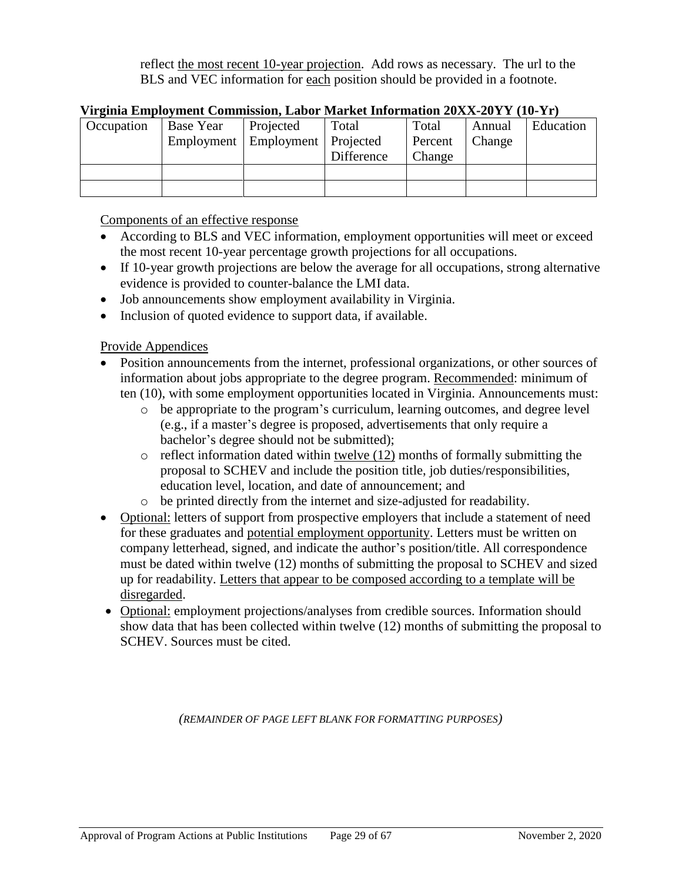reflect the most recent 10-year projection. Add rows as necessary. The url to the BLS and VEC information for each position should be provided in a footnote.

**Virginia Employment Commission, Labor Market Information 20XX-20YY (10-Yr)**

| Occupation | Base Year Employment | Projected Employment | Total Projected Difference | Total Percent Change | Annual Change | Education |
|---|---|---|---|---|---|---|
| | | | | | | |
| | | | | | | |

Components of an effective response

- According to BLS and VEC information, employment opportunities will meet or exceed the most recent 10-year percentage growth projections for all occupations.
- If 10-year growth projections are below the average for all occupations, strong alternative evidence is provided to counter-balance the LMI data.
- Job announcements show employment availability in Virginia.
- Inclusion of quoted evidence to support data, if available.

Provide Appendices

- Position announcements from the internet, professional organizations, or other sources of information about jobs appropriate to the degree program. Recommended: minimum of ten (10), with some employment opportunities located in Virginia. Announcements must:
  - be appropriate to the program's curriculum, learning outcomes, and degree level (e.g., if a master's degree is proposed, advertisements that only require a bachelor's degree should not be submitted);
  - reflect information dated within twelve (12) months of formally submitting the proposal to SCHEV and include the position title, job duties/responsibilities, education level, location, and date of announcement; and
  - be printed directly from the internet and size-adjusted for readability.
- Optional: letters of support from prospective employers that include a statement of need for these graduates and potential employment opportunity. Letters must be written on company letterhead, signed, and indicate the author's position/title. All correspondence must be dated within twelve (12) months of submitting the proposal to SCHEV and sized up for readability. Letters that appear to be composed according to a template will be disregarded.
- Optional: employment projections/analyses from credible sources. Information should show data that has been collected within twelve (12) months of submitting the proposal to SCHEV. Sources must be cited.

*(REMAINDER OF PAGE LEFT BLANK FOR FORMATTING PURPOSES)*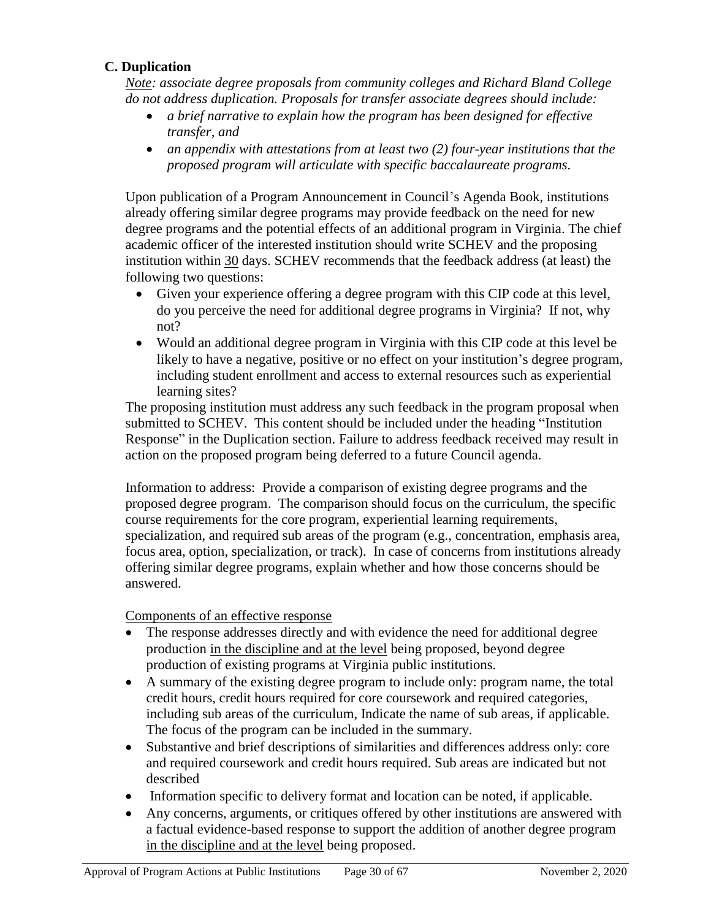### C. Duplication

*Note: associate degree proposals from community colleges and Richard Bland College do not address duplication. Proposals for transfer associate degrees should include:*

- *a brief narrative to explain how the program has been designed for effective transfer, and*
- *an appendix with attestations from at least two (2) four-year institutions that the proposed program will articulate with specific baccalaureate programs.*

Upon publication of a Program Announcement in Council's Agenda Book, institutions already offering similar degree programs may provide feedback on the need for new degree programs and the potential effects of an additional program in Virginia. The chief academic officer of the interested institution should write SCHEV and the proposing institution within 30 days. SCHEV recommends that the feedback address (at least) the following two questions:

- Given your experience offering a degree program with this CIP code at this level, do you perceive the need for additional degree programs in Virginia? If not, why not?
- Would an additional degree program in Virginia with this CIP code at this level be likely to have a negative, positive or no effect on your institution's degree program, including student enrollment and access to external resources such as experiential learning sites?

The proposing institution must address any such feedback in the program proposal when submitted to SCHEV. This content should be included under the heading "Institution Response" in the Duplication section. Failure to address feedback received may result in action on the proposed program being deferred to a future Council agenda.

Information to address: Provide a comparison of existing degree programs and the proposed degree program. The comparison should focus on the curriculum, the specific course requirements for the core program, experiential learning requirements, specialization, and required sub areas of the program (e.g., concentration, emphasis area, focus area, option, specialization, or track). In case of concerns from institutions already offering similar degree programs, explain whether and how those concerns should be answered.

Components of an effective response

- The response addresses directly and with evidence the need for additional degree production in the discipline and at the level being proposed, beyond degree production of existing programs at Virginia public institutions.
- A summary of the existing degree program to include only: program name, the total credit hours, credit hours required for core coursework and required categories, including sub areas of the curriculum, Indicate the name of sub areas, if applicable. The focus of the program can be included in the summary.
- Substantive and brief descriptions of similarities and differences address only: core and required coursework and credit hours required. Sub areas are indicated but not described
- Information specific to delivery format and location can be noted, if applicable.
- Any concerns, arguments, or critiques offered by other institutions are answered with a factual evidence-based response to support the addition of another degree program in the discipline and at the level being proposed.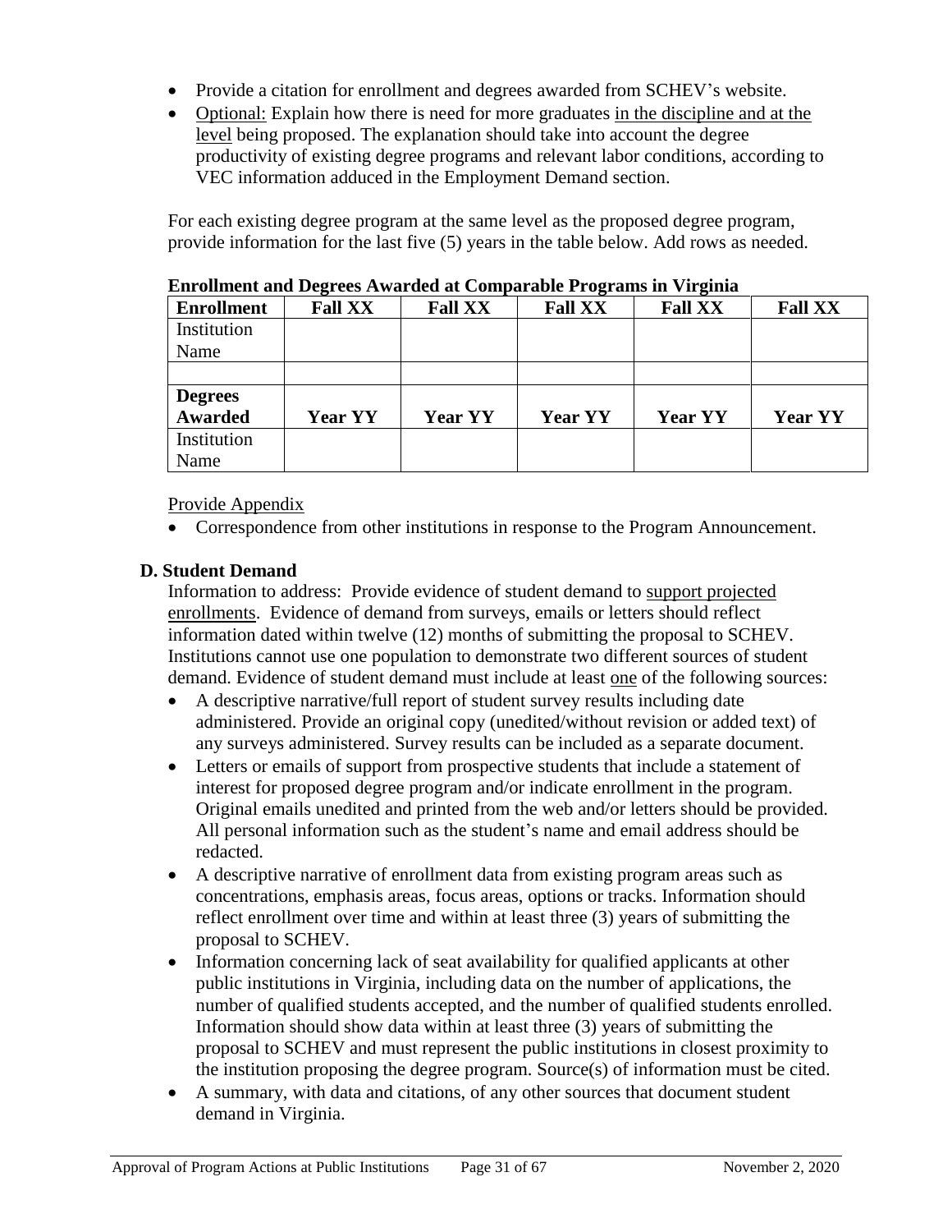- Provide a citation for enrollment and degrees awarded from SCHEV's website.
- Optional: Explain how there is need for more graduates in the discipline and at the level being proposed. The explanation should take into account the degree productivity of existing degree programs and relevant labor conditions, according to VEC information adduced in the Employment Demand section.

For each existing degree program at the same level as the proposed degree program, provide information for the last five (5) years in the table below. Add rows as needed.

**Enrollment and Degrees Awarded at Comparable Programs in Virginia**

| **Enrollment** | **Fall XX** | **Fall XX** | **Fall XX** | **Fall XX** | **Fall XX** |
|---|---|---|---|---|---|
| Institution Name | | | | | |
| | | | | | |
| **Degrees Awarded** | **Year YY** | **Year YY** | **Year YY** | **Year YY** | **Year YY** |
| Institution Name | | | | | |

Provide Appendix

- Correspondence from other institutions in response to the Program Announcement.

### D. Student Demand

Information to address: Provide evidence of student demand to support projected enrollments. Evidence of demand from surveys, emails or letters should reflect information dated within twelve (12) months of submitting the proposal to SCHEV. Institutions cannot use one population to demonstrate two different sources of student demand. Evidence of student demand must include at least one of the following sources:

- A descriptive narrative/full report of student survey results including date administered. Provide an original copy (unedited/without revision or added text) of any surveys administered. Survey results can be included as a separate document.
- Letters or emails of support from prospective students that include a statement of interest for proposed degree program and/or indicate enrollment in the program. Original emails unedited and printed from the web and/or letters should be provided. All personal information such as the student's name and email address should be redacted.
- A descriptive narrative of enrollment data from existing program areas such as concentrations, emphasis areas, focus areas, options or tracks. Information should reflect enrollment over time and within at least three (3) years of submitting the proposal to SCHEV.
- Information concerning lack of seat availability for qualified applicants at other public institutions in Virginia, including data on the number of applications, the number of qualified students accepted, and the number of qualified students enrolled. Information should show data within at least three (3) years of submitting the proposal to SCHEV and must represent the public institutions in closest proximity to the institution proposing the degree program. Source(s) of information must be cited.
- A summary, with data and citations, of any other sources that document student demand in Virginia.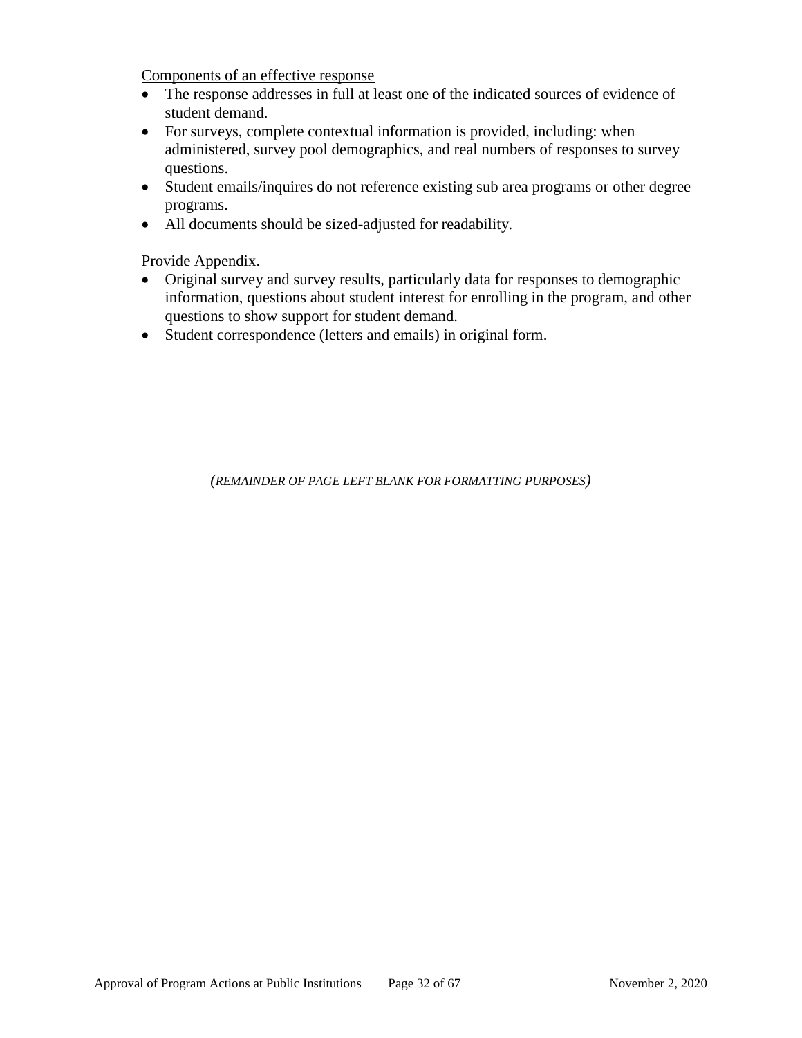Components of an effective response

- The response addresses in full at least one of the indicated sources of evidence of student demand.
- For surveys, complete contextual information is provided, including: when administered, survey pool demographics, and real numbers of responses to survey questions.
- Student emails/inquires do not reference existing sub area programs or other degree programs.
- All documents should be sized-adjusted for readability.

Provide Appendix.

- Original survey and survey results, particularly data for responses to demographic information, questions about student interest for enrolling in the program, and other questions to show support for student demand.
- Student correspondence (letters and emails) in original form.

*(REMAINDER OF PAGE LEFT BLANK FOR FORMATTING PURPOSES)*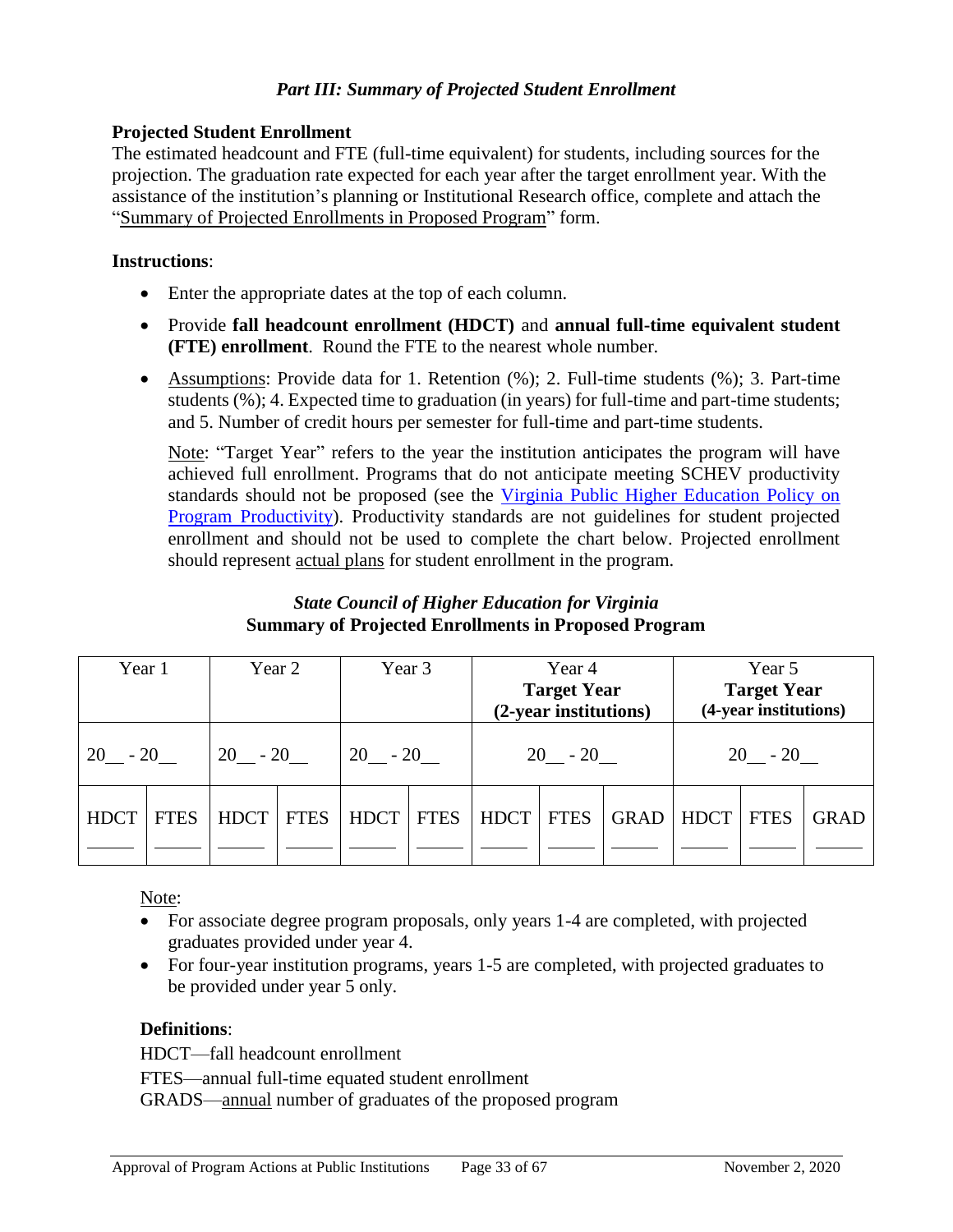*Part III: Summary of Projected Student Enrollment*

**Projected Student Enrollment**

The estimated headcount and FTE (full-time equivalent) for students, including sources for the projection. The graduation rate expected for each year after the target enrollment year. With the assistance of the institution's planning or Institutional Research office, complete and attach the "Summary of Projected Enrollments in Proposed Program" form.

**Instructions**:

- Enter the appropriate dates at the top of each column.
- Provide **fall headcount enrollment (HDCT)** and **annual full-time equivalent student (FTE) enrollment**. Round the FTE to the nearest whole number.
- Assumptions: Provide data for 1. Retention (%); 2. Full-time students (%); 3. Part-time students (%); 4. Expected time to graduation (in years) for full-time and part-time students; and 5. Number of credit hours per semester for full-time and part-time students.

  Note: "Target Year" refers to the year the institution anticipates the program will have achieved full enrollment. Programs that do not anticipate meeting SCHEV productivity standards should not be proposed (see the Virginia Public Higher Education Policy on Program Productivity). Productivity standards are not guidelines for student projected enrollment and should not be used to complete the chart below. Projected enrollment should represent actual plans for student enrollment in the program.

***State Council of Higher Education for Virginia***
**Summary of Projected Enrollments in Proposed Program**

| Year 1 | | Year 2 | | Year 3 | | Year 4 **Target Year (2-year institutions)** | | | Year 5 **Target Year (4-year institutions)** | | |
|---|---|---|---|---|---|---|---|---|---|---|---|
| 20__ - 20__ | | 20__ - 20__ | | 20__ - 20__ | | 20__ - 20__ | | | 20__ - 20__ | | |
| HDCT ____ | FTES ____ | HDCT ____ | FTES ____ | HDCT ____ | FTES ____ | HDCT ____ | FTES ____ | GRAD ____ | HDCT ____ | FTES ____ | GRAD ____ |

Note:

- For associate degree program proposals, only years 1-4 are completed, with projected graduates provided under year 4.
- For four-year institution programs, years 1-5 are completed, with projected graduates to be provided under year 5 only.

**Definitions**:

HDCT—fall headcount enrollment

FTES—annual full-time equated student enrollment

GRADS—annual number of graduates of the proposed program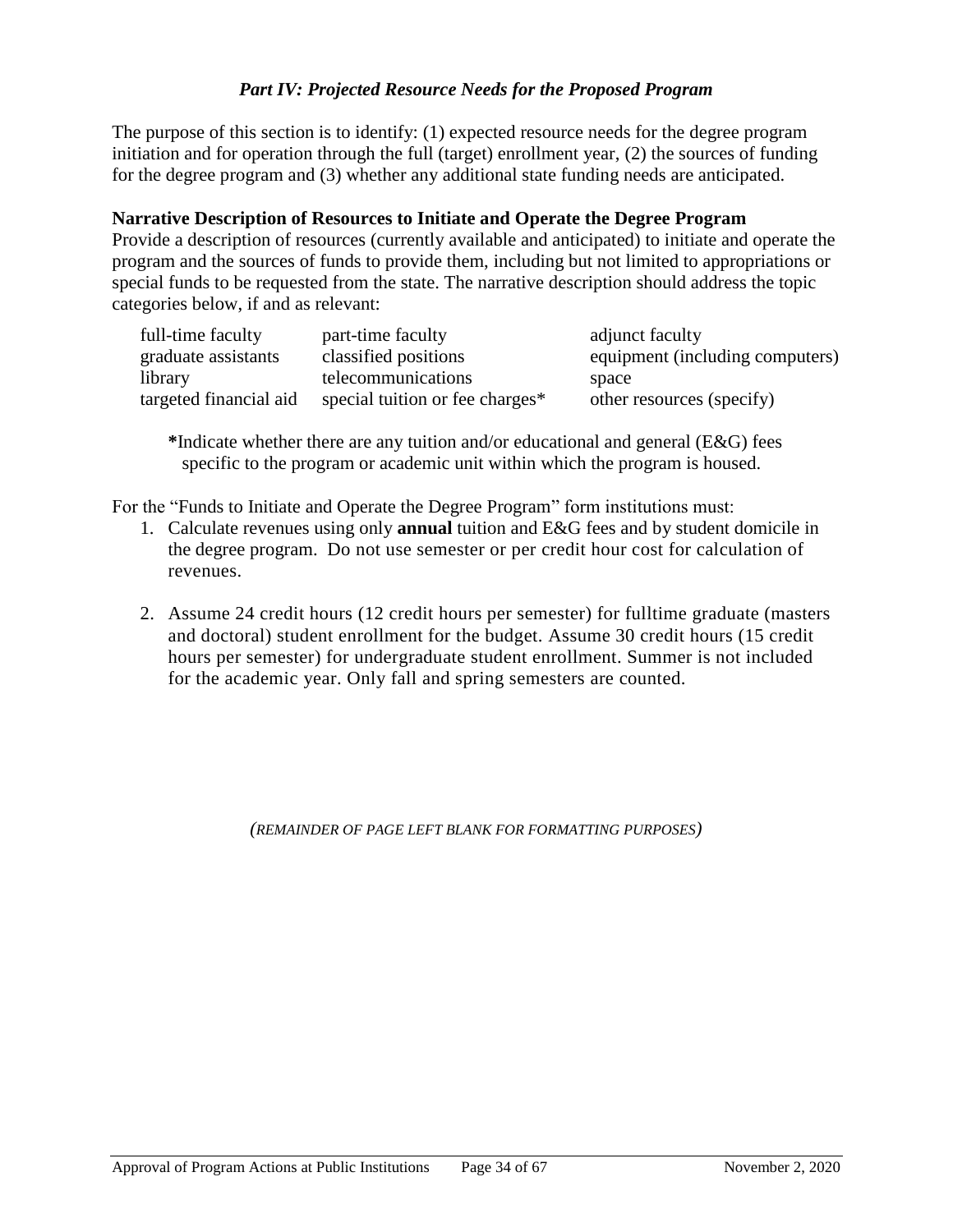## *Part IV: Projected Resource Needs for the Proposed Program*

The purpose of this section is to identify: (1) expected resource needs for the degree program initiation and for operation through the full (target) enrollment year, (2) the sources of funding for the degree program and (3) whether any additional state funding needs are anticipated.

**Narrative Description of Resources to Initiate and Operate the Degree Program**

Provide a description of resources (currently available and anticipated) to initiate and operate the program and the sources of funds to provide them, including but not limited to appropriations or special funds to be requested from the state. The narrative description should address the topic categories below, if and as relevant:

| | | |
|---|---|---|
| full-time faculty | part-time faculty | adjunct faculty |
| graduate assistants | classified positions | equipment (including computers) |
| library | telecommunications | space |
| targeted financial aid | special tuition or fee charges* | other resources (specify) |

**\***Indicate whether there are any tuition and/or educational and general (E&G) fees specific to the program or academic unit within which the program is housed.

For the "Funds to Initiate and Operate the Degree Program" form institutions must:

1. Calculate revenues using only **annual** tuition and E&G fees and by student domicile in the degree program. Do not use semester or per credit hour cost for calculation of revenues.

2. Assume 24 credit hours (12 credit hours per semester) for fulltime graduate (masters and doctoral) student enrollment for the budget. Assume 30 credit hours (15 credit hours per semester) for undergraduate student enrollment. Summer is not included for the academic year. Only fall and spring semesters are counted.

*(REMAINDER OF PAGE LEFT BLANK FOR FORMATTING PURPOSES)*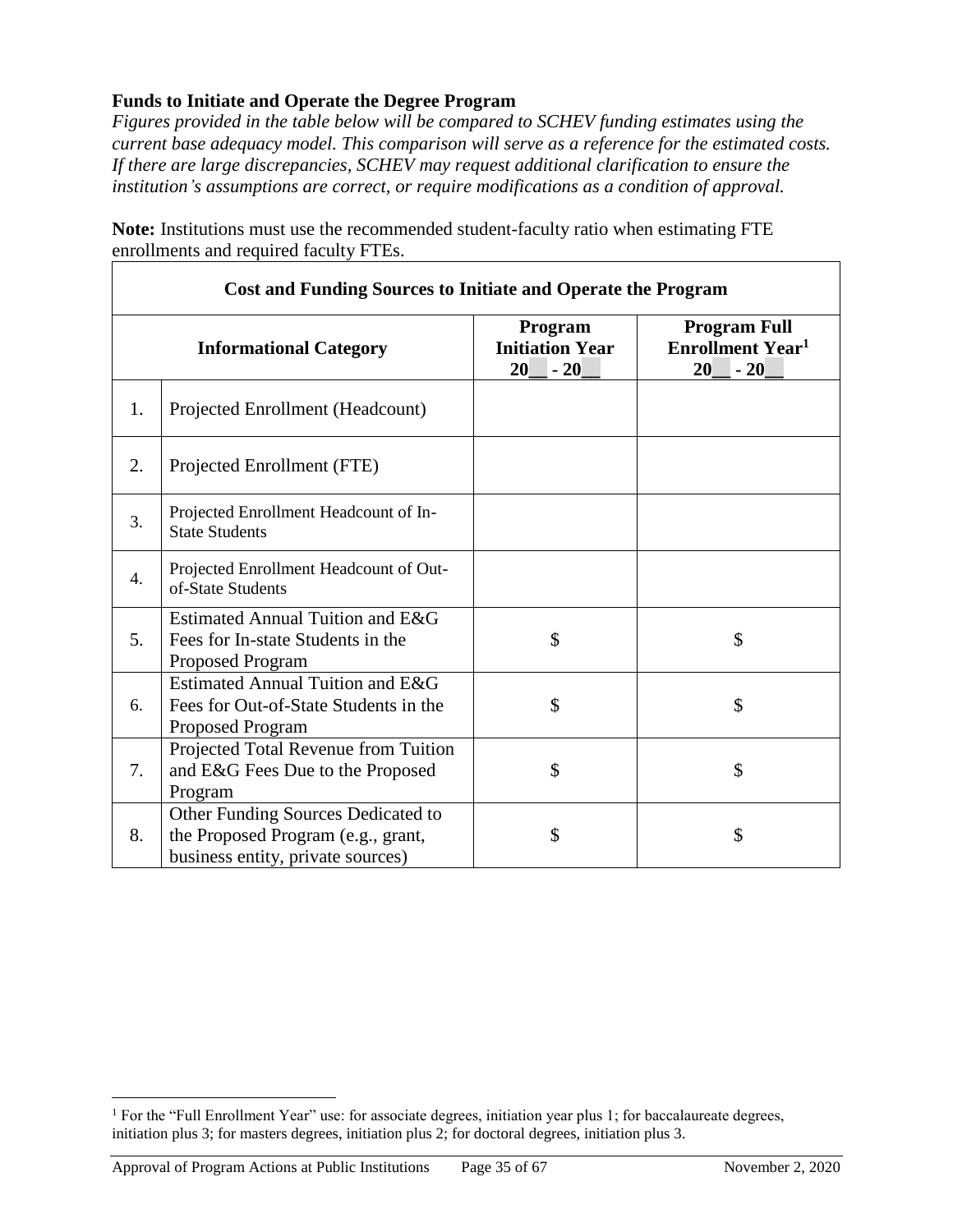**Funds to Initiate and Operate the Degree Program**

*Figures provided in the table below will be compared to SCHEV funding estimates using the current base adequacy model. This comparison will serve as a reference for the estimated costs. If there are large discrepancies, SCHEV may request additional clarification to ensure the institution's assumptions are correct, or require modifications as a condition of approval.*

**Note:** Institutions must use the recommended student-faculty ratio when estimating FTE enrollments and required faculty FTEs.

| **Cost and Funding Sources to Initiate and Operate the Program** | | | |
|---|---|---|---|
| **Informational Category** | | **Program Initiation Year 20__ - 20__** | **Program Full Enrollment Year[1] 20__ - 20__** |
| 1. | Projected Enrollment (Headcount) | | |
| 2. | Projected Enrollment (FTE) | | |
| 3. | Projected Enrollment Headcount of In-State Students | | |
| 4. | Projected Enrollment Headcount of Out-of-State Students | | |
| 5. | Estimated Annual Tuition and E&G Fees for In-state Students in the Proposed Program | $ | $ |
| 6. | Estimated Annual Tuition and E&G Fees for Out-of-State Students in the Proposed Program | $ | $ |
| 7. | Projected Total Revenue from Tuition and E&G Fees Due to the Proposed Program | $ | $ |
| 8. | Other Funding Sources Dedicated to the Proposed Program (e.g., grant, business entity, private sources) | $ | $ |

[1] For the "Full Enrollment Year" use: for associate degrees, initiation year plus 1; for baccalaureate degrees, initiation plus 3; for masters degrees, initiation plus 2; for doctoral degrees, initiation plus 3.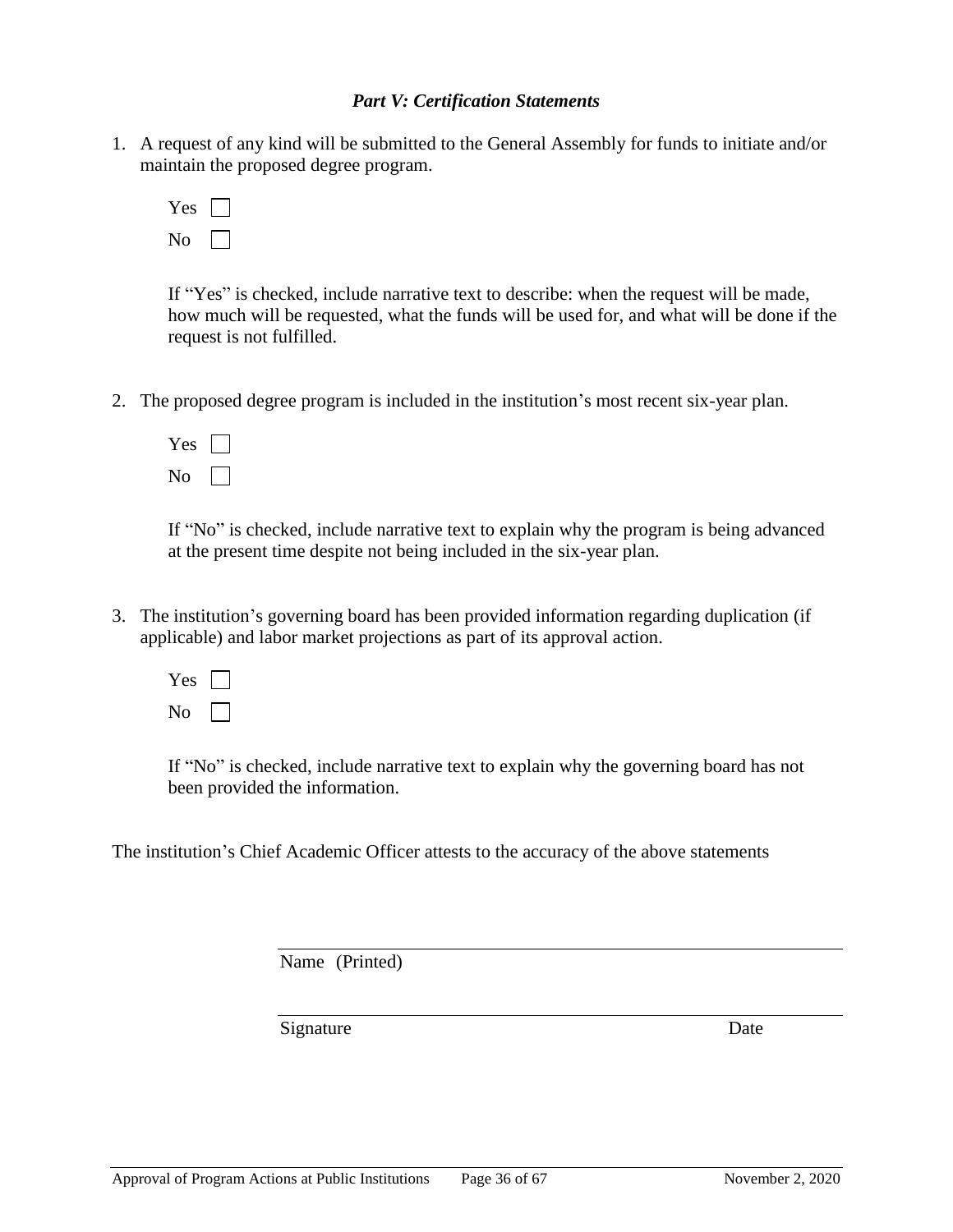### *Part V: Certification Statements*

1. A request of any kind will be submitted to the General Assembly for funds to initiate and/or maintain the proposed degree program.

   Yes ☐

   No ☐

   If "Yes" is checked, include narrative text to describe: when the request will be made, how much will be requested, what the funds will be used for, and what will be done if the request is not fulfilled.

2. The proposed degree program is included in the institution's most recent six-year plan.

   Yes ☐

   No ☐

   If "No" is checked, include narrative text to explain why the program is being advanced at the present time despite not being included in the six-year plan.

3. The institution's governing board has been provided information regarding duplication (if applicable) and labor market projections as part of its approval action.

   Yes ☐

   No ☐

   If "No" is checked, include narrative text to explain why the governing board has not been provided the information.

The institution's Chief Academic Officer attests to the accuracy of the above statements

_______________________________________________

Name (Printed)

_______________________________________________

Signature                                                                                    Date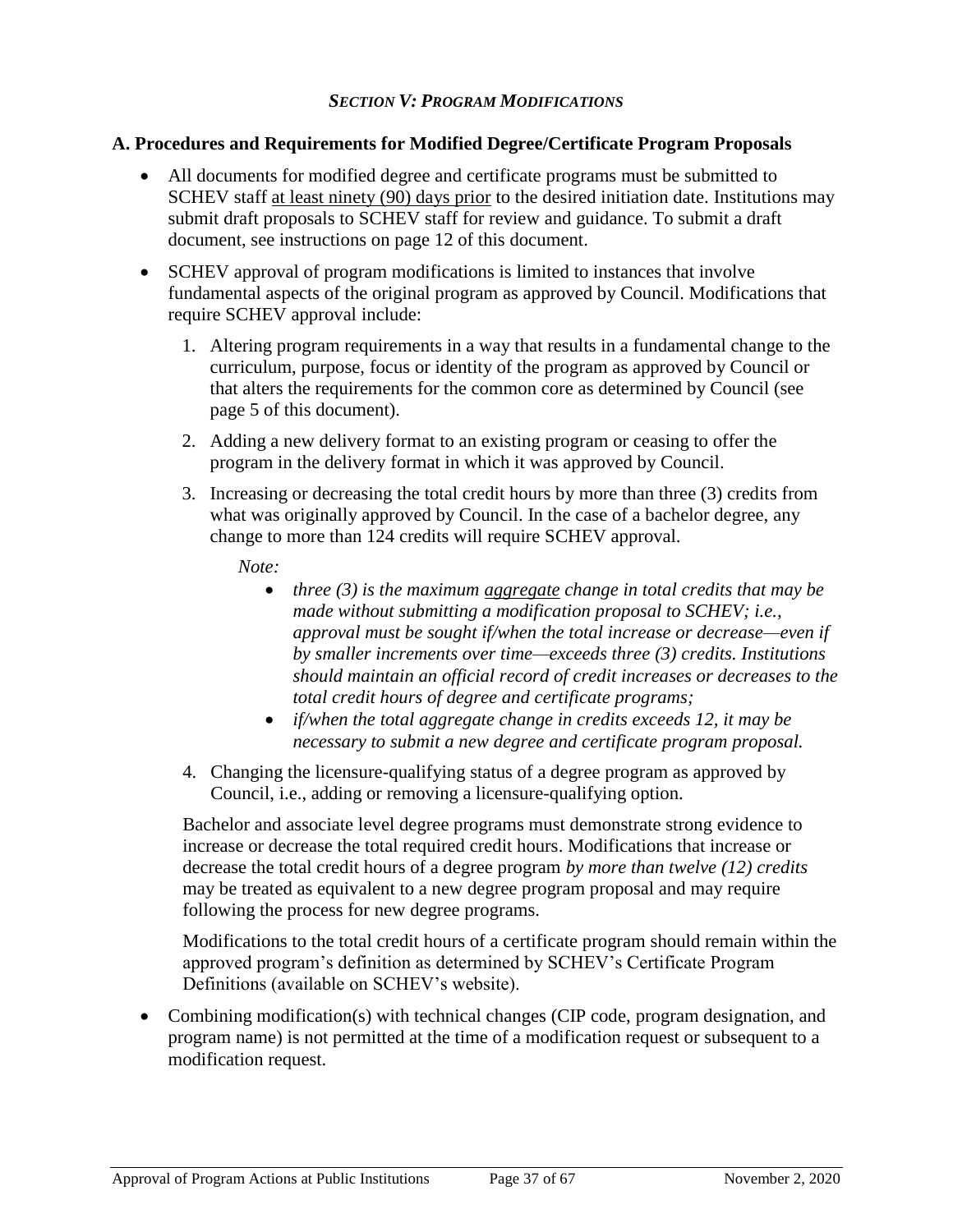## *SECTION V: PROGRAM MODIFICATIONS*

### A. Procedures and Requirements for Modified Degree/Certificate Program Proposals

- All documents for modified degree and certificate programs must be submitted to SCHEV staff at least ninety (90) days prior to the desired initiation date. Institutions may submit draft proposals to SCHEV staff for review and guidance. To submit a draft document, see instructions on page 12 of this document.
- SCHEV approval of program modifications is limited to instances that involve fundamental aspects of the original program as approved by Council. Modifications that require SCHEV approval include:
  1. Altering program requirements in a way that results in a fundamental change to the curriculum, purpose, focus or identity of the program as approved by Council or that alters the requirements for the common core as determined by Council (see page 5 of this document).
  2. Adding a new delivery format to an existing program or ceasing to offer the program in the delivery format in which it was approved by Council.
  3. Increasing or decreasing the total credit hours by more than three (3) credits from what was originally approved by Council. In the case of a bachelor degree, any change to more than 124 credits will require SCHEV approval.

     *Note:*
     - *three (3) is the maximum aggregate change in total credits that may be made without submitting a modification proposal to SCHEV; i.e., approval must be sought if/when the total increase or decrease—even if by smaller increments over time—exceeds three (3) credits. Institutions should maintain an official record of credit increases or decreases to the total credit hours of degree and certificate programs;*
     - *if/when the total aggregate change in credits exceeds 12, it may be necessary to submit a new degree and certificate program proposal.*
  4. Changing the licensure-qualifying status of a degree program as approved by Council, i.e., adding or removing a licensure-qualifying option.

  Bachelor and associate level degree programs must demonstrate strong evidence to increase or decrease the total required credit hours. Modifications that increase or decrease the total credit hours of a degree program *by more than twelve (12) credits* may be treated as equivalent to a new degree program proposal and may require following the process for new degree programs.

  Modifications to the total credit hours of a certificate program should remain within the approved program's definition as determined by SCHEV's Certificate Program Definitions (available on SCHEV's website).

- Combining modification(s) with technical changes (CIP code, program designation, and program name) is not permitted at the time of a modification request or subsequent to a modification request.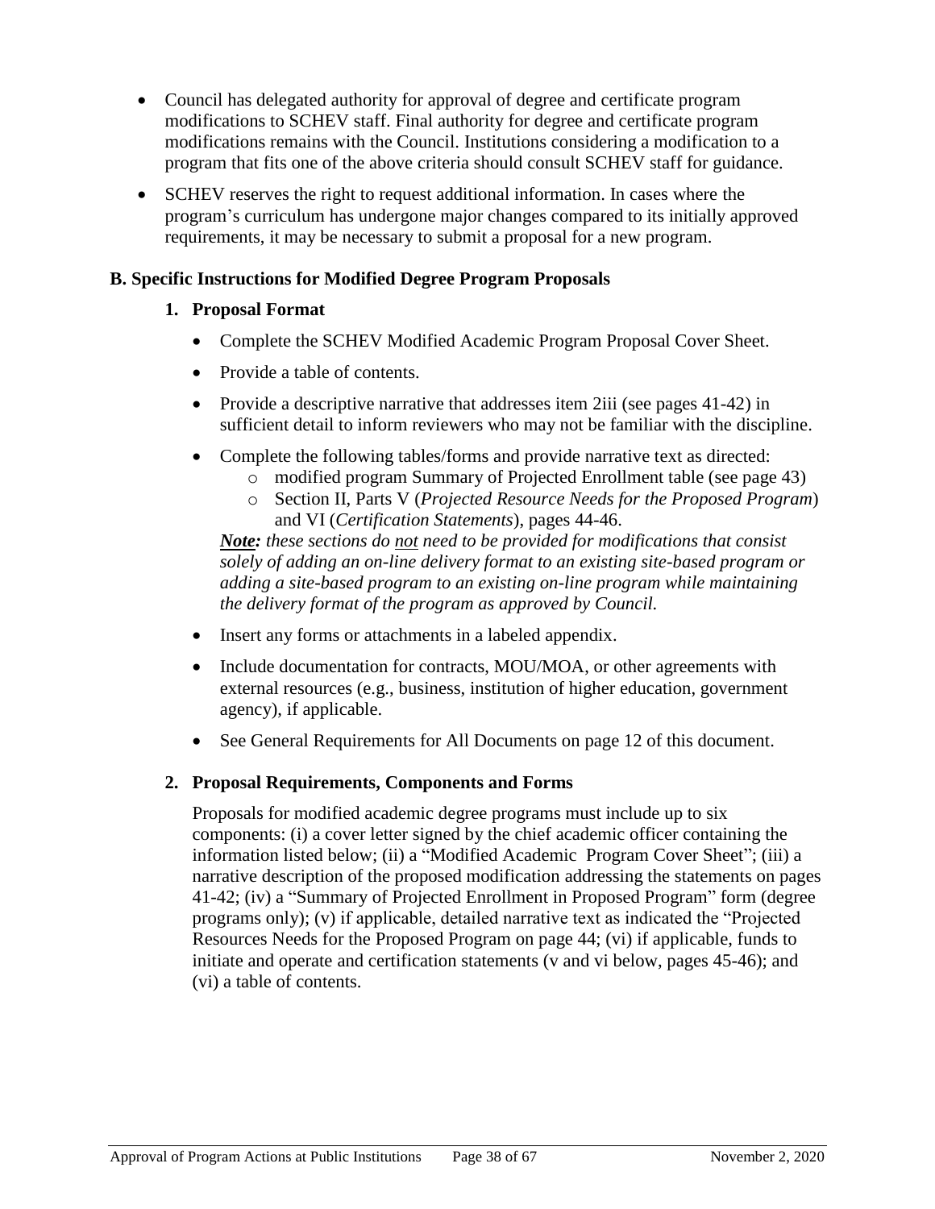- Council has delegated authority for approval of degree and certificate program modifications to SCHEV staff. Final authority for degree and certificate program modifications remains with the Council. Institutions considering a modification to a program that fits one of the above criteria should consult SCHEV staff for guidance.
- SCHEV reserves the right to request additional information. In cases where the program's curriculum has undergone major changes compared to its initially approved requirements, it may be necessary to submit a proposal for a new program.

### B. Specific Instructions for Modified Degree Program Proposals

#### 1. Proposal Format

- Complete the SCHEV Modified Academic Program Proposal Cover Sheet.
- Provide a table of contents.
- Provide a descriptive narrative that addresses item 2iii (see pages 41-42) in sufficient detail to inform reviewers who may not be familiar with the discipline.
- Complete the following tables/forms and provide narrative text as directed:
  - modified program Summary of Projected Enrollment table (see page 43)
  - Section II, Parts V (*Projected Resource Needs for the Proposed Program*) and VI (*Certification Statements*), pages 44-46.

  ***Note:*** *these sections do not need to be provided for modifications that consist solely of adding an on-line delivery format to an existing site-based program or adding a site-based program to an existing on-line program while maintaining the delivery format of the program as approved by Council.*
- Insert any forms or attachments in a labeled appendix.
- Include documentation for contracts, MOU/MOA, or other agreements with external resources (e.g., business, institution of higher education, government agency), if applicable.
- See General Requirements for All Documents on page 12 of this document.

#### 2. Proposal Requirements, Components and Forms

Proposals for modified academic degree programs must include up to six components: (i) a cover letter signed by the chief academic officer containing the information listed below; (ii) a "Modified Academic Program Cover Sheet"; (iii) a narrative description of the proposed modification addressing the statements on pages 41-42; (iv) a "Summary of Projected Enrollment in Proposed Program" form (degree programs only); (v) if applicable, detailed narrative text as indicated the "Projected Resources Needs for the Proposed Program on page 44; (vi) if applicable, funds to initiate and operate and certification statements (v and vi below, pages 45-46); and (vi) a table of contents.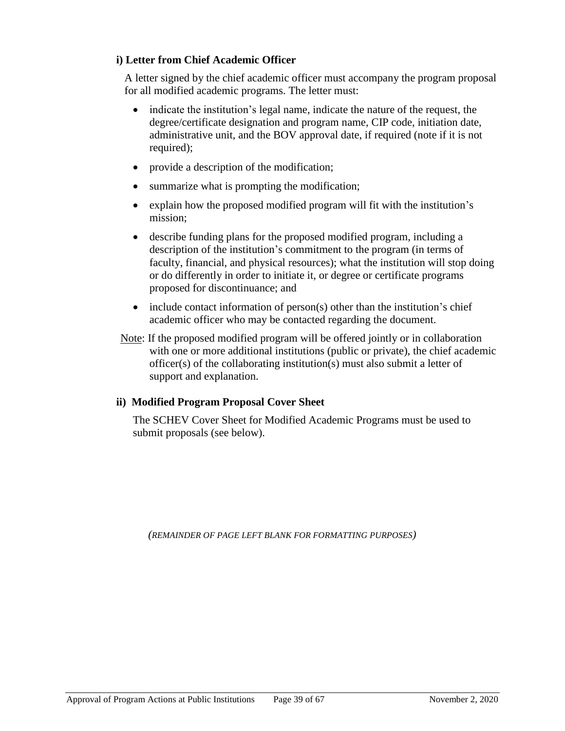### i) Letter from Chief Academic Officer

A letter signed by the chief academic officer must accompany the program proposal for all modified academic programs. The letter must:

- indicate the institution's legal name, indicate the nature of the request, the degree/certificate designation and program name, CIP code, initiation date, administrative unit, and the BOV approval date, if required (note if it is not required);
- provide a description of the modification;
- summarize what is prompting the modification;
- explain how the proposed modified program will fit with the institution's mission;
- describe funding plans for the proposed modified program, including a description of the institution's commitment to the program (in terms of faculty, financial, and physical resources); what the institution will stop doing or do differently in order to initiate it, or degree or certificate programs proposed for discontinuance; and
- include contact information of person(s) other than the institution's chief academic officer who may be contacted regarding the document.

Note: If the proposed modified program will be offered jointly or in collaboration with one or more additional institutions (public or private), the chief academic officer(s) of the collaborating institution(s) must also submit a letter of support and explanation.

### ii) Modified Program Proposal Cover Sheet

The SCHEV Cover Sheet for Modified Academic Programs must be used to submit proposals (see below).

*(REMAINDER OF PAGE LEFT BLANK FOR FORMATTING PURPOSES)*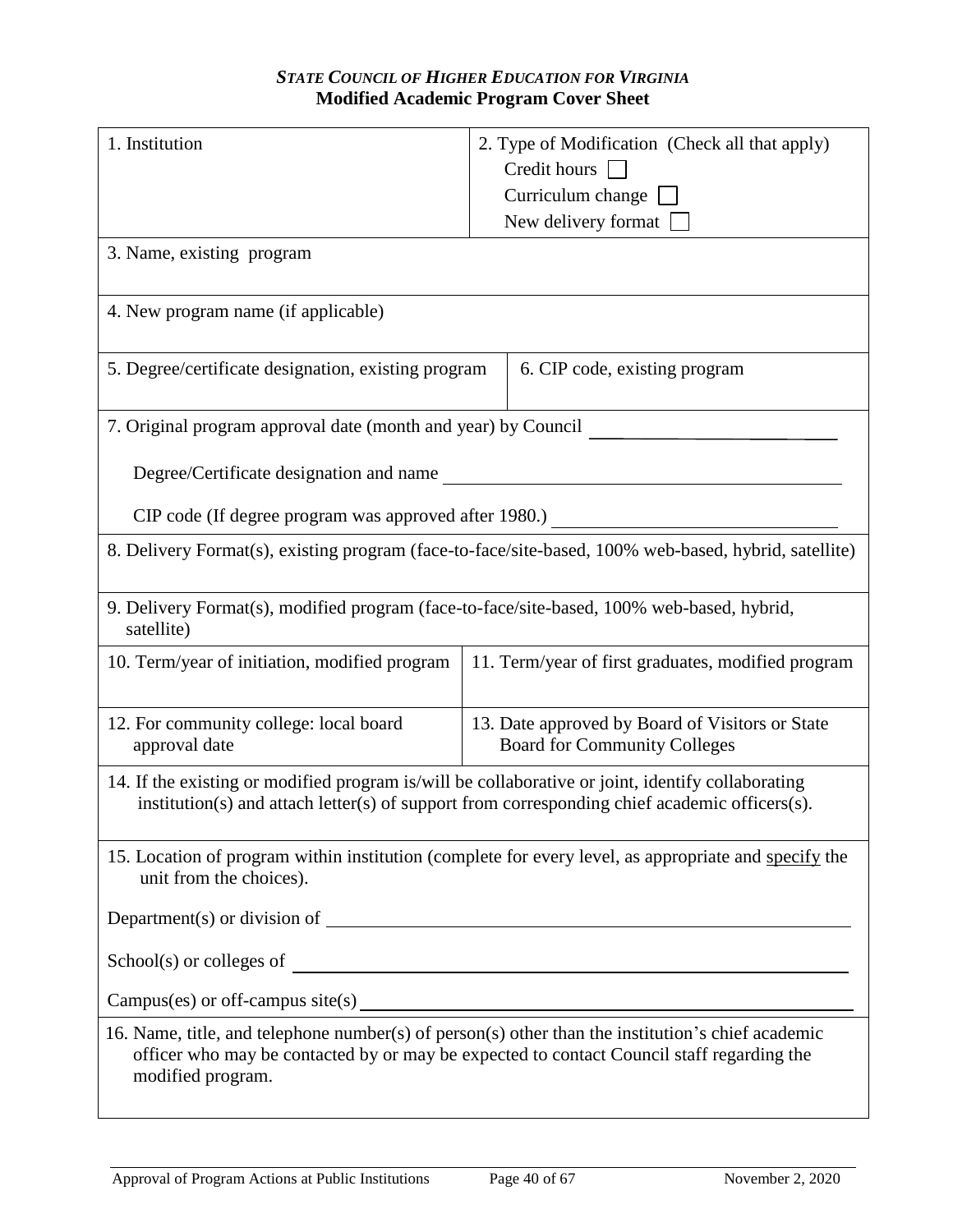***STATE COUNCIL OF HIGHER EDUCATION FOR VIRGINIA***
**Modified Academic Program Cover Sheet**

| 1. Institution | 2. Type of Modification (Check all that apply)<br>Credit hours ☐<br>Curriculum change ☐<br>New delivery format ☐ |
|---|---|
| 3. Name, existing program | |
| 4. New program name (if applicable) | |
| 5. Degree/certificate designation, existing program | 6. CIP code, existing program |
| 7. Original program approval date (month and year) by Council ______<br><br>Degree/Certificate designation and name ______<br><br>CIP code (If degree program was approved after 1980.) ______ | |
| 8. Delivery Format(s), existing program (face-to-face/site-based, 100% web-based, hybrid, satellite) | |
| 9. Delivery Format(s), modified program (face-to-face/site-based, 100% web-based, hybrid, satellite) | |
| 10. Term/year of initiation, modified program | 11. Term/year of first graduates, modified program |
| 12. For community college: local board approval date | 13. Date approved by Board of Visitors or State Board for Community Colleges |
| 14. If the existing or modified program is/will be collaborative or joint, identify collaborating institution(s) and attach letter(s) of support from corresponding chief academic officers(s). | |
| 15. Location of program within institution (complete for every level, as appropriate and <u>specify</u> the unit from the choices).<br><br>Department(s) or division of ______<br><br>School(s) or colleges of ______<br><br>Campus(es) or off-campus site(s) ______ | |
| 16. Name, title, and telephone number(s) of person(s) other than the institution's chief academic officer who may be contacted by or may be expected to contact Council staff regarding the modified program. | |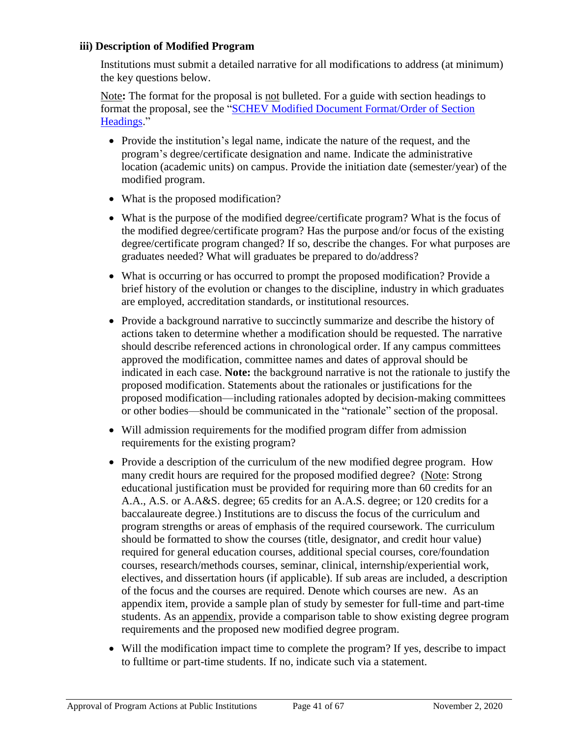### iii) Description of Modified Program

Institutions must submit a detailed narrative for all modifications to address (at minimum) the key questions below.

Note**:** The format for the proposal is not bulleted. For a guide with section headings to format the proposal, see the "[SCHEV Modified Document Format/Order of Section Headings](#)."

- Provide the institution's legal name, indicate the nature of the request, and the program's degree/certificate designation and name. Indicate the administrative location (academic units) on campus. Provide the initiation date (semester/year) of the modified program.
- What is the proposed modification?
- What is the purpose of the modified degree/certificate program? What is the focus of the modified degree/certificate program? Has the purpose and/or focus of the existing degree/certificate program changed? If so, describe the changes. For what purposes are graduates needed? What will graduates be prepared to do/address?
- What is occurring or has occurred to prompt the proposed modification? Provide a brief history of the evolution or changes to the discipline, industry in which graduates are employed, accreditation standards, or institutional resources.
- Provide a background narrative to succinctly summarize and describe the history of actions taken to determine whether a modification should be requested. The narrative should describe referenced actions in chronological order. If any campus committees approved the modification, committee names and dates of approval should be indicated in each case. **Note:** the background narrative is not the rationale to justify the proposed modification. Statements about the rationales or justifications for the proposed modification—including rationales adopted by decision-making committees or other bodies—should be communicated in the "rationale" section of the proposal.
- Will admission requirements for the modified program differ from admission requirements for the existing program?
- Provide a description of the curriculum of the new modified degree program. How many credit hours are required for the proposed modified degree? (Note: Strong educational justification must be provided for requiring more than 60 credits for an A.A., A.S. or A.A&S. degree; 65 credits for an A.A.S. degree; or 120 credits for a baccalaureate degree.) Institutions are to discuss the focus of the curriculum and program strengths or areas of emphasis of the required coursework. The curriculum should be formatted to show the courses (title, designator, and credit hour value) required for general education courses, additional special courses, core/foundation courses, research/methods courses, seminar, clinical, internship/experiential work, electives, and dissertation hours (if applicable). If sub areas are included, a description of the focus and the courses are required. Denote which courses are new. As an appendix item, provide a sample plan of study by semester for full-time and part-time students. As an appendix, provide a comparison table to show existing degree program requirements and the proposed new modified degree program.
- Will the modification impact time to complete the program? If yes, describe to impact to fulltime or part-time students. If no, indicate such via a statement.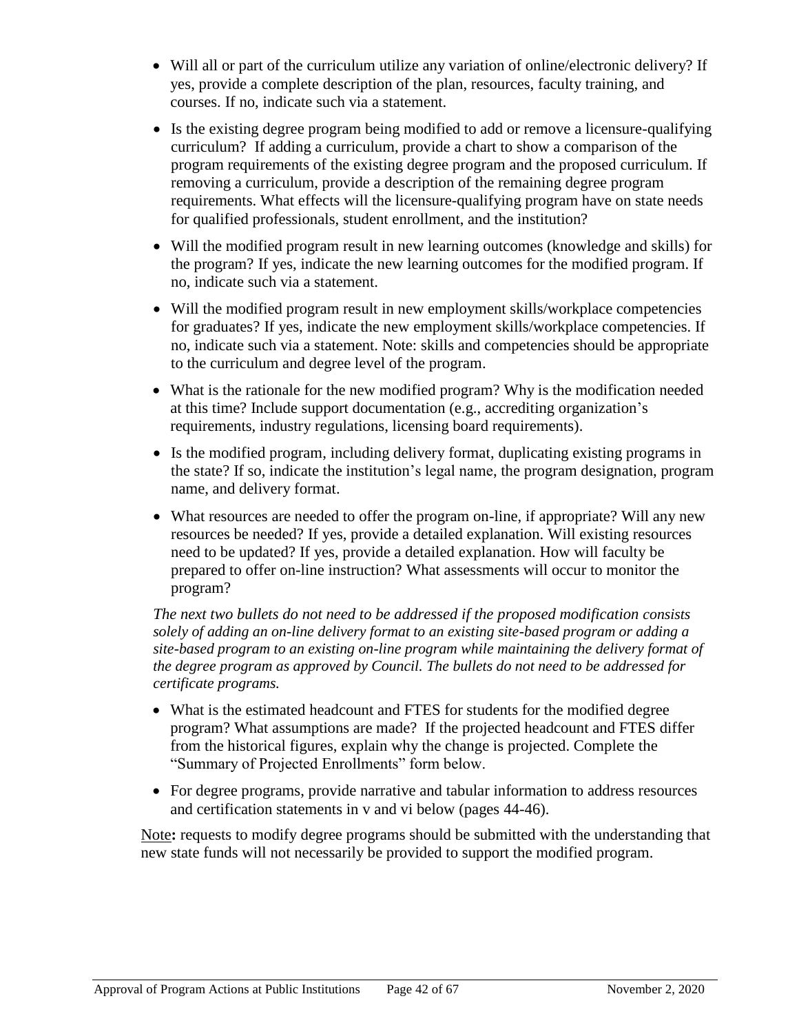- Will all or part of the curriculum utilize any variation of online/electronic delivery? If yes, provide a complete description of the plan, resources, faculty training, and courses. If no, indicate such via a statement.
- Is the existing degree program being modified to add or remove a licensure-qualifying curriculum? If adding a curriculum, provide a chart to show a comparison of the program requirements of the existing degree program and the proposed curriculum. If removing a curriculum, provide a description of the remaining degree program requirements. What effects will the licensure-qualifying program have on state needs for qualified professionals, student enrollment, and the institution?
- Will the modified program result in new learning outcomes (knowledge and skills) for the program? If yes, indicate the new learning outcomes for the modified program. If no, indicate such via a statement.
- Will the modified program result in new employment skills/workplace competencies for graduates? If yes, indicate the new employment skills/workplace competencies. If no, indicate such via a statement. Note: skills and competencies should be appropriate to the curriculum and degree level of the program.
- What is the rationale for the new modified program? Why is the modification needed at this time? Include support documentation (e.g., accrediting organization's requirements, industry regulations, licensing board requirements).
- Is the modified program, including delivery format, duplicating existing programs in the state? If so, indicate the institution's legal name, the program designation, program name, and delivery format.
- What resources are needed to offer the program on-line, if appropriate? Will any new resources be needed? If yes, provide a detailed explanation. Will existing resources need to be updated? If yes, provide a detailed explanation. How will faculty be prepared to offer on-line instruction? What assessments will occur to monitor the program?

*The next two bullets do not need to be addressed if the proposed modification consists solely of adding an on-line delivery format to an existing site-based program or adding a site-based program to an existing on-line program while maintaining the delivery format of the degree program as approved by Council. The bullets do not need to be addressed for certificate programs.*

- What is the estimated headcount and FTES for students for the modified degree program? What assumptions are made? If the projected headcount and FTES differ from the historical figures, explain why the change is projected. Complete the "Summary of Projected Enrollments" form below.
- For degree programs, provide narrative and tabular information to address resources and certification statements in v and vi below (pages 44-46).

Note**:** requests to modify degree programs should be submitted with the understanding that new state funds will not necessarily be provided to support the modified program.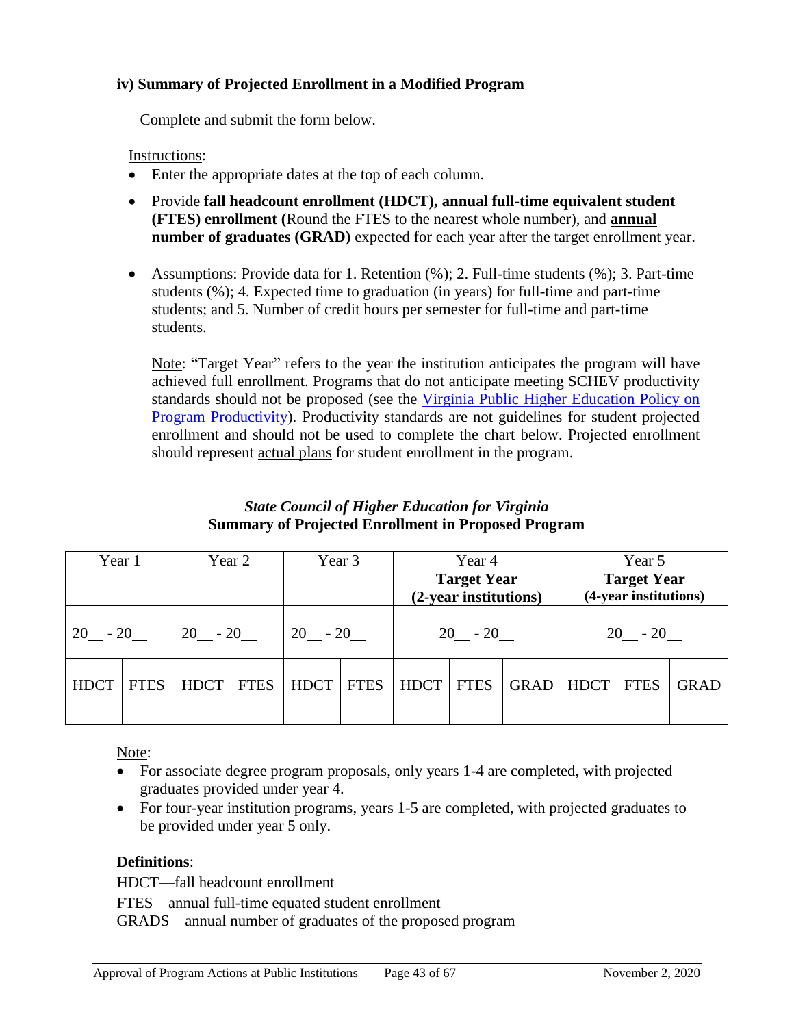#### iv) Summary of Projected Enrollment in a Modified Program

Complete and submit the form below.

Instructions:

- Enter the appropriate dates at the top of each column.
- Provide **fall headcount enrollment (HDCT), annual full-time equivalent student (FTES) enrollment (**Round the FTES to the nearest whole number), and **annual number of graduates (GRAD)** expected for each year after the target enrollment year.
- Assumptions: Provide data for 1. Retention (%); 2. Full-time students (%); 3. Part-time students (%); 4. Expected time to graduation (in years) for full-time and part-time students; and 5. Number of credit hours per semester for full-time and part-time students.

  Note: "Target Year" refers to the year the institution anticipates the program will have achieved full enrollment. Programs that do not anticipate meeting SCHEV productivity standards should not be proposed (see the Virginia Public Higher Education Policy on Program Productivity). Productivity standards are not guidelines for student projected enrollment and should not be used to complete the chart below. Projected enrollment should represent actual plans for student enrollment in the program.

***State Council of Higher Education for Virginia***
**Summary of Projected Enrollment in Proposed Program**

| Year 1 | | Year 2 | | Year 3 | | Year 4 **Target Year (2-year institutions)** | | | Year 5 **Target Year (4-year institutions)** | | |
|---|---|---|---|---|---|---|---|---|---|---|---|
| 20__ - 20__ | | 20__ - 20__ | | 20__ - 20__ | | 20__ - 20__ | | | 20__ - 20__ | | |
| HDCT ____ | FTES ____ | HDCT ____ | FTES ____ | HDCT ____ | FTES ____ | HDCT ____ | FTES ____ | GRAD ____ | HDCT ____ | FTES ____ | GRAD ____ |

Note:

- For associate degree program proposals, only years 1-4 are completed, with projected graduates provided under year 4.
- For four-year institution programs, years 1-5 are completed, with projected graduates to be provided under year 5 only.

**Definitions**:

HDCT—fall headcount enrollment

FTES—annual full-time equated student enrollment

GRADS—annual number of graduates of the proposed program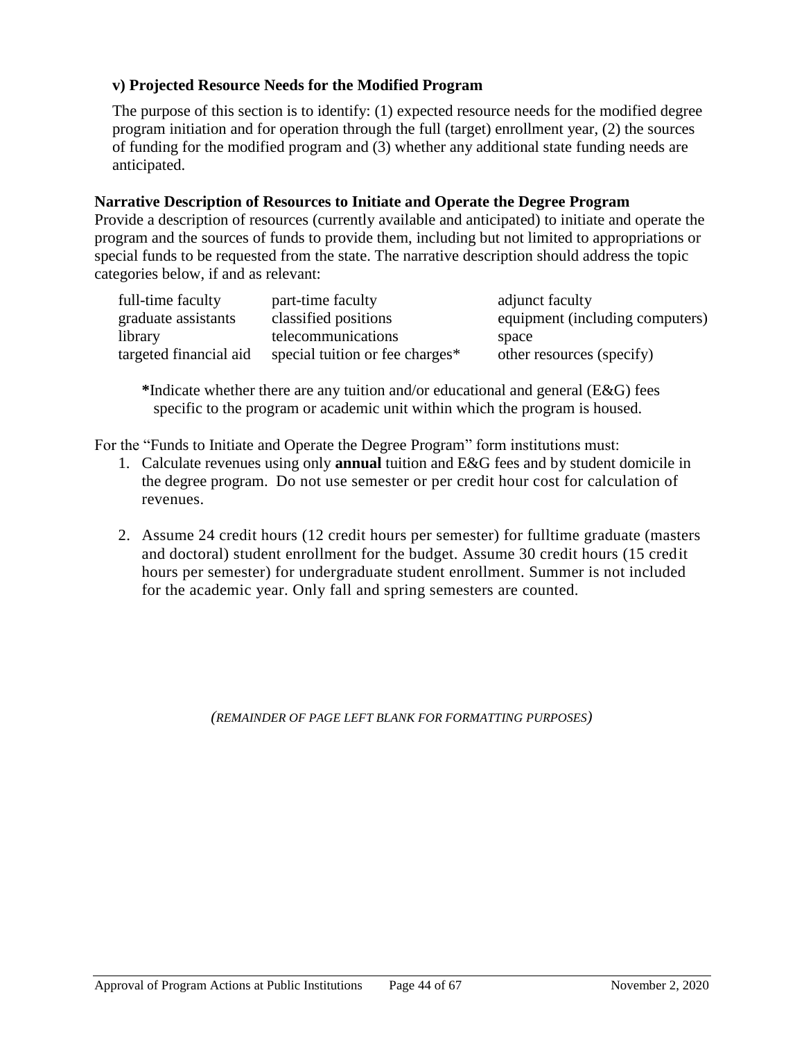### v) Projected Resource Needs for the Modified Program

The purpose of this section is to identify: (1) expected resource needs for the modified degree program initiation and for operation through the full (target) enrollment year, (2) the sources of funding for the modified program and (3) whether any additional state funding needs are anticipated.

**Narrative Description of Resources to Initiate and Operate the Degree Program**

Provide a description of resources (currently available and anticipated) to initiate and operate the program and the sources of funds to provide them, including but not limited to appropriations or special funds to be requested from the state. The narrative description should address the topic categories below, if and as relevant:

| | | |
|---|---|---|
| full-time faculty | part-time faculty | adjunct faculty |
| graduate assistants | classified positions | equipment (including computers) |
| library | telecommunications | space |
| targeted financial aid | special tuition or fee charges* | other resources (specify) |

**\***Indicate whether there are any tuition and/or educational and general (E&G) fees specific to the program or academic unit within which the program is housed.

For the "Funds to Initiate and Operate the Degree Program" form institutions must:

1. Calculate revenues using only **annual** tuition and E&G fees and by student domicile in the degree program. Do not use semester or per credit hour cost for calculation of revenues.

2. Assume 24 credit hours (12 credit hours per semester) for fulltime graduate (masters and doctoral) student enrollment for the budget. Assume 30 credit hours (15 credit hours per semester) for undergraduate student enrollment. Summer is not included for the academic year. Only fall and spring semesters are counted.

*(REMAINDER OF PAGE LEFT BLANK FOR FORMATTING PURPOSES)*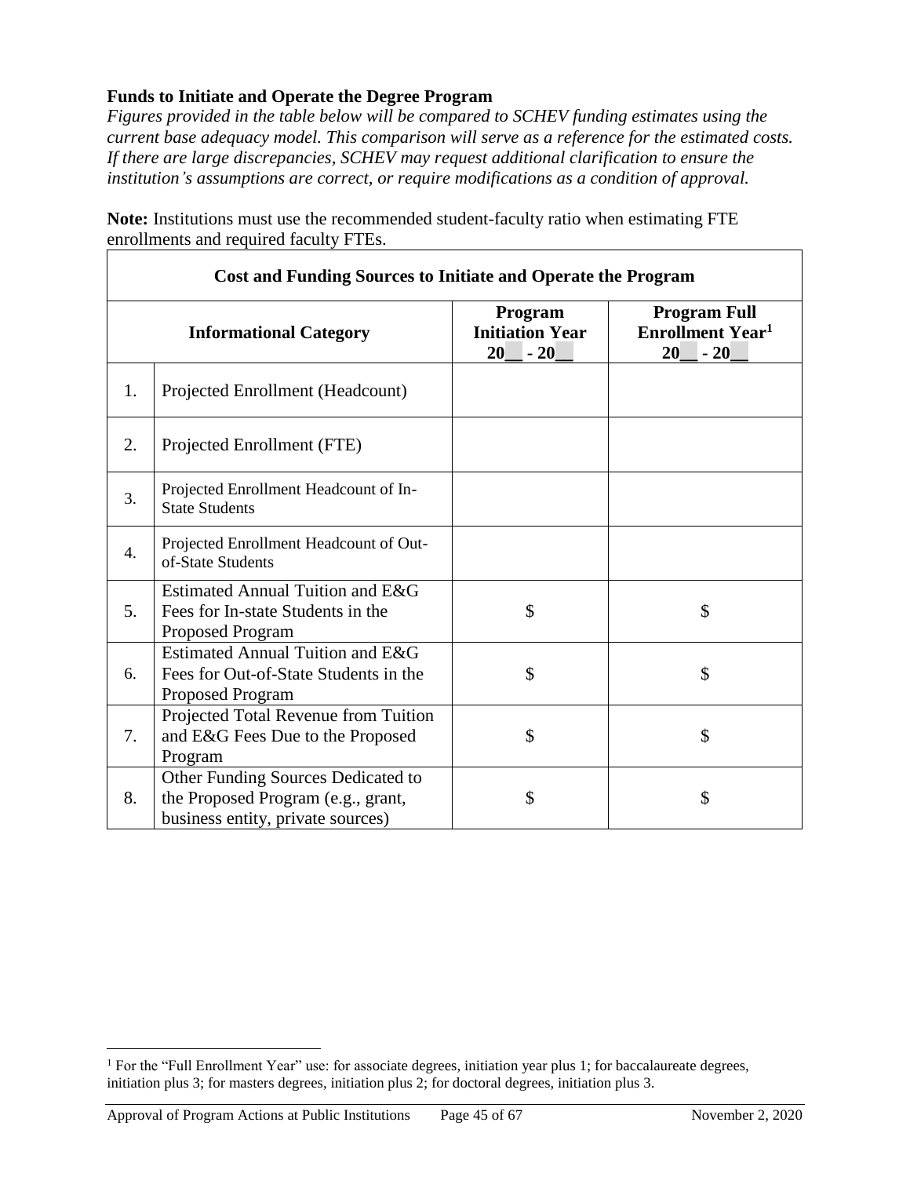**Funds to Initiate and Operate the Degree Program**

*Figures provided in the table below will be compared to SCHEV funding estimates using the current base adequacy model. This comparison will serve as a reference for the estimated costs. If there are large discrepancies, SCHEV may request additional clarification to ensure the institution's assumptions are correct, or require modifications as a condition of approval.*

**Note:** Institutions must use the recommended student-faculty ratio when estimating FTE enrollments and required faculty FTEs.

| **Cost and Funding Sources to Initiate and Operate the Program** | | | |
|---|---|---|---|
| **Informational Category** | | **Program Initiation Year 20__ - 20__** | **Program Full Enrollment Year[1] 20__ - 20__** |
| 1. | Projected Enrollment (Headcount) | | |
| 2. | Projected Enrollment (FTE) | | |
| 3. | Projected Enrollment Headcount of In-State Students | | |
| 4. | Projected Enrollment Headcount of Out-of-State Students | | |
| 5. | Estimated Annual Tuition and E&G Fees for In-state Students in the Proposed Program | $ | $ |
| 6. | Estimated Annual Tuition and E&G Fees for Out-of-State Students in the Proposed Program | $ | $ |
| 7. | Projected Total Revenue from Tuition and E&G Fees Due to the Proposed Program | $ | $ |
| 8. | Other Funding Sources Dedicated to the Proposed Program (e.g., grant, business entity, private sources) | $ | $ |

[1] For the "Full Enrollment Year" use: for associate degrees, initiation year plus 1; for baccalaureate degrees, initiation plus 3; for masters degrees, initiation plus 2; for doctoral degrees, initiation plus 3.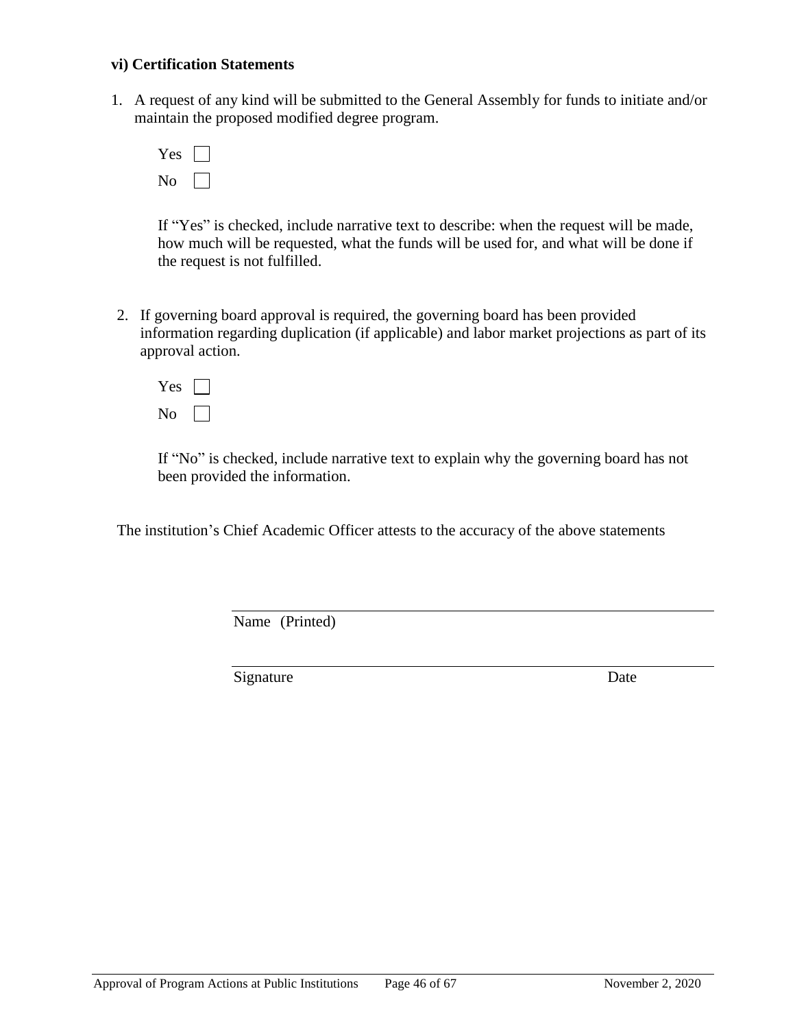**vi) Certification Statements**

1. A request of any kind will be submitted to the General Assembly for funds to initiate and/or maintain the proposed modified degree program.

   Yes ☐

   No ☐

   If "Yes" is checked, include narrative text to describe: when the request will be made, how much will be requested, what the funds will be used for, and what will be done if the request is not fulfilled.

2. If governing board approval is required, the governing board has been provided information regarding duplication (if applicable) and labor market projections as part of its approval action.

   Yes ☐

   No ☐

   If "No" is checked, include narrative text to explain why the governing board has not been provided the information.

The institution's Chief Academic Officer attests to the accuracy of the above statements

\_\_\_\_\_\_\_\_\_\_\_\_\_\_\_\_\_\_\_\_\_\_\_\_\_\_\_\_\_\_\_\_\_\_\_\_\_\_\_\_\_\_\_\_

Name (Printed)

\_\_\_\_\_\_\_\_\_\_\_\_\_\_\_\_\_\_\_\_\_\_\_\_\_\_\_\_\_\_\_\_\_\_\_\_\_\_\_\_\_\_\_\_

Signature Date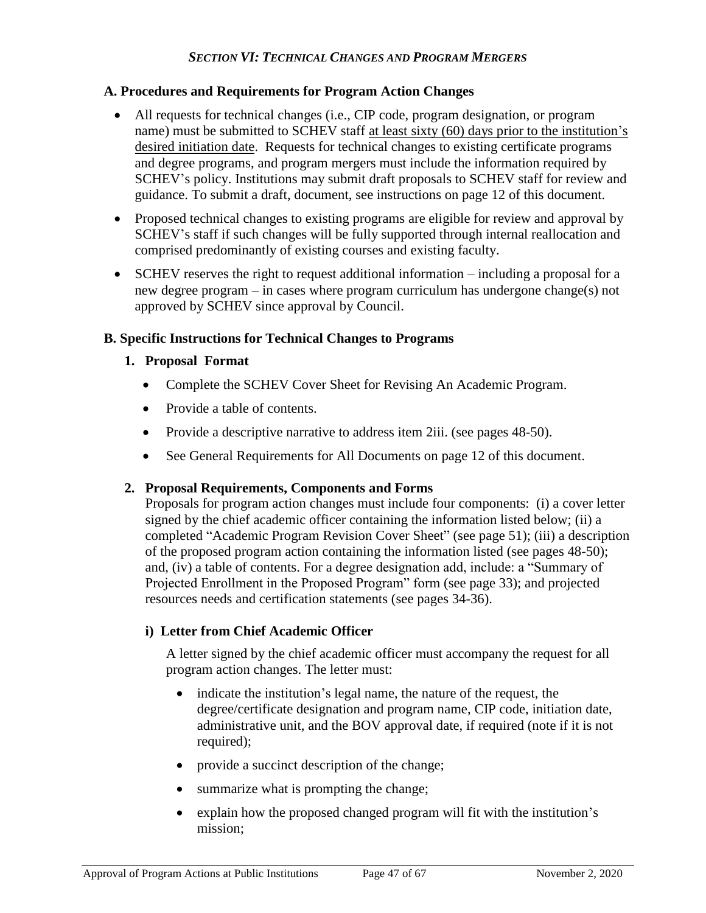## *SECTION VI: TECHNICAL CHANGES AND PROGRAM MERGERS*

### A. Procedures and Requirements for Program Action Changes

- All requests for technical changes (i.e., CIP code, program designation, or program name) must be submitted to SCHEV staff at least sixty (60) days prior to the institution's desired initiation date. Requests for technical changes to existing certificate programs and degree programs, and program mergers must include the information required by SCHEV's policy. Institutions may submit draft proposals to SCHEV staff for review and guidance. To submit a draft, document, see instructions on page 12 of this document.
- Proposed technical changes to existing programs are eligible for review and approval by SCHEV's staff if such changes will be fully supported through internal reallocation and comprised predominantly of existing courses and existing faculty.
- SCHEV reserves the right to request additional information – including a proposal for a new degree program – in cases where program curriculum has undergone change(s) not approved by SCHEV since approval by Council.

### B. Specific Instructions for Technical Changes to Programs

#### 1. Proposal Format

- Complete the SCHEV Cover Sheet for Revising An Academic Program.
- Provide a table of contents.
- Provide a descriptive narrative to address item 2iii. (see pages 48-50).
- See General Requirements for All Documents on page 12 of this document.

#### 2. Proposal Requirements, Components and Forms

Proposals for program action changes must include four components: (i) a cover letter signed by the chief academic officer containing the information listed below; (ii) a completed "Academic Program Revision Cover Sheet" (see page 51); (iii) a description of the proposed program action containing the information listed (see pages 48-50); and, (iv) a table of contents. For a degree designation add, include: a "Summary of Projected Enrollment in the Proposed Program" form (see page 33); and projected resources needs and certification statements (see pages 34-36).

##### i) Letter from Chief Academic Officer

A letter signed by the chief academic officer must accompany the request for all program action changes. The letter must:

- indicate the institution's legal name, the nature of the request, the degree/certificate designation and program name, CIP code, initiation date, administrative unit, and the BOV approval date, if required (note if it is not required);
- provide a succinct description of the change;
- summarize what is prompting the change;
- explain how the proposed changed program will fit with the institution's mission;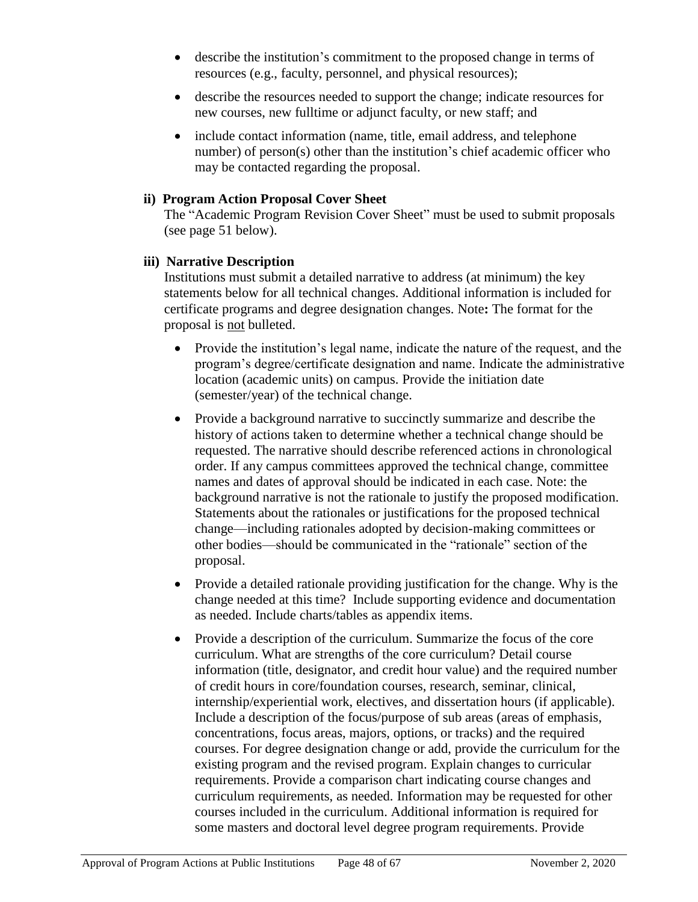- describe the institution's commitment to the proposed change in terms of resources (e.g., faculty, personnel, and physical resources);
- describe the resources needed to support the change; indicate resources for new courses, new fulltime or adjunct faculty, or new staff; and
- include contact information (name, title, email address, and telephone number) of person(s) other than the institution's chief academic officer who may be contacted regarding the proposal.

**ii) Program Action Proposal Cover Sheet**

The "Academic Program Revision Cover Sheet" must be used to submit proposals (see page 51 below).

**iii) Narrative Description**

Institutions must submit a detailed narrative to address (at minimum) the key statements below for all technical changes. Additional information is included for certificate programs and degree designation changes. Note**:** The format for the proposal is <u>not</u> bulleted.

- Provide the institution's legal name, indicate the nature of the request, and the program's degree/certificate designation and name. Indicate the administrative location (academic units) on campus. Provide the initiation date (semester/year) of the technical change.
- Provide a background narrative to succinctly summarize and describe the history of actions taken to determine whether a technical change should be requested. The narrative should describe referenced actions in chronological order. If any campus committees approved the technical change, committee names and dates of approval should be indicated in each case. Note: the background narrative is not the rationale to justify the proposed modification. Statements about the rationales or justifications for the proposed technical change—including rationales adopted by decision-making committees or other bodies—should be communicated in the "rationale" section of the proposal.
- Provide a detailed rationale providing justification for the change. Why is the change needed at this time? Include supporting evidence and documentation as needed. Include charts/tables as appendix items.
- Provide a description of the curriculum. Summarize the focus of the core curriculum. What are strengths of the core curriculum? Detail course information (title, designator, and credit hour value) and the required number of credit hours in core/foundation courses, research, seminar, clinical, internship/experiential work, electives, and dissertation hours (if applicable). Include a description of the focus/purpose of sub areas (areas of emphasis, concentrations, focus areas, majors, options, or tracks) and the required courses. For degree designation change or add, provide the curriculum for the existing program and the revised program. Explain changes to curricular requirements. Provide a comparison chart indicating course changes and curriculum requirements, as needed. Information may be requested for other courses included in the curriculum. Additional information is required for some masters and doctoral level degree program requirements. Provide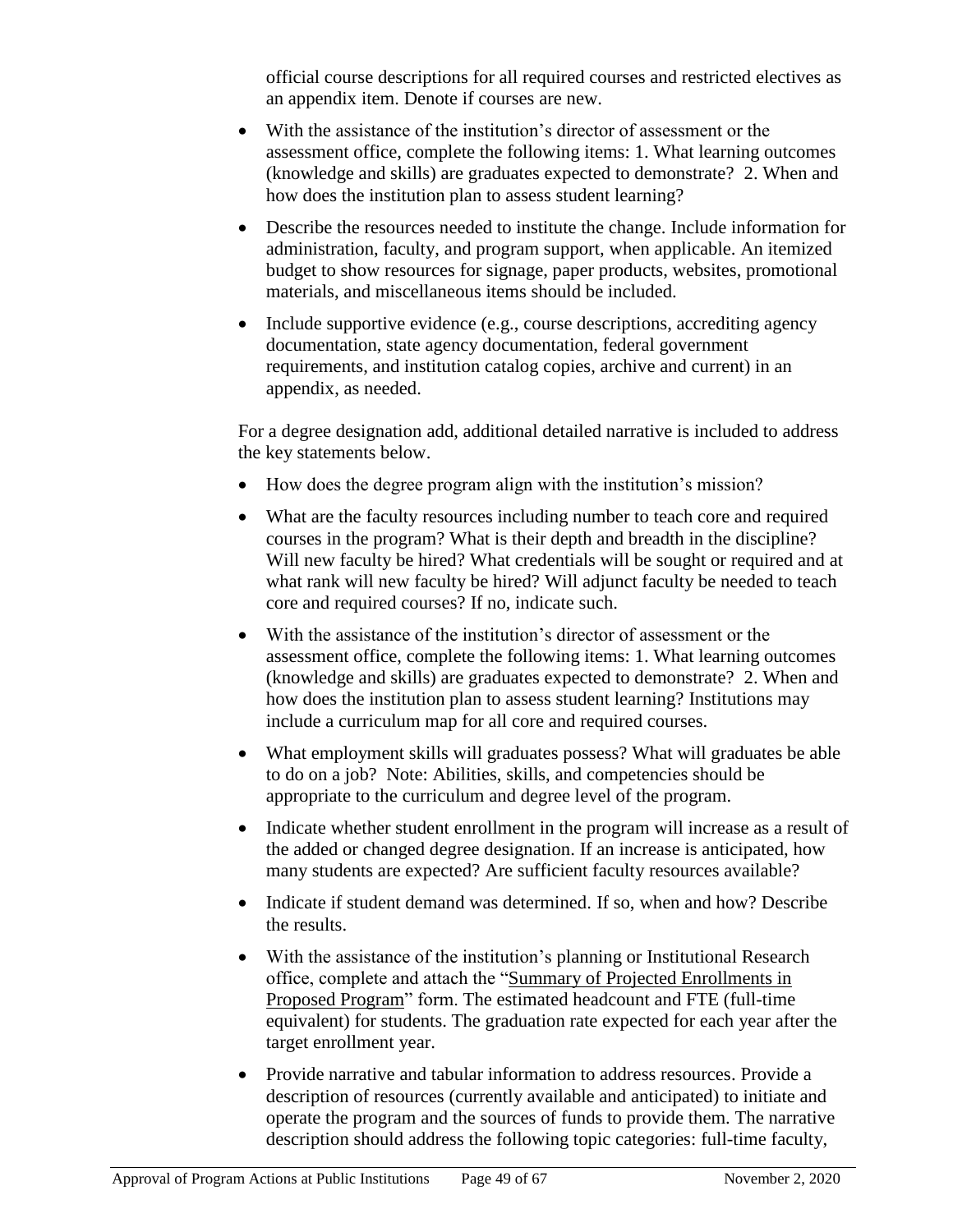official course descriptions for all required courses and restricted electives as an appendix item. Denote if courses are new.

- With the assistance of the institution's director of assessment or the assessment office, complete the following items: 1. What learning outcomes (knowledge and skills) are graduates expected to demonstrate? 2. When and how does the institution plan to assess student learning?
- Describe the resources needed to institute the change. Include information for administration, faculty, and program support, when applicable. An itemized budget to show resources for signage, paper products, websites, promotional materials, and miscellaneous items should be included.
- Include supportive evidence (e.g., course descriptions, accrediting agency documentation, state agency documentation, federal government requirements, and institution catalog copies, archive and current) in an appendix, as needed.

For a degree designation add, additional detailed narrative is included to address the key statements below.

- How does the degree program align with the institution's mission?
- What are the faculty resources including number to teach core and required courses in the program? What is their depth and breadth in the discipline? Will new faculty be hired? What credentials will be sought or required and at what rank will new faculty be hired? Will adjunct faculty be needed to teach core and required courses? If no, indicate such.
- With the assistance of the institution's director of assessment or the assessment office, complete the following items: 1. What learning outcomes (knowledge and skills) are graduates expected to demonstrate? 2. When and how does the institution plan to assess student learning? Institutions may include a curriculum map for all core and required courses.
- What employment skills will graduates possess? What will graduates be able to do on a job? Note: Abilities, skills, and competencies should be appropriate to the curriculum and degree level of the program.
- Indicate whether student enrollment in the program will increase as a result of the added or changed degree designation. If an increase is anticipated, how many students are expected? Are sufficient faculty resources available?
- Indicate if student demand was determined. If so, when and how? Describe the results.
- With the assistance of the institution's planning or Institutional Research office, complete and attach the "Summary of Projected Enrollments in Proposed Program" form. The estimated headcount and FTE (full-time equivalent) for students. The graduation rate expected for each year after the target enrollment year.
- Provide narrative and tabular information to address resources. Provide a description of resources (currently available and anticipated) to initiate and operate the program and the sources of funds to provide them. The narrative description should address the following topic categories: full-time faculty,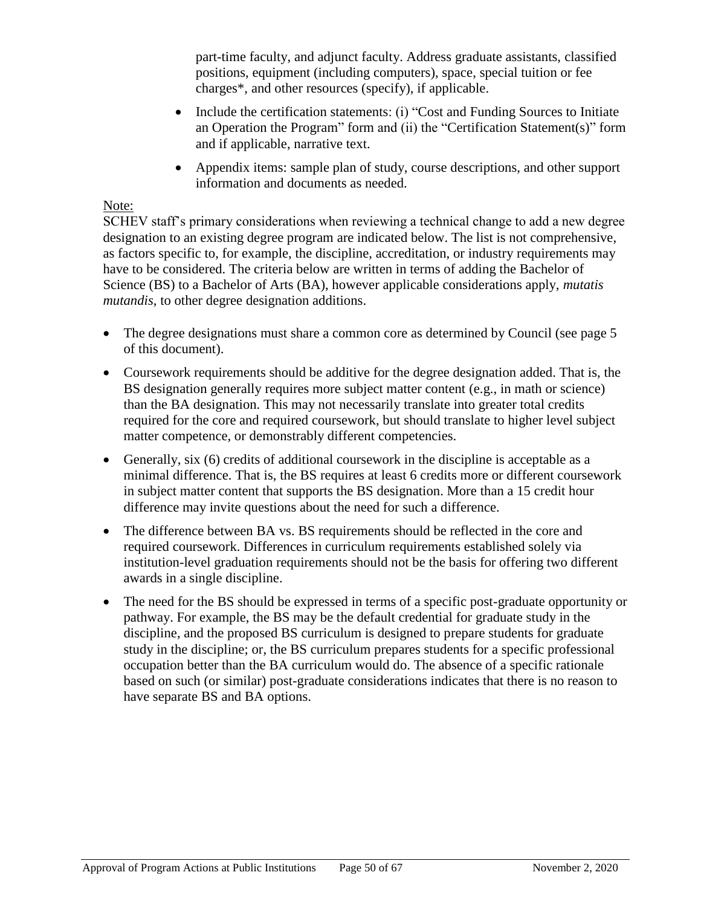part-time faculty, and adjunct faculty. Address graduate assistants, classified positions, equipment (including computers), space, special tuition or fee charges*, and other resources (specify), if applicable.

- Include the certification statements: (i) "Cost and Funding Sources to Initiate an Operation the Program" form and (ii) the "Certification Statement(s)" form and if applicable, narrative text.
- Appendix items: sample plan of study, course descriptions, and other support information and documents as needed.

Note:

SCHEV staff's primary considerations when reviewing a technical change to add a new degree designation to an existing degree program are indicated below. The list is not comprehensive, as factors specific to, for example, the discipline, accreditation, or industry requirements may have to be considered. The criteria below are written in terms of adding the Bachelor of Science (BS) to a Bachelor of Arts (BA), however applicable considerations apply, *mutatis mutandis*, to other degree designation additions.

- The degree designations must share a common core as determined by Council (see page 5 of this document).
- Coursework requirements should be additive for the degree designation added. That is, the BS designation generally requires more subject matter content (e.g., in math or science) than the BA designation. This may not necessarily translate into greater total credits required for the core and required coursework, but should translate to higher level subject matter competence, or demonstrably different competencies.
- Generally, six (6) credits of additional coursework in the discipline is acceptable as a minimal difference. That is, the BS requires at least 6 credits more or different coursework in subject matter content that supports the BS designation. More than a 15 credit hour difference may invite questions about the need for such a difference.
- The difference between BA vs. BS requirements should be reflected in the core and required coursework. Differences in curriculum requirements established solely via institution-level graduation requirements should not be the basis for offering two different awards in a single discipline.
- The need for the BS should be expressed in terms of a specific post-graduate opportunity or pathway. For example, the BS may be the default credential for graduate study in the discipline, and the proposed BS curriculum is designed to prepare students for graduate study in the discipline; or, the BS curriculum prepares students for a specific professional occupation better than the BA curriculum would do. The absence of a specific rationale based on such (or similar) post-graduate considerations indicates that there is no reason to have separate BS and BA options.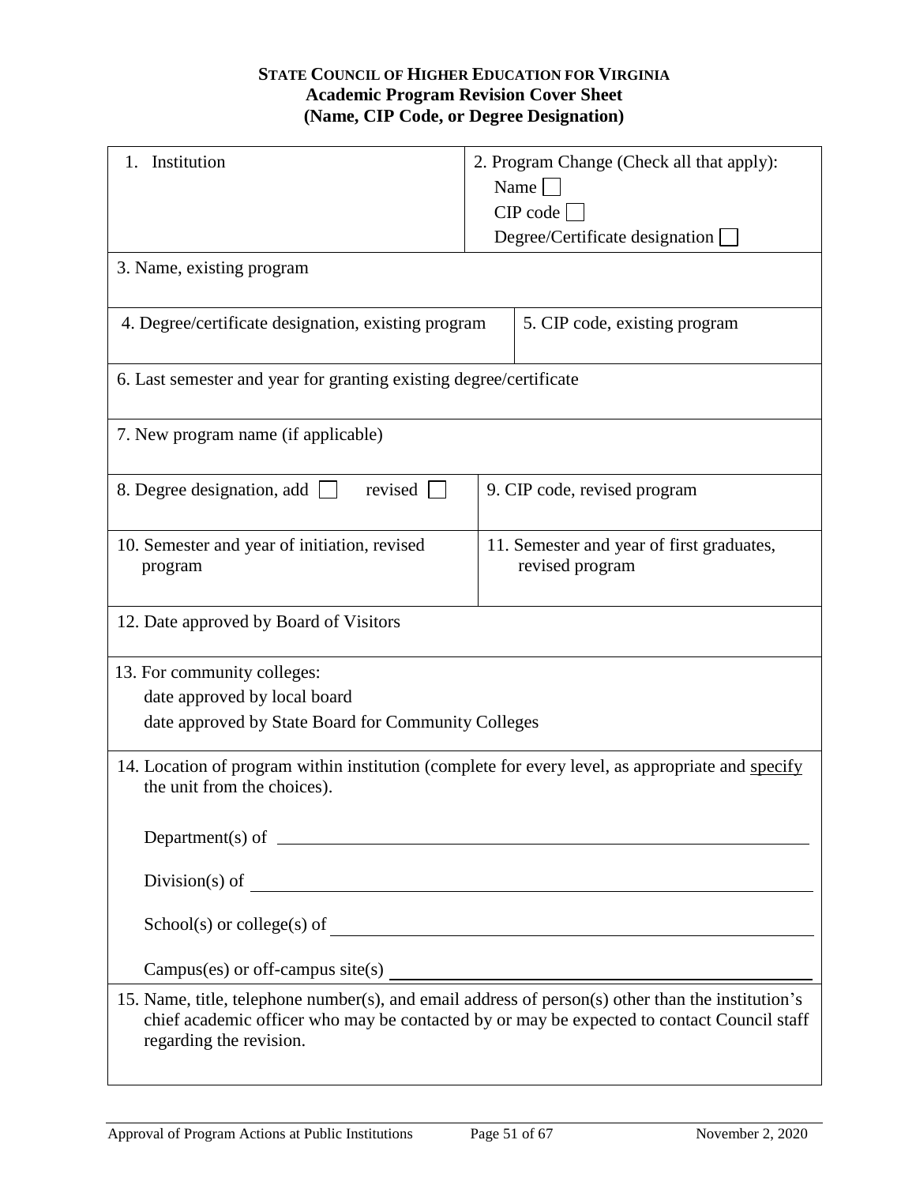**State Council of Higher Education for Virginia**
**Academic Program Revision Cover Sheet**
**(Name, CIP Code, or Degree Designation)**

| 1. Institution | 2. Program Change (Check all that apply):<br>Name ☐<br>CIP code ☐<br>Degree/Certificate designation ☐ |
|---|---|
| 3. Name, existing program | |
| 4. Degree/certificate designation, existing program | 5. CIP code, existing program |
| 6. Last semester and year for granting existing degree/certificate | |
| 7. New program name (if applicable) | |
| 8. Degree designation, add ☐ revised ☐ | 9. CIP code, revised program |
| 10. Semester and year of initiation, revised program | 11. Semester and year of first graduates, revised program |
| 12. Date approved by Board of Visitors | |
| 13. For community colleges:<br>date approved by local board<br>date approved by State Board for Community Colleges | |
| 14. Location of program within institution (complete for every level, as appropriate and <u>specify</u> the unit from the choices).<br><br>Department(s) of \_\_\_\_\_\_\_\_\_\_\_\_\_\_\_\_\_\_\_\_<br><br>Division(s) of \_\_\_\_\_\_\_\_\_\_\_\_\_\_\_\_\_\_\_\_<br><br>School(s) or college(s) of \_\_\_\_\_\_\_\_\_\_\_\_\_\_\_\_\_\_\_\_<br><br>Campus(es) or off-campus site(s) \_\_\_\_\_\_\_\_\_\_\_\_\_\_\_\_\_\_\_\_ | |
| 15. Name, title, telephone number(s), and email address of person(s) other than the institution's chief academic officer who may be contacted by or may be expected to contact Council staff regarding the revision. | |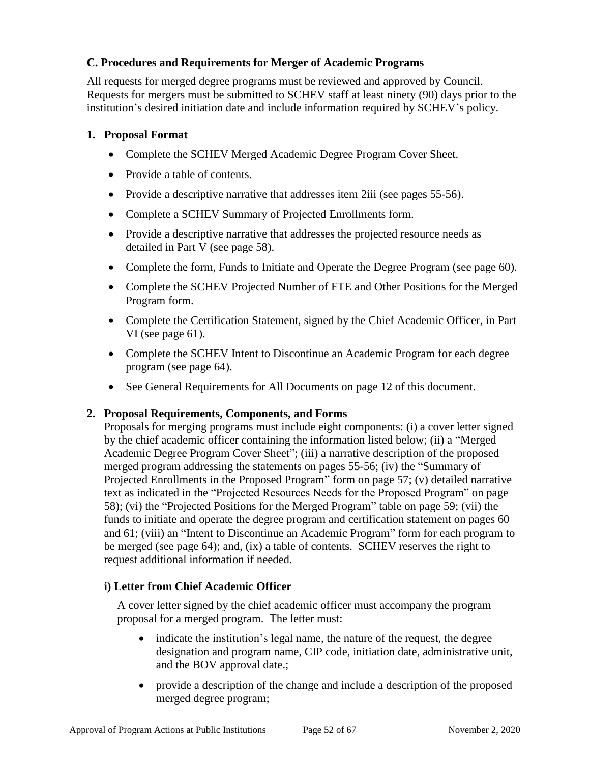### C. Procedures and Requirements for Merger of Academic Programs

All requests for merged degree programs must be reviewed and approved by Council. Requests for mergers must be submitted to SCHEV staff at least ninety (90) days prior to the institution's desired initiation date and include information required by SCHEV's policy.

#### 1. Proposal Format

- Complete the SCHEV Merged Academic Degree Program Cover Sheet.
- Provide a table of contents.
- Provide a descriptive narrative that addresses item 2iii (see pages 55-56).
- Complete a SCHEV Summary of Projected Enrollments form.
- Provide a descriptive narrative that addresses the projected resource needs as detailed in Part V (see page 58).
- Complete the form, Funds to Initiate and Operate the Degree Program (see page 60).
- Complete the SCHEV Projected Number of FTE and Other Positions for the Merged Program form.
- Complete the Certification Statement, signed by the Chief Academic Officer, in Part VI (see page 61).
- Complete the SCHEV Intent to Discontinue an Academic Program for each degree program (see page 64).
- See General Requirements for All Documents on page 12 of this document.

#### 2. Proposal Requirements, Components, and Forms

Proposals for merging programs must include eight components: (i) a cover letter signed by the chief academic officer containing the information listed below; (ii) a "Merged Academic Degree Program Cover Sheet"; (iii) a narrative description of the proposed merged program addressing the statements on pages 55-56; (iv) the "Summary of Projected Enrollments in the Proposed Program" form on page 57; (v) detailed narrative text as indicated in the "Projected Resources Needs for the Proposed Program" on page 58); (vi) the "Projected Positions for the Merged Program" table on page 59; (vii) the funds to initiate and operate the degree program and certification statement on pages 60 and 61; (viii) an "Intent to Discontinue an Academic Program" form for each program to be merged (see page 64); and, (ix) a table of contents. SCHEV reserves the right to request additional information if needed.

**i) Letter from Chief Academic Officer**

A cover letter signed by the chief academic officer must accompany the program proposal for a merged program. The letter must:

- indicate the institution's legal name, the nature of the request, the degree designation and program name, CIP code, initiation date, administrative unit, and the BOV approval date.;
- provide a description of the change and include a description of the proposed merged degree program;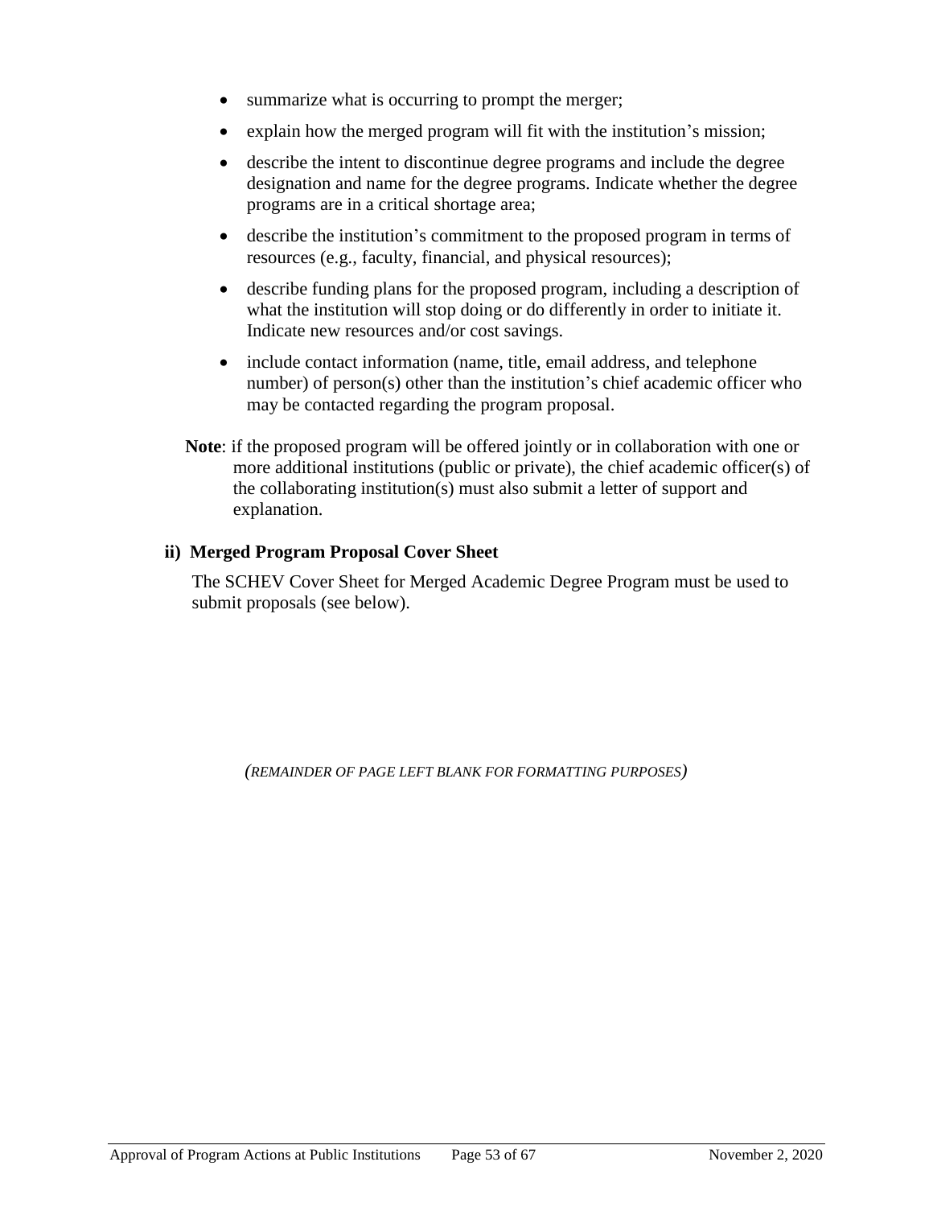- summarize what is occurring to prompt the merger;
- explain how the merged program will fit with the institution's mission;
- describe the intent to discontinue degree programs and include the degree designation and name for the degree programs. Indicate whether the degree programs are in a critical shortage area;
- describe the institution's commitment to the proposed program in terms of resources (e.g., faculty, financial, and physical resources);
- describe funding plans for the proposed program, including a description of what the institution will stop doing or do differently in order to initiate it. Indicate new resources and/or cost savings.
- include contact information (name, title, email address, and telephone number) of person(s) other than the institution's chief academic officer who may be contacted regarding the program proposal.

**Note**: if the proposed program will be offered jointly or in collaboration with one or more additional institutions (public or private), the chief academic officer(s) of the collaborating institution(s) must also submit a letter of support and explanation.

### ii) Merged Program Proposal Cover Sheet

The SCHEV Cover Sheet for Merged Academic Degree Program must be used to submit proposals (see below).

*(REMAINDER OF PAGE LEFT BLANK FOR FORMATTING PURPOSES)*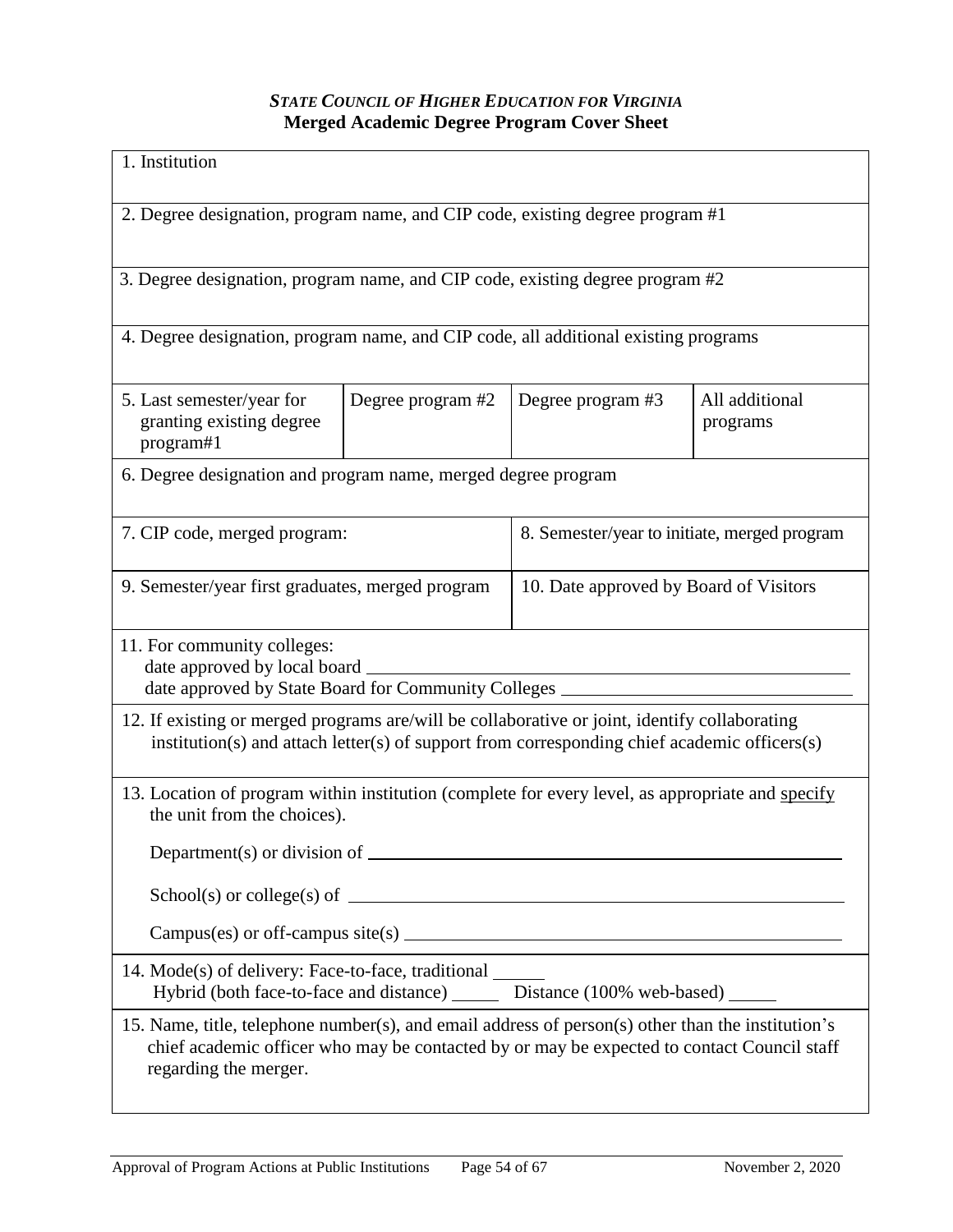*STATE COUNCIL OF HIGHER EDUCATION FOR VIRGINIA*
**Merged Academic Degree Program Cover Sheet**

| 1. Institution | | | |
|---|---|---|---|
| 2. Degree designation, program name, and CIP code, existing degree program #1 | | | |
| 3. Degree designation, program name, and CIP code, existing degree program #2 | | | |
| 4. Degree designation, program name, and CIP code, all additional existing programs | | | |
| 5. Last semester/year for granting existing degree program#1 | Degree program #2 | Degree program #3 | All additional programs |
| 6. Degree designation and program name, merged degree program | | | |
| 7. CIP code, merged program: | | 8. Semester/year to initiate, merged program | |
| 9. Semester/year first graduates, merged program | | 10. Date approved by Board of Visitors | |
| 11. For community colleges:<br>date approved by local board \_\_\_\_\_\_\_\_\_\_<br>date approved by State Board for Community Colleges \_\_\_\_\_\_\_\_\_\_ | | | |
| 12. If existing or merged programs are/will be collaborative or joint, identify collaborating institution(s) and attach letter(s) of support from corresponding chief academic officers(s) | | | |
| 13. Location of program within institution (complete for every level, as appropriate and specify the unit from the choices).<br>Department(s) or division of \_\_\_\_\_\_\_\_\_\_<br>School(s) or college(s) of \_\_\_\_\_\_\_\_\_\_<br>Campus(es) or off-campus site(s) \_\_\_\_\_\_\_\_\_\_ | | | |
| 14. Mode(s) of delivery: Face-to-face, traditional \_\_\_\_\_<br>Hybrid (both face-to-face and distance) \_\_\_\_\_ Distance (100% web-based) \_\_\_\_\_ | | | |
| 15. Name, title, telephone number(s), and email address of person(s) other than the institution's chief academic officer who may be contacted by or may be expected to contact Council staff regarding the merger. | | | |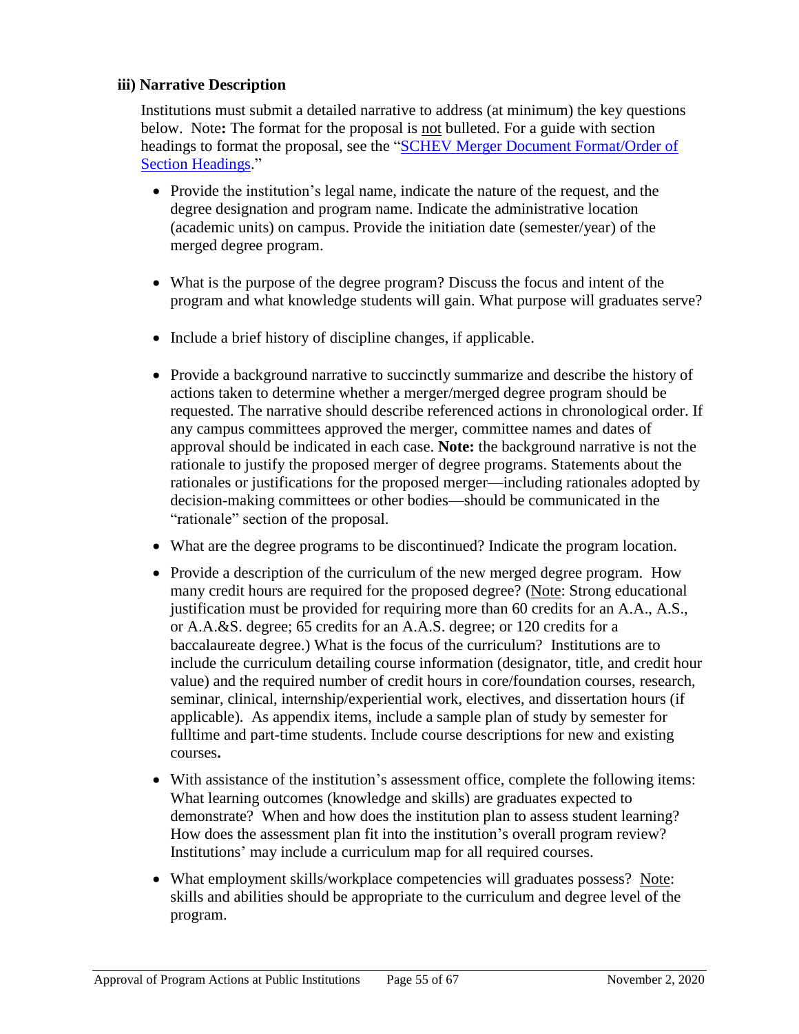### iii) Narrative Description

Institutions must submit a detailed narrative to address (at minimum) the key questions below. Note**:** The format for the proposal is not bulleted. For a guide with section headings to format the proposal, see the "[SCHEV Merger Document Format/Order of Section Headings](#)."

- Provide the institution's legal name, indicate the nature of the request, and the degree designation and program name. Indicate the administrative location (academic units) on campus. Provide the initiation date (semester/year) of the merged degree program.

- What is the purpose of the degree program? Discuss the focus and intent of the program and what knowledge students will gain. What purpose will graduates serve?

- Include a brief history of discipline changes, if applicable.

- Provide a background narrative to succinctly summarize and describe the history of actions taken to determine whether a merger/merged degree program should be requested. The narrative should describe referenced actions in chronological order. If any campus committees approved the merger, committee names and dates of approval should be indicated in each case. **Note:** the background narrative is not the rationale to justify the proposed merger of degree programs. Statements about the rationales or justifications for the proposed merger—including rationales adopted by decision-making committees or other bodies—should be communicated in the "rationale" section of the proposal.

- What are the degree programs to be discontinued? Indicate the program location.

- Provide a description of the curriculum of the new merged degree program. How many credit hours are required for the proposed degree? (Note: Strong educational justification must be provided for requiring more than 60 credits for an A.A., A.S., or A.A.&S. degree; 65 credits for an A.A.S. degree; or 120 credits for a baccalaureate degree.) What is the focus of the curriculum? Institutions are to include the curriculum detailing course information (designator, title, and credit hour value) and the required number of credit hours in core/foundation courses, research, seminar, clinical, internship/experiential work, electives, and dissertation hours (if applicable). As appendix items, include a sample plan of study by semester for fulltime and part-time students. Include course descriptions for new and existing courses**.**

- With assistance of the institution's assessment office, complete the following items: What learning outcomes (knowledge and skills) are graduates expected to demonstrate? When and how does the institution plan to assess student learning? How does the assessment plan fit into the institution's overall program review? Institutions' may include a curriculum map for all required courses.

- What employment skills/workplace competencies will graduates possess? Note: skills and abilities should be appropriate to the curriculum and degree level of the program.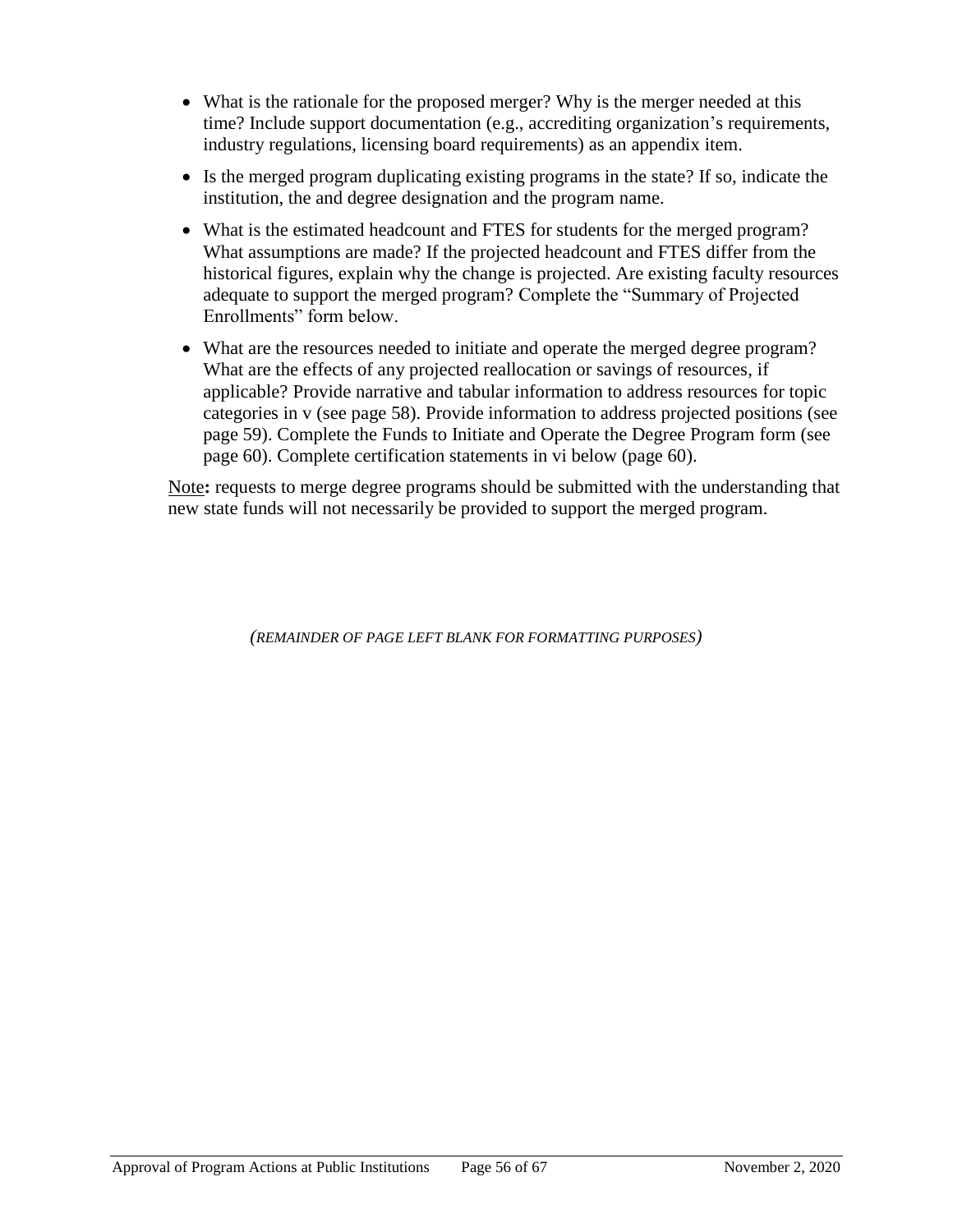- What is the rationale for the proposed merger? Why is the merger needed at this time? Include support documentation (e.g., accrediting organization's requirements, industry regulations, licensing board requirements) as an appendix item.
- Is the merged program duplicating existing programs in the state? If so, indicate the institution, the and degree designation and the program name.
- What is the estimated headcount and FTES for students for the merged program? What assumptions are made? If the projected headcount and FTES differ from the historical figures, explain why the change is projected. Are existing faculty resources adequate to support the merged program? Complete the "Summary of Projected Enrollments" form below.
- What are the resources needed to initiate and operate the merged degree program? What are the effects of any projected reallocation or savings of resources, if applicable? Provide narrative and tabular information to address resources for topic categories in v (see page 58). Provide information to address projected positions (see page 59). Complete the Funds to Initiate and Operate the Degree Program form (see page 60). Complete certification statements in vi below (page 60).

<u>Note</u>**:** requests to merge degree programs should be submitted with the understanding that new state funds will not necessarily be provided to support the merged program.

*(REMAINDER OF PAGE LEFT BLANK FOR FORMATTING PURPOSES)*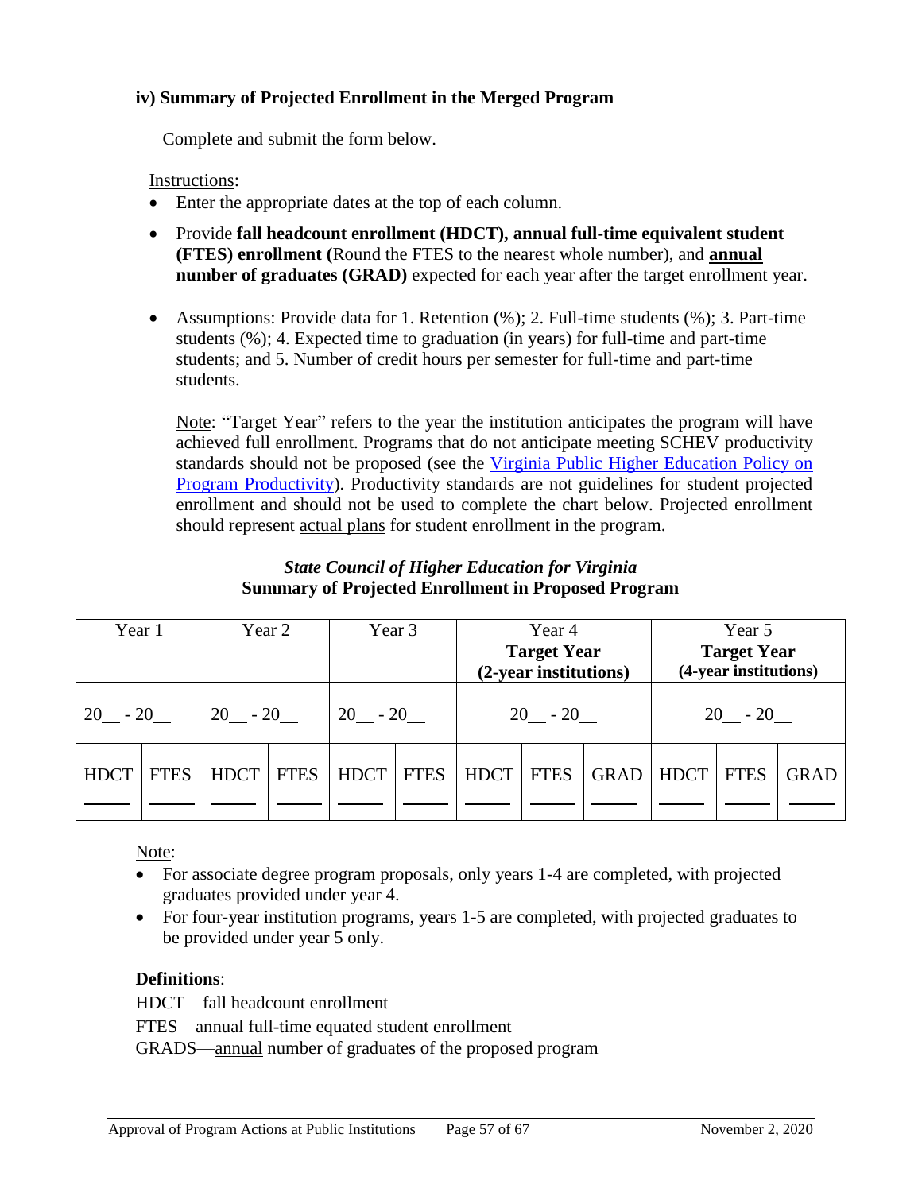#### iv) Summary of Projected Enrollment in the Merged Program

Complete and submit the form below.

Instructions:

- Enter the appropriate dates at the top of each column.
- Provide **fall headcount enrollment (HDCT), annual full-time equivalent student (FTES) enrollment (**Round the FTES to the nearest whole number), and **annual number of graduates (GRAD)** expected for each year after the target enrollment year.
- Assumptions: Provide data for 1. Retention (%); 2. Full-time students (%); 3. Part-time students (%); 4. Expected time to graduation (in years) for full-time and part-time students; and 5. Number of credit hours per semester for full-time and part-time students.

  Note: "Target Year" refers to the year the institution anticipates the program will have achieved full enrollment. Programs that do not anticipate meeting SCHEV productivity standards should not be proposed (see the Virginia Public Higher Education Policy on Program Productivity). Productivity standards are not guidelines for student projected enrollment and should not be used to complete the chart below. Projected enrollment should represent actual plans for student enrollment in the program.

***State Council of Higher Education for Virginia***
**Summary of Projected Enrollment in Proposed Program**

| Year 1 | | Year 2 | | Year 3 | | Year 4 **Target Year (2-year institutions)** | | | Year 5 **Target Year (4-year institutions)** | | |
|---|---|---|---|---|---|---|---|---|---|---|---|
| 20__ - 20__ | | 20__ - 20__ | | 20__ - 20__ | | 20__ - 20__ | | | 20__ - 20__ | | |
| HDCT | FTES | HDCT | FTES | HDCT | FTES | HDCT | FTES | GRAD | HDCT | FTES | GRAD |
| ____ | ____ | ____ | ____ | ____ | ____ | ____ | ____ | ____ | ____ | ____ | ____ |

Note:

- For associate degree program proposals, only years 1-4 are completed, with projected graduates provided under year 4.
- For four-year institution programs, years 1-5 are completed, with projected graduates to be provided under year 5 only.

**Definitions**:

HDCT—fall headcount enrollment

FTES—annual full-time equated student enrollment

GRADS—annual number of graduates of the proposed program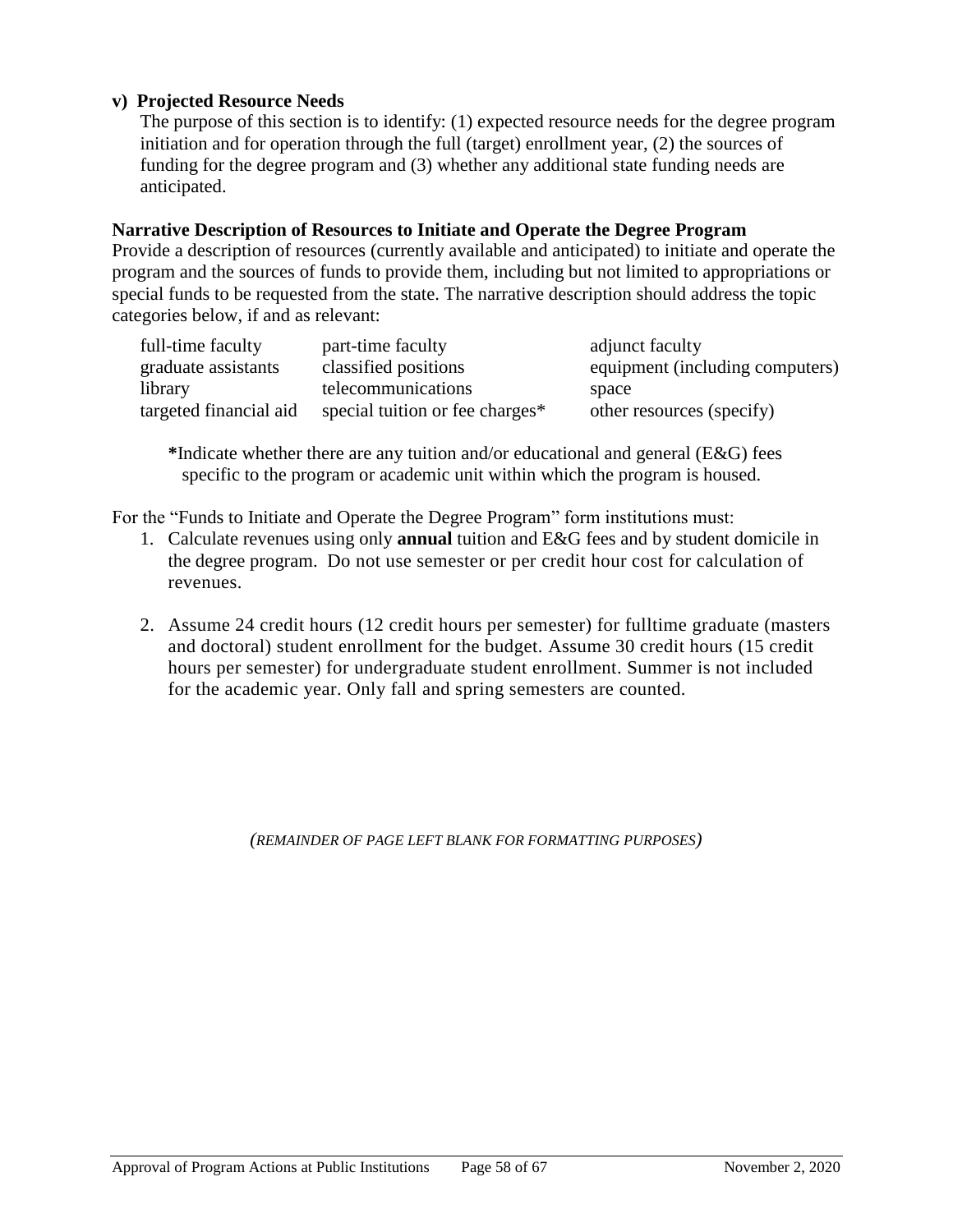### v) Projected Resource Needs

The purpose of this section is to identify: (1) expected resource needs for the degree program initiation and for operation through the full (target) enrollment year, (2) the sources of funding for the degree program and (3) whether any additional state funding needs are anticipated.

**Narrative Description of Resources to Initiate and Operate the Degree Program**

Provide a description of resources (currently available and anticipated) to initiate and operate the program and the sources of funds to provide them, including but not limited to appropriations or special funds to be requested from the state. The narrative description should address the topic categories below, if and as relevant:

| | | |
|---|---|---|
| full-time faculty | part-time faculty | adjunct faculty |
| graduate assistants | classified positions | equipment (including computers) |
| library | telecommunications | space |
| targeted financial aid | special tuition or fee charges* | other resources (specify) |

***Indicate whether there are any tuition and/or educational and general (E&G) fees specific to the program or academic unit within which the program is housed.

For the "Funds to Initiate and Operate the Degree Program" form institutions must:

1. Calculate revenues using only **annual** tuition and E&G fees and by student domicile in the degree program. Do not use semester or per credit hour cost for calculation of revenues.

2. Assume 24 credit hours (12 credit hours per semester) for fulltime graduate (masters and doctoral) student enrollment for the budget. Assume 30 credit hours (15 credit hours per semester) for undergraduate student enrollment. Summer is not included for the academic year. Only fall and spring semesters are counted.

*(REMAINDER OF PAGE LEFT BLANK FOR FORMATTING PURPOSES)*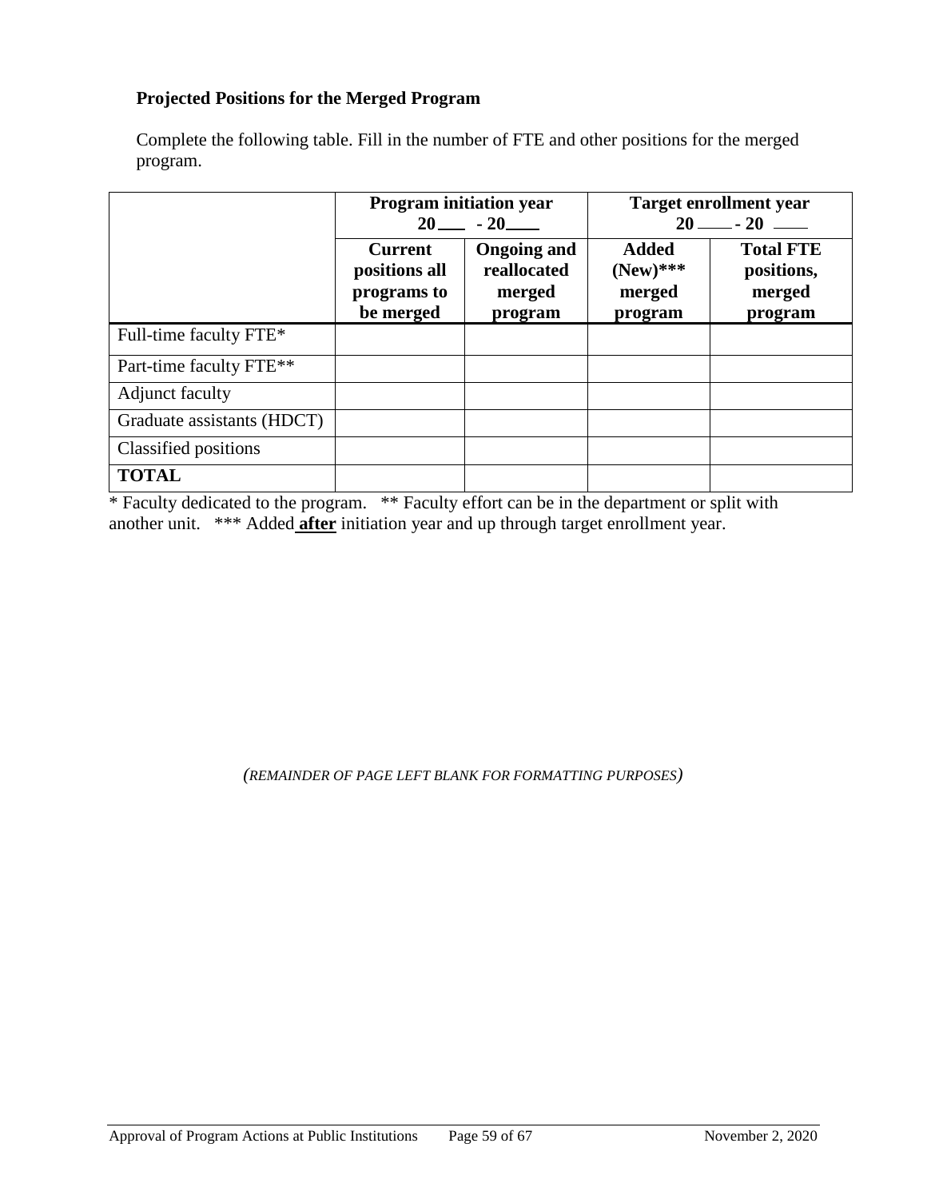**Projected Positions for the Merged Program**

Complete the following table. Fill in the number of FTE and other positions for the merged program.

| | Program initiation year 20___ - 20___ | | Target enrollment year 20___ - 20 ___ | |
|---|---|---|---|---|
| | **Current positions all programs to be merged** | **Ongoing and reallocated merged program** | **Added (New)*** merged program** | **Total FTE positions, merged program** |
| Full-time faculty FTE* | | | | |
| Part-time faculty FTE** | | | | |
| Adjunct faculty | | | | |
| Graduate assistants (HDCT) | | | | |
| Classified positions | | | | |
| **TOTAL** | | | | |

* Faculty dedicated to the program. ** Faculty effort can be in the department or split with another unit. *** Added **after** initiation year and up through target enrollment year.

*(REMAINDER OF PAGE LEFT BLANK FOR FORMATTING PURPOSES)*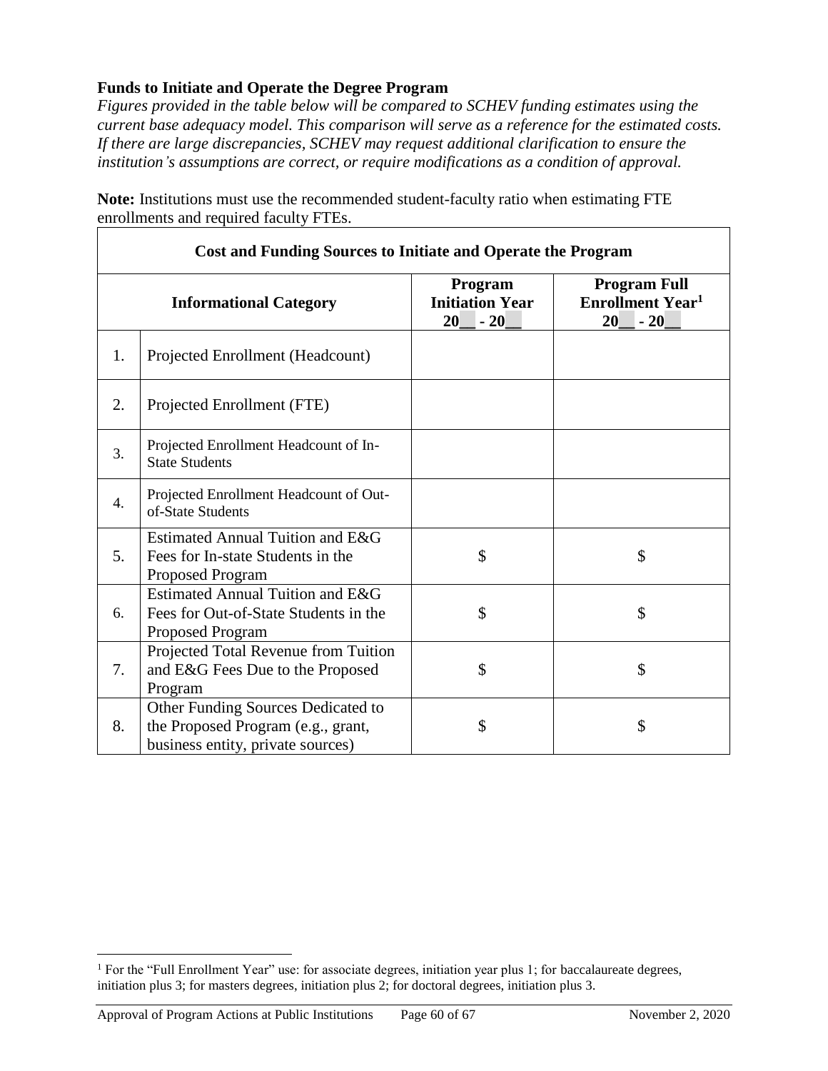**Funds to Initiate and Operate the Degree Program**

*Figures provided in the table below will be compared to SCHEV funding estimates using the current base adequacy model. This comparison will serve as a reference for the estimated costs. If there are large discrepancies, SCHEV may request additional clarification to ensure the institution's assumptions are correct, or require modifications as a condition of approval.*

**Note:** Institutions must use the recommended student-faculty ratio when estimating FTE enrollments and required faculty FTEs.

| **Cost and Funding Sources to Initiate and Operate the Program** | | | |
|---|---|---|---|
| **Informational Category** | | **Program Initiation Year 20__ - 20__** | **Program Full Enrollment Year[1] 20__ - 20__** |
| 1. | Projected Enrollment (Headcount) | | |
| 2. | Projected Enrollment (FTE) | | |
| 3. | Projected Enrollment Headcount of In-State Students | | |
| 4. | Projected Enrollment Headcount of Out-of-State Students | | |
| 5. | Estimated Annual Tuition and E&G Fees for In-state Students in the Proposed Program | $ | $ |
| 6. | Estimated Annual Tuition and E&G Fees for Out-of-State Students in the Proposed Program | $ | $ |
| 7. | Projected Total Revenue from Tuition and E&G Fees Due to the Proposed Program | $ | $ |
| 8. | Other Funding Sources Dedicated to the Proposed Program (e.g., grant, business entity, private sources) | $ | $ |

[1] For the "Full Enrollment Year" use: for associate degrees, initiation year plus 1; for baccalaureate degrees, initiation plus 3; for masters degrees, initiation plus 2; for doctoral degrees, initiation plus 3.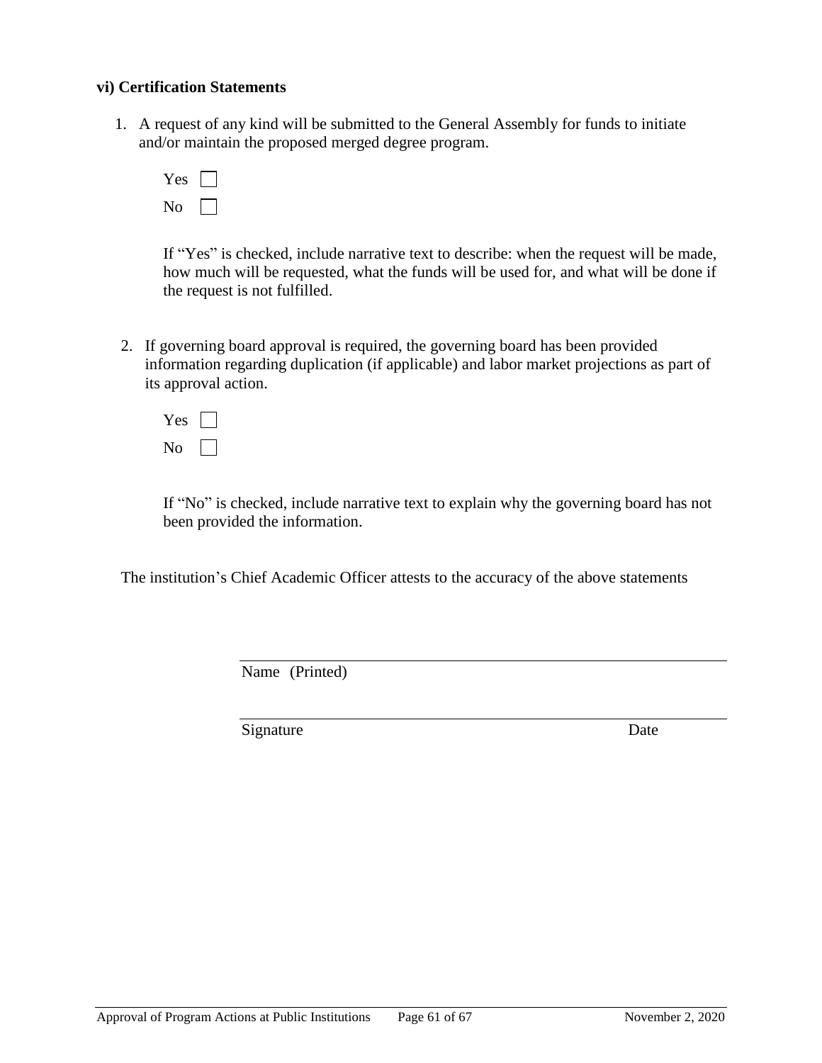### vi) Certification Statements

1. A request of any kind will be submitted to the General Assembly for funds to initiate and/or maintain the proposed merged degree program.

   Yes ☐
   
   No ☐

   If "Yes" is checked, include narrative text to describe: when the request will be made, how much will be requested, what the funds will be used for, and what will be done if the request is not fulfilled.

2. If governing board approval is required, the governing board has been provided information regarding duplication (if applicable) and labor market projections as part of its approval action.

   Yes ☐
   
   No ☐

   If "No" is checked, include narrative text to explain why the governing board has not been provided the information.

The institution's Chief Academic Officer attests to the accuracy of the above statements

\_\_\_\_\_\_\_\_\_\_\_\_\_\_\_\_\_\_\_\_\_\_\_\_\_\_\_\_\_\_\_\_\_\_\_\_\_\_\_\_

Name (Printed)

\_\_\_\_\_\_\_\_\_\_\_\_\_\_\_\_\_\_\_\_\_\_\_\_\_\_\_\_\_\_\_\_\_\_\_\_\_\_\_\_

Signature                                                            Date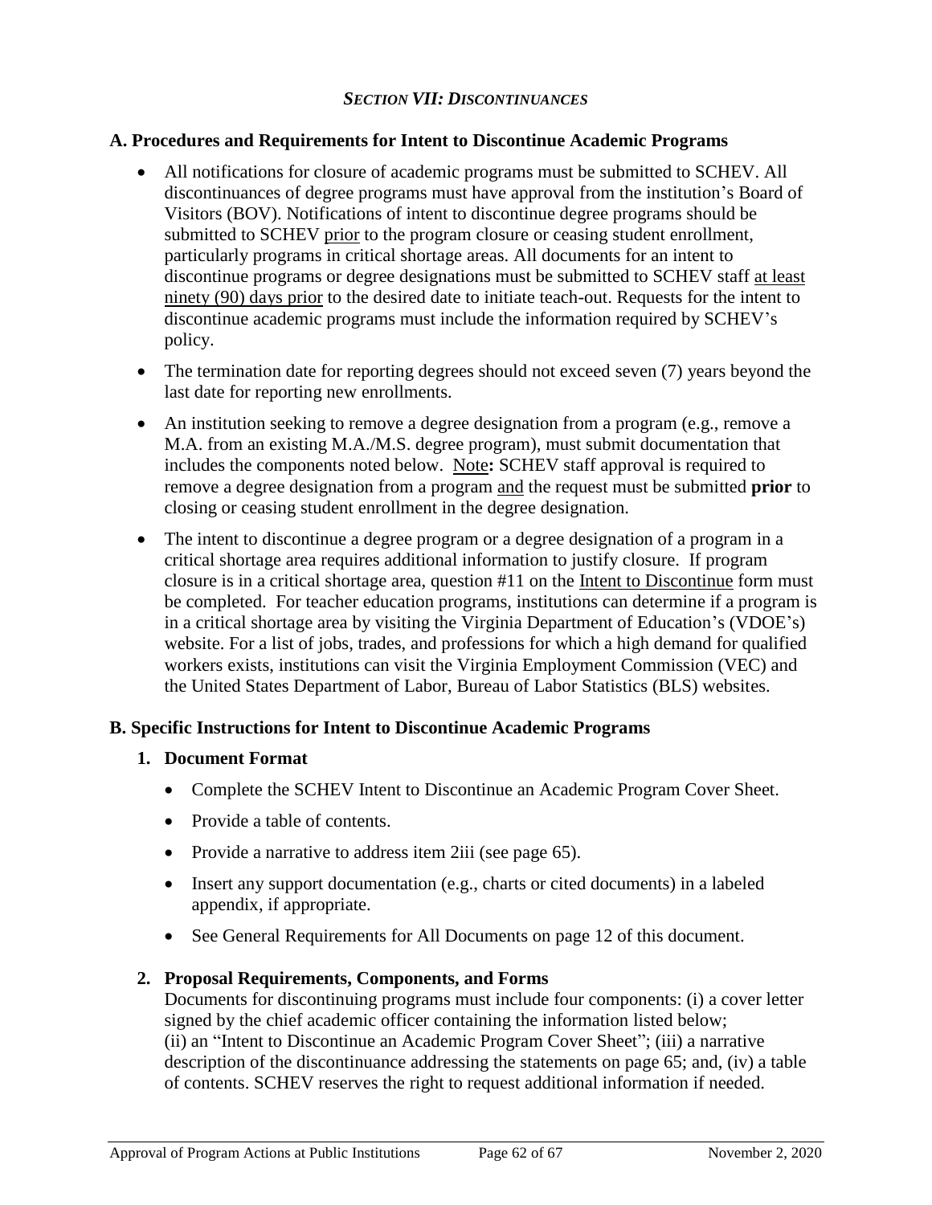### *SECTION VII: DISCONTINUANCES*

#### A. Procedures and Requirements for Intent to Discontinue Academic Programs

- All notifications for closure of academic programs must be submitted to SCHEV. All discontinuances of degree programs must have approval from the institution's Board of Visitors (BOV). Notifications of intent to discontinue degree programs should be submitted to SCHEV prior to the program closure or ceasing student enrollment, particularly programs in critical shortage areas. All documents for an intent to discontinue programs or degree designations must be submitted to SCHEV staff at least ninety (90) days prior to the desired date to initiate teach-out. Requests for the intent to discontinue academic programs must include the information required by SCHEV's policy.
- The termination date for reporting degrees should not exceed seven (7) years beyond the last date for reporting new enrollments.
- An institution seeking to remove a degree designation from a program (e.g., remove a M.A. from an existing M.A./M.S. degree program), must submit documentation that includes the components noted below. Note**:** SCHEV staff approval is required to remove a degree designation from a program and the request must be submitted **prior** to closing or ceasing student enrollment in the degree designation.
- The intent to discontinue a degree program or a degree designation of a program in a critical shortage area requires additional information to justify closure. If program closure is in a critical shortage area, question #11 on the Intent to Discontinue form must be completed. For teacher education programs, institutions can determine if a program is in a critical shortage area by visiting the Virginia Department of Education's (VDOE's) website. For a list of jobs, trades, and professions for which a high demand for qualified workers exists, institutions can visit the Virginia Employment Commission (VEC) and the United States Department of Labor, Bureau of Labor Statistics (BLS) websites.

#### B. Specific Instructions for Intent to Discontinue Academic Programs

1. **Document Format**
   - Complete the SCHEV Intent to Discontinue an Academic Program Cover Sheet.
   - Provide a table of contents.
   - Provide a narrative to address item 2iii (see page 65).
   - Insert any support documentation (e.g., charts or cited documents) in a labeled appendix, if appropriate.
   - See General Requirements for All Documents on page 12 of this document.

2. **Proposal Requirements, Components, and Forms**

   Documents for discontinuing programs must include four components: (i) a cover letter signed by the chief academic officer containing the information listed below; (ii) an "Intent to Discontinue an Academic Program Cover Sheet"; (iii) a narrative description of the discontinuance addressing the statements on page 65; and, (iv) a table of contents. SCHEV reserves the right to request additional information if needed.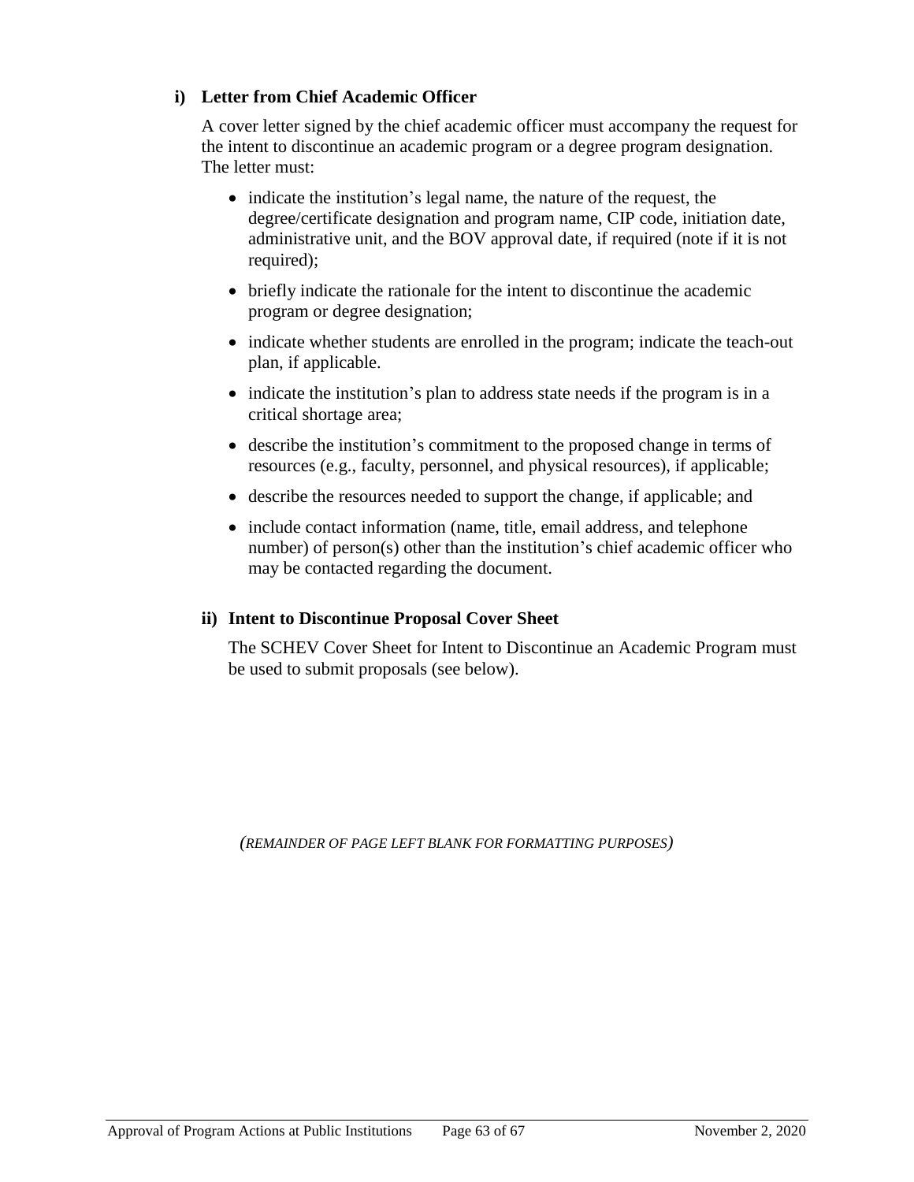#### i) Letter from Chief Academic Officer

A cover letter signed by the chief academic officer must accompany the request for the intent to discontinue an academic program or a degree program designation. The letter must:

- indicate the institution's legal name, the nature of the request, the degree/certificate designation and program name, CIP code, initiation date, administrative unit, and the BOV approval date, if required (note if it is not required);
- briefly indicate the rationale for the intent to discontinue the academic program or degree designation;
- indicate whether students are enrolled in the program; indicate the teach-out plan, if applicable.
- indicate the institution's plan to address state needs if the program is in a critical shortage area;
- describe the institution's commitment to the proposed change in terms of resources (e.g., faculty, personnel, and physical resources), if applicable;
- describe the resources needed to support the change, if applicable; and
- include contact information (name, title, email address, and telephone number) of person(s) other than the institution's chief academic officer who may be contacted regarding the document.

#### ii) Intent to Discontinue Proposal Cover Sheet

The SCHEV Cover Sheet for Intent to Discontinue an Academic Program must be used to submit proposals (see below).

*(REMAINDER OF PAGE LEFT BLANK FOR FORMATTING PURPOSES)*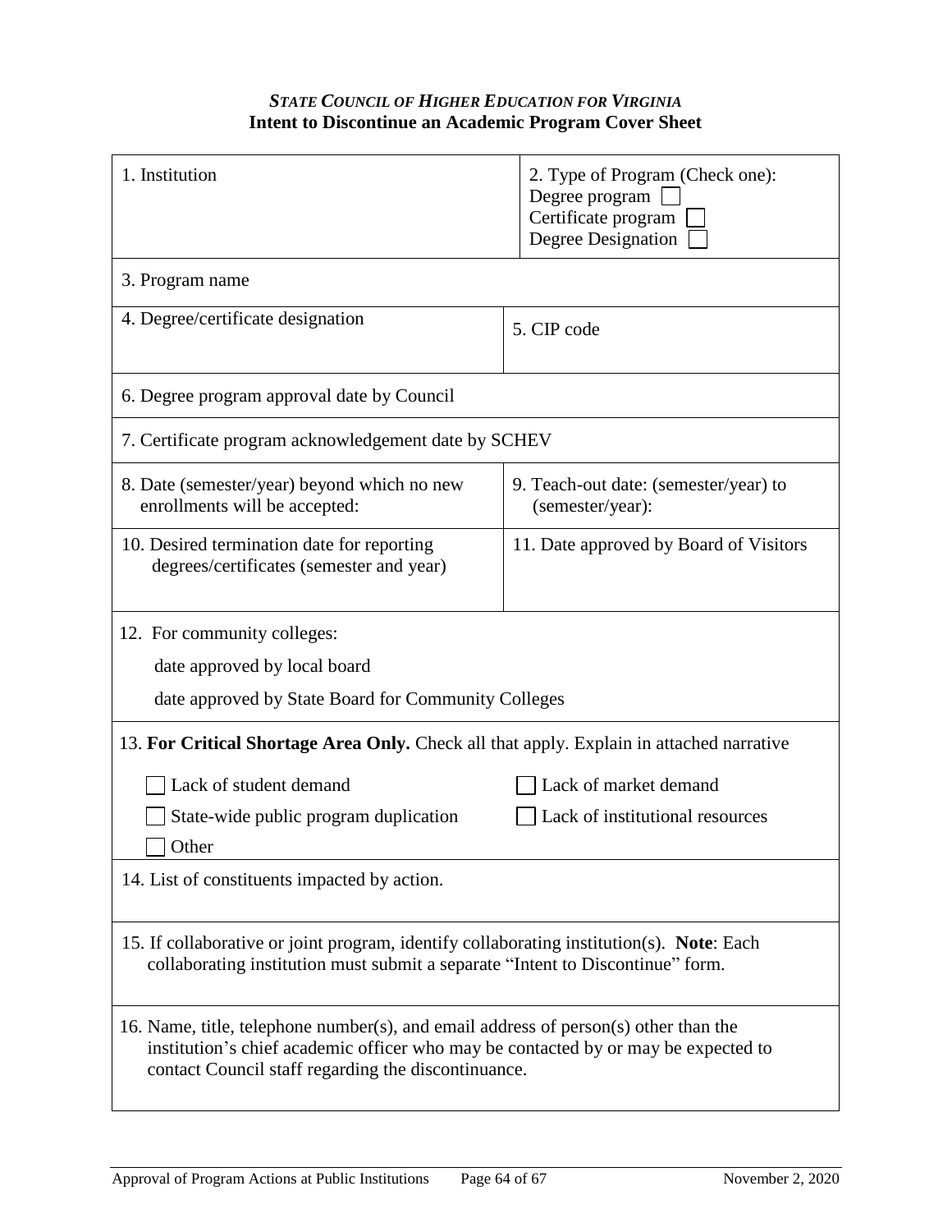***STATE COUNCIL OF HIGHER EDUCATION FOR VIRGINIA***
**Intent to Discontinue an Academic Program Cover Sheet**

| | |
|---|---|
| 1. Institution | 2. Type of Program (Check one):<br>Degree program ☐<br>Certificate program ☐<br>Degree Designation ☐ |
| 3. Program name | |
| 4. Degree/certificate designation | 5. CIP code |
| 6. Degree program approval date by Council | |
| 7. Certificate program acknowledgement date by SCHEV | |
| 8. Date (semester/year) beyond which no new enrollments will be accepted: | 9. Teach-out date: (semester/year) to (semester/year): |
| 10. Desired termination date for reporting degrees/certificates (semester and year) | 11. Date approved by Board of Visitors |
| 12. For community colleges:<br>date approved by local board<br>date approved by State Board for Community Colleges | |
| 13. **For Critical Shortage Area Only.** Check all that apply. Explain in attached narrative<br>☐ Lack of student demand ☐ Lack of market demand<br>☐ State-wide public program duplication ☐ Lack of institutional resources<br>☐ Other | |
| 14. List of constituents impacted by action. | |
| 15. If collaborative or joint program, identify collaborating institution(s). **Note**: Each collaborating institution must submit a separate "Intent to Discontinue" form. | |
| 16. Name, title, telephone number(s), and email address of person(s) other than the institution's chief academic officer who may be contacted by or may be expected to contact Council staff regarding the discontinuance. | |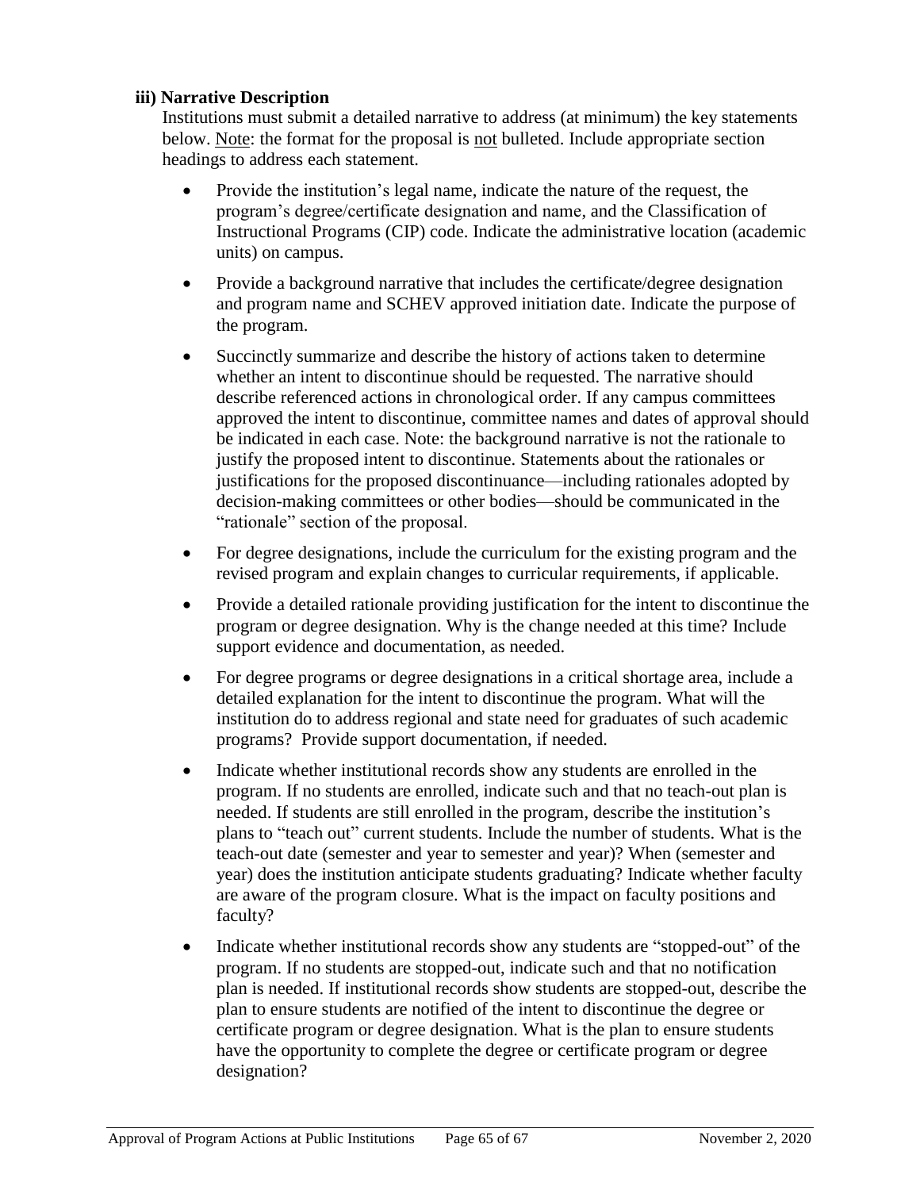**iii) Narrative Description**

Institutions must submit a detailed narrative to address (at minimum) the key statements below. Note: the format for the proposal is not bulleted. Include appropriate section headings to address each statement.

- Provide the institution's legal name, indicate the nature of the request, the program's degree/certificate designation and name, and the Classification of Instructional Programs (CIP) code. Indicate the administrative location (academic units) on campus.
- Provide a background narrative that includes the certificate/degree designation and program name and SCHEV approved initiation date. Indicate the purpose of the program.
- Succinctly summarize and describe the history of actions taken to determine whether an intent to discontinue should be requested. The narrative should describe referenced actions in chronological order. If any campus committees approved the intent to discontinue, committee names and dates of approval should be indicated in each case. Note: the background narrative is not the rationale to justify the proposed intent to discontinue. Statements about the rationales or justifications for the proposed discontinuance—including rationales adopted by decision-making committees or other bodies—should be communicated in the "rationale" section of the proposal.
- For degree designations, include the curriculum for the existing program and the revised program and explain changes to curricular requirements, if applicable.
- Provide a detailed rationale providing justification for the intent to discontinue the program or degree designation. Why is the change needed at this time? Include support evidence and documentation, as needed.
- For degree programs or degree designations in a critical shortage area, include a detailed explanation for the intent to discontinue the program. What will the institution do to address regional and state need for graduates of such academic programs? Provide support documentation, if needed.
- Indicate whether institutional records show any students are enrolled in the program. If no students are enrolled, indicate such and that no teach-out plan is needed. If students are still enrolled in the program, describe the institution's plans to "teach out" current students. Include the number of students. What is the teach-out date (semester and year to semester and year)? When (semester and year) does the institution anticipate students graduating? Indicate whether faculty are aware of the program closure. What is the impact on faculty positions and faculty?
- Indicate whether institutional records show any students are "stopped-out" of the program. If no students are stopped-out, indicate such and that no notification plan is needed. If institutional records show students are stopped-out, describe the plan to ensure students are notified of the intent to discontinue the degree or certificate program or degree designation. What is the plan to ensure students have the opportunity to complete the degree or certificate program or degree designation?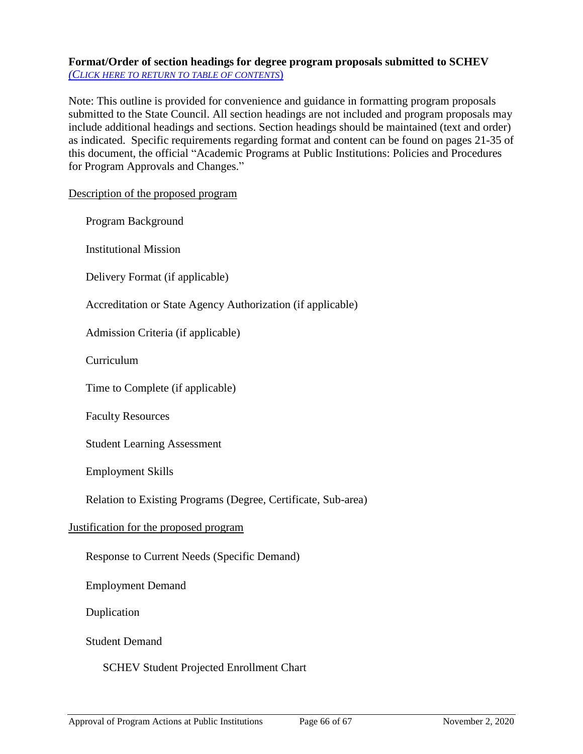**Format/Order of section headings for degree program proposals submitted to SCHEV**
*(CLICK HERE TO RETURN TO TABLE OF CONTENTS)*

Note: This outline is provided for convenience and guidance in formatting program proposals submitted to the State Council. All section headings are not included and program proposals may include additional headings and sections. Section headings should be maintained (text and order) as indicated. Specific requirements regarding format and content can be found on pages 21-35 of this document, the official "Academic Programs at Public Institutions: Policies and Procedures for Program Approvals and Changes."

<u>Description of the proposed program</u>

- Program Background
- Institutional Mission
- Delivery Format (if applicable)
- Accreditation or State Agency Authorization (if applicable)
- Admission Criteria (if applicable)
- Curriculum
- Time to Complete (if applicable)
- Faculty Resources
- Student Learning Assessment
- Employment Skills
- Relation to Existing Programs (Degree, Certificate, Sub-area)

<u>Justification for the proposed program</u>

- Response to Current Needs (Specific Demand)
- Employment Demand
- Duplication
- Student Demand
  - SCHEV Student Projected Enrollment Chart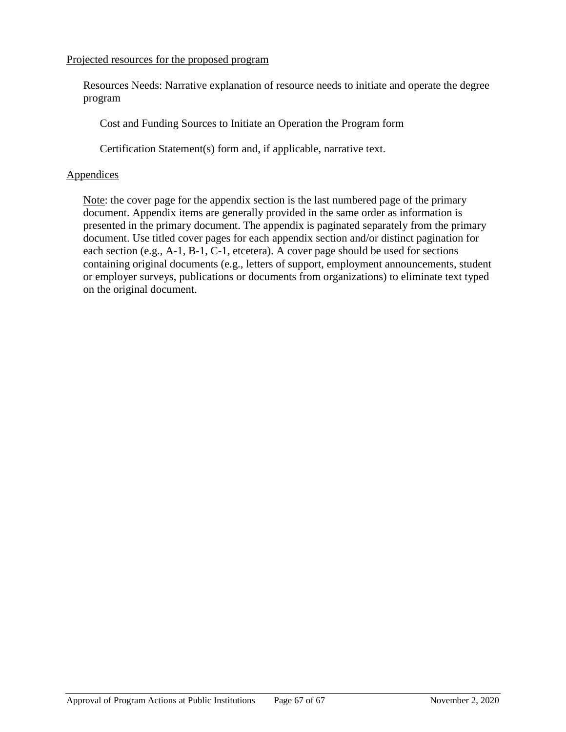<u>Projected resources for the proposed program</u>

Resources Needs: Narrative explanation of resource needs to initiate and operate the degree program

Cost and Funding Sources to Initiate an Operation the Program form

Certification Statement(s) form and, if applicable, narrative text.

<u>Appendices</u>

<u>Note</u>: the cover page for the appendix section is the last numbered page of the primary document. Appendix items are generally provided in the same order as information is presented in the primary document. The appendix is paginated separately from the primary document. Use titled cover pages for each appendix section and/or distinct pagination for each section (e.g., A-1, B-1, C-1, etcetera). A cover page should be used for sections containing original documents (e.g., letters of support, employment announcements, student or employer surveys, publications or documents from organizations) to eliminate text typed on the original document.